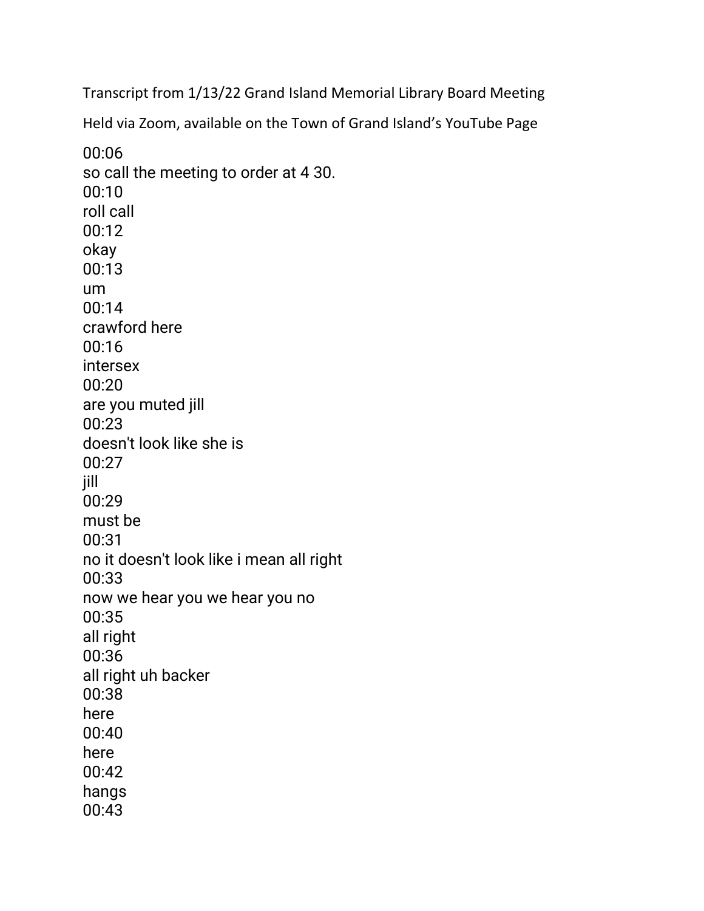Transcript from 1/13/22 Grand Island Memorial Library Board Meeting

Held via Zoom, available on the Town of Grand Island's YouTube Page

00:06
so call the meeting to order at 4 30.
00:10
roll call
00:12
okay
00:13
um
00:14
crawford here
00:16
intersex
00:20
are you muted jill
00:23
doesn't look like she is
00:27
jill
00:29
must be
00:31
no it doesn't look like i mean all right
00:33
now we hear you we hear you no
00:35
all right
00:36
all right uh backer
00:38
here
00:40
here
00:42
hangs
00:43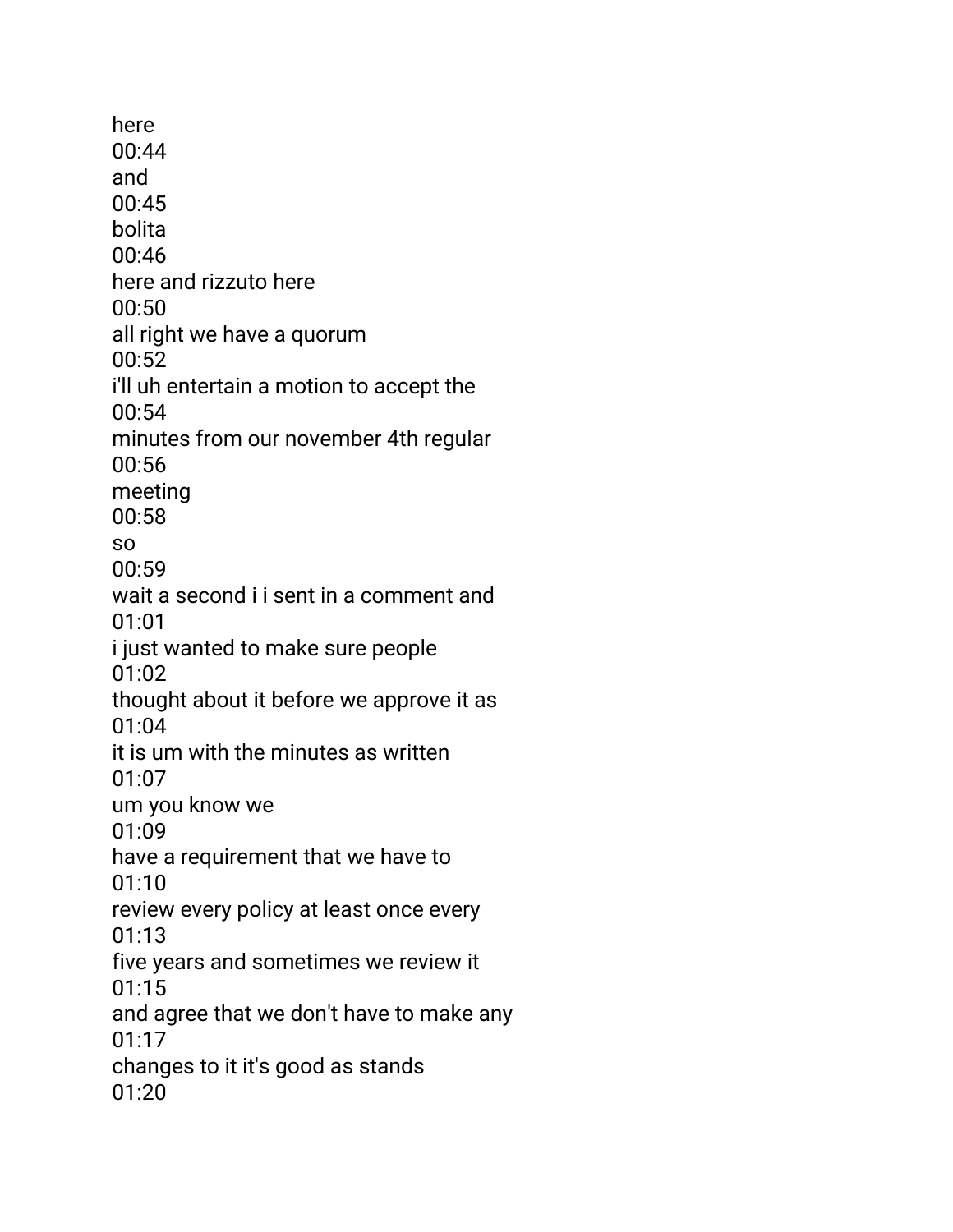here
00:44
and
00:45
bolita
00:46
here and rizzuto here
00:50
all right we have a quorum
00:52
i'll uh entertain a motion to accept the
00:54
minutes from our november 4th regular
00:56
meeting
00:58
so
00:59
wait a second i i sent in a comment and
01:01
i just wanted to make sure people
01:02
thought about it before we approve it as
01:04
it is um with the minutes as written
01:07
um you know we
01:09
have a requirement that we have to
01:10
review every policy at least once every
01:13
five years and sometimes we review it
01:15
and agree that we don't have to make any
01:17
changes to it it's good as stands
01:20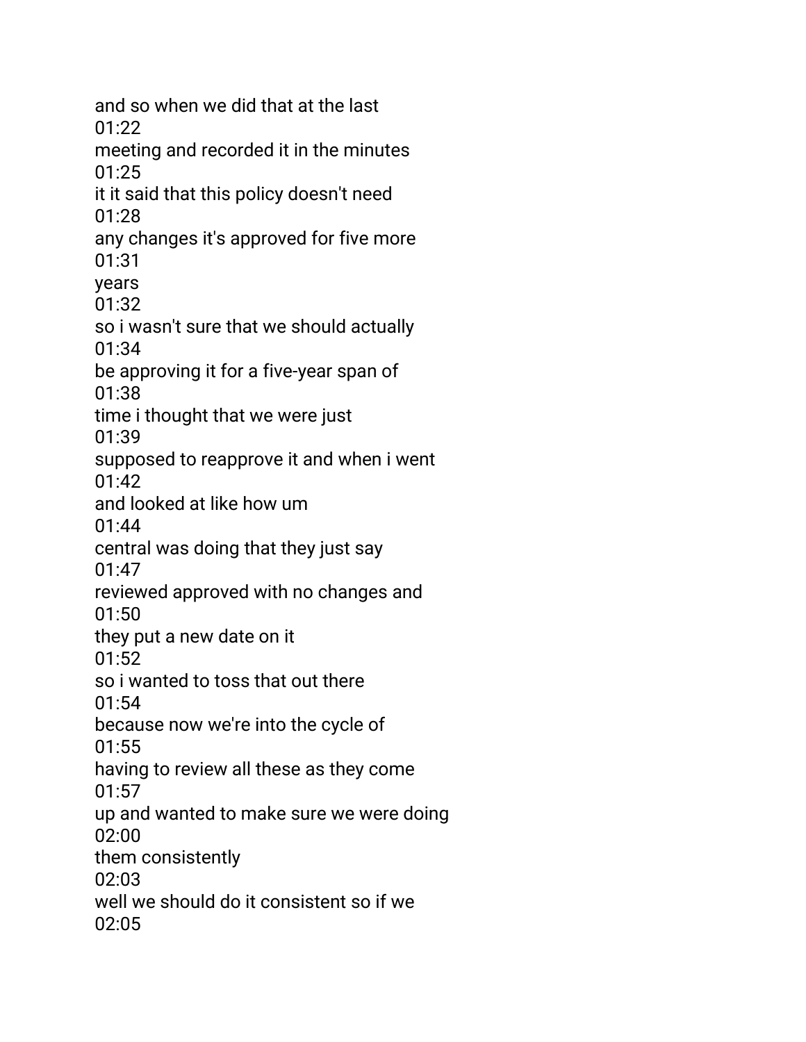and so when we did that at the last
01:22
meeting and recorded it in the minutes
01:25
it it said that this policy doesn't need
01:28
any changes it's approved for five more
01:31
years
01:32
so i wasn't sure that we should actually
01:34
be approving it for a five-year span of
01:38
time i thought that we were just
01:39
supposed to reapprove it and when i went
01:42
and looked at like how um
01:44
central was doing that they just say
01:47
reviewed approved with no changes and
01:50
they put a new date on it
01:52
so i wanted to toss that out there
01:54
because now we're into the cycle of
01:55
having to review all these as they come
01:57
up and wanted to make sure we were doing
02:00
them consistently
02:03
well we should do it consistent so if we
02:05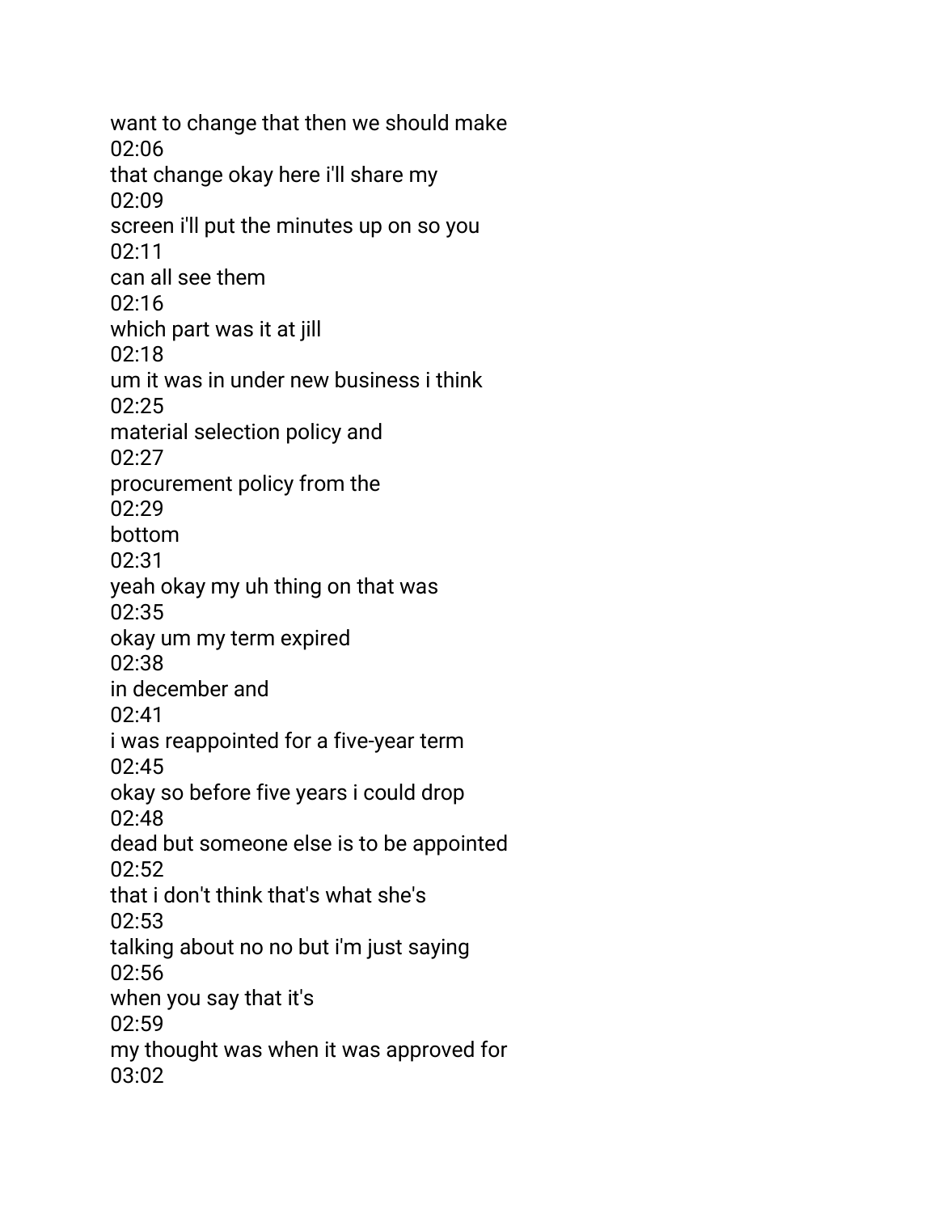want to change that then we should make
02:06
that change okay here i'll share my
02:09
screen i'll put the minutes up on so you
02:11
can all see them
02:16
which part was it at jill
02:18
um it was in under new business i think
02:25
material selection policy and
02:27
procurement policy from the
02:29
bottom
02:31
yeah okay my uh thing on that was
02:35
okay um my term expired
02:38
in december and
02:41
i was reappointed for a five-year term
02:45
okay so before five years i could drop
02:48
dead but someone else is to be appointed
02:52
that i don't think that's what she's
02:53
talking about no no but i'm just saying
02:56
when you say that it's
02:59
my thought was when it was approved for
03:02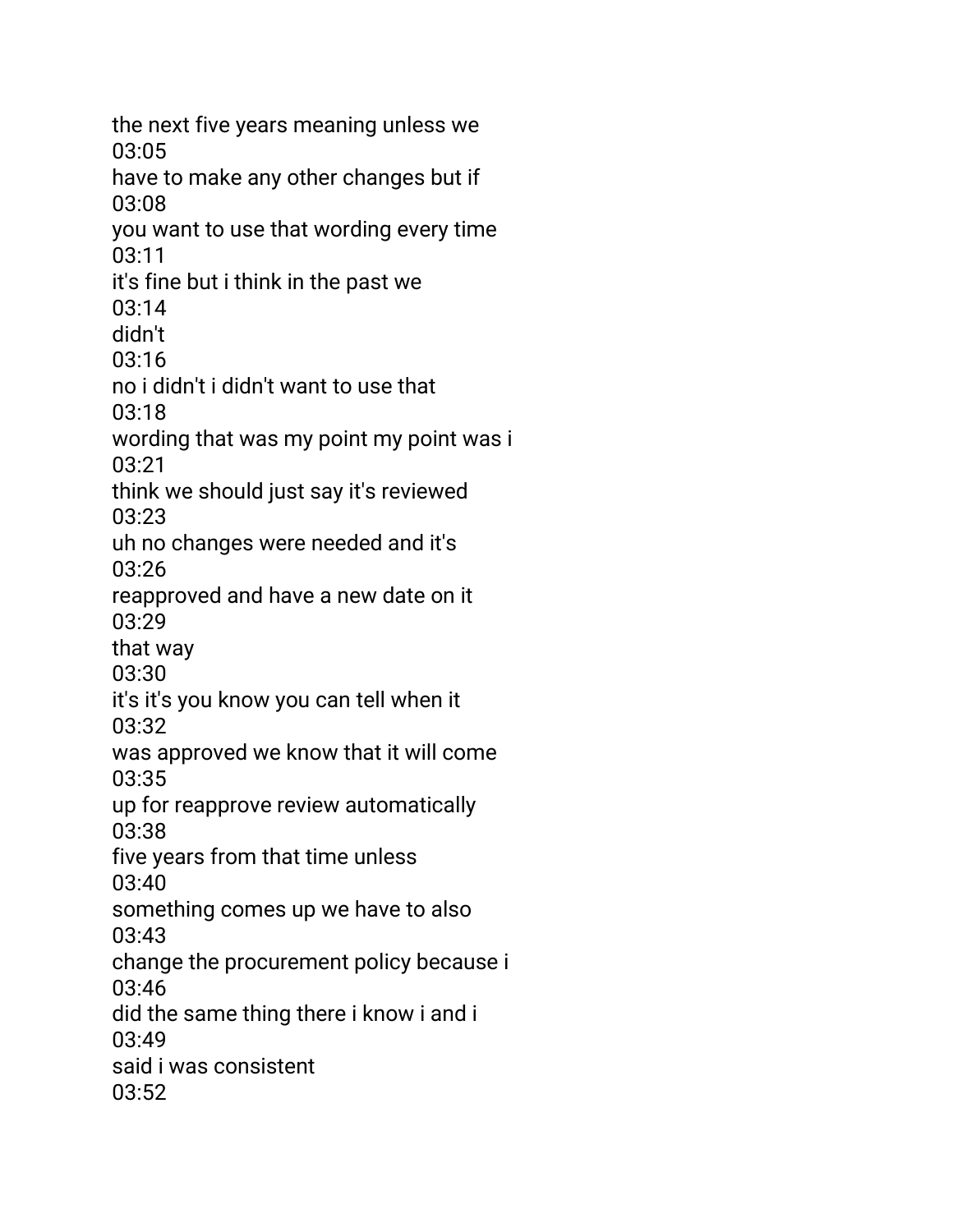the next five years meaning unless we
03:05
have to make any other changes but if
03:08
you want to use that wording every time
03:11
it's fine but i think in the past we
03:14
didn't
03:16
no i didn't i didn't want to use that
03:18
wording that was my point my point was i
03:21
think we should just say it's reviewed
03:23
uh no changes were needed and it's
03:26
reapproved and have a new date on it
03:29
that way
03:30
it's it's you know you can tell when it
03:32
was approved we know that it will come
03:35
up for reapprove review automatically
03:38
five years from that time unless
03:40
something comes up we have to also
03:43
change the procurement policy because i
03:46
did the same thing there i know i and i
03:49
said i was consistent
03:52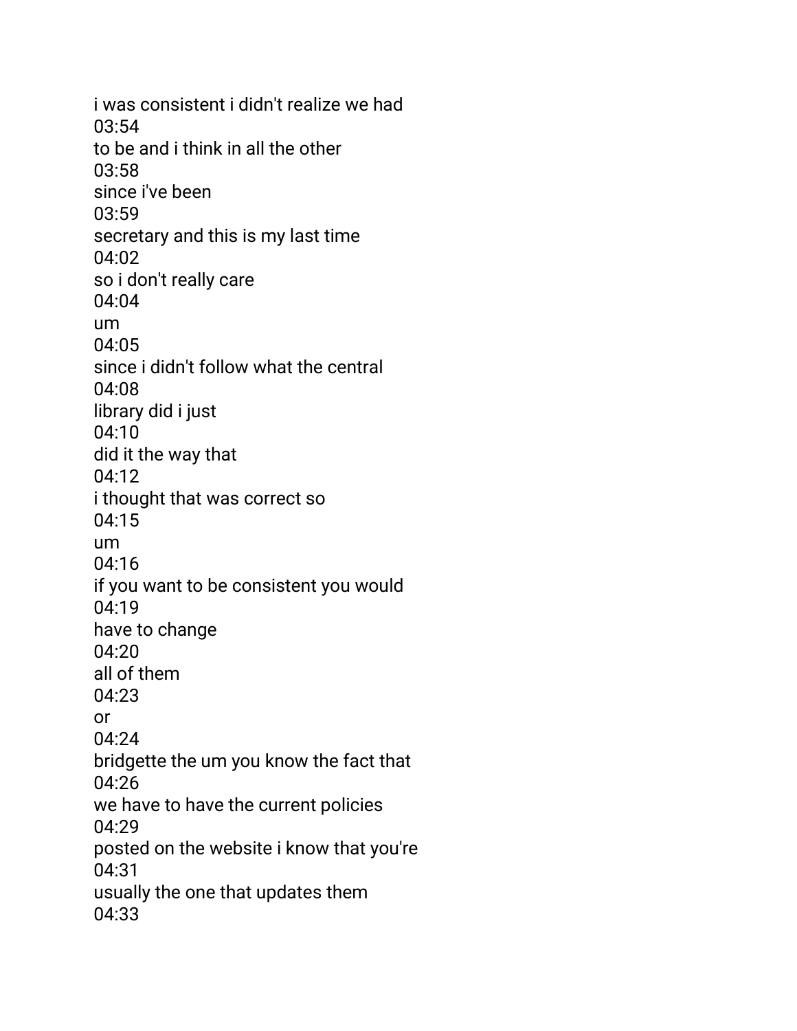i was consistent i didn't realize we had
03:54
to be and i think in all the other
03:58
since i've been
03:59
secretary and this is my last time
04:02
so i don't really care
04:04
um
04:05
since i didn't follow what the central
04:08
library did i just
04:10
did it the way that
04:12
i thought that was correct so
04:15
um
04:16
if you want to be consistent you would
04:19
have to change
04:20
all of them
04:23
or
04:24
bridgette the um you know the fact that
04:26
we have to have the current policies
04:29
posted on the website i know that you're
04:31
usually the one that updates them
04:33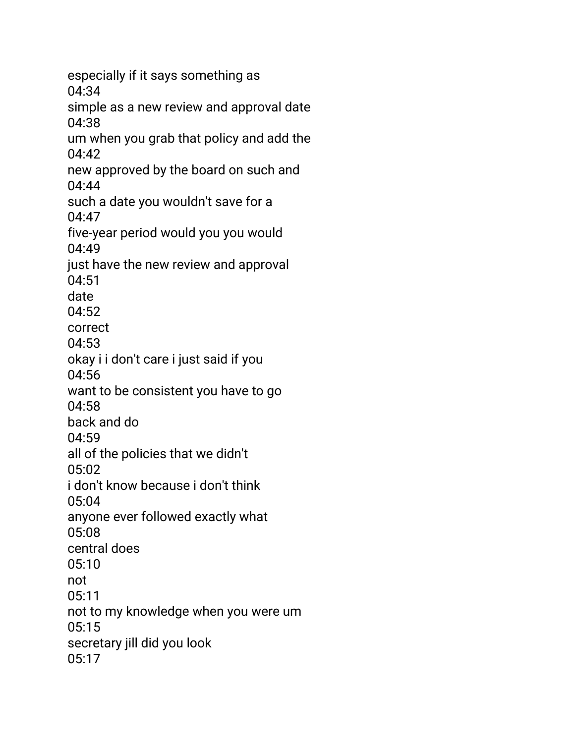especially if it says something as
04:34
simple as a new review and approval date
04:38
um when you grab that policy and add the
04:42
new approved by the board on such and
04:44
such a date you wouldn't save for a
04:47
five-year period would you you would
04:49
just have the new review and approval
04:51
date
04:52
correct
04:53
okay i i don't care i just said if you
04:56
want to be consistent you have to go
04:58
back and do
04:59
all of the policies that we didn't
05:02
i don't know because i don't think
05:04
anyone ever followed exactly what
05:08
central does
05:10
not
05:11
not to my knowledge when you were um
05:15
secretary jill did you look
05:17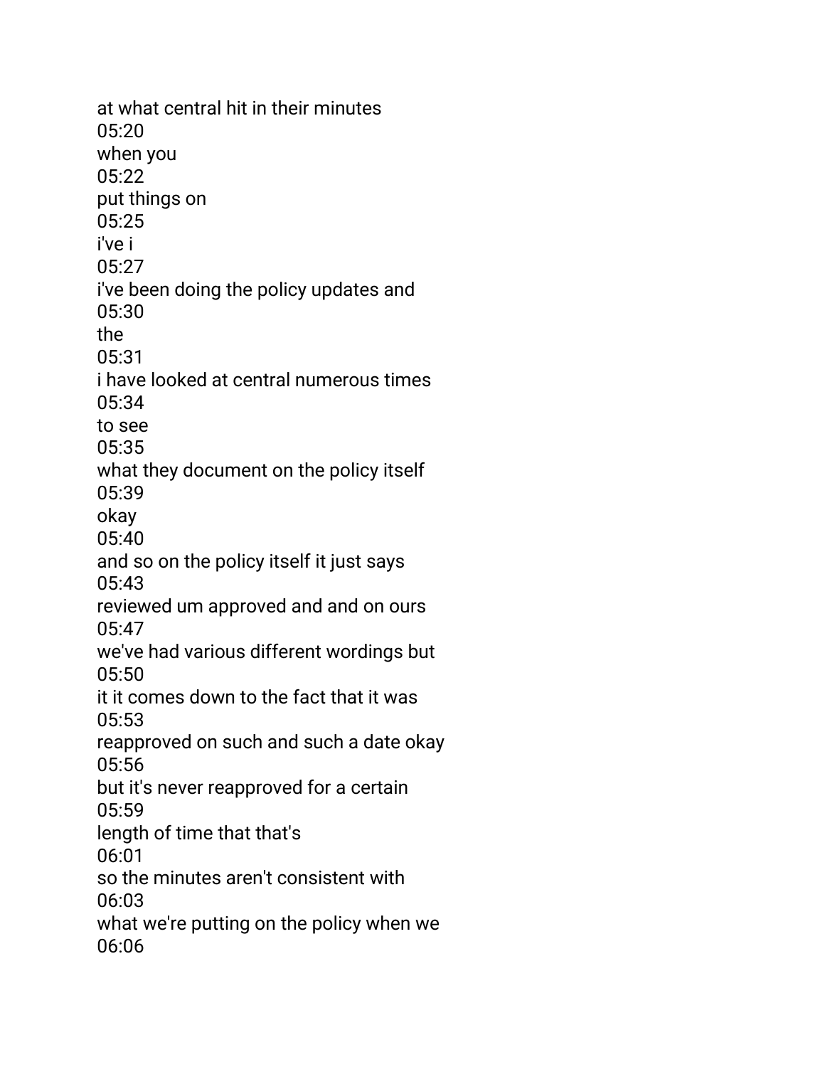at what central hit in their minutes
05:20
when you
05:22
put things on
05:25
i've i
05:27
i've been doing the policy updates and
05:30
the
05:31
i have looked at central numerous times
05:34
to see
05:35
what they document on the policy itself
05:39
okay
05:40
and so on the policy itself it just says
05:43
reviewed um approved and and on ours
05:47
we've had various different wordings but
05:50
it it comes down to the fact that it was
05:53
reapproved on such and such a date okay
05:56
but it's never reapproved for a certain
05:59
length of time that that's
06:01
so the minutes aren't consistent with
06:03
what we're putting on the policy when we
06:06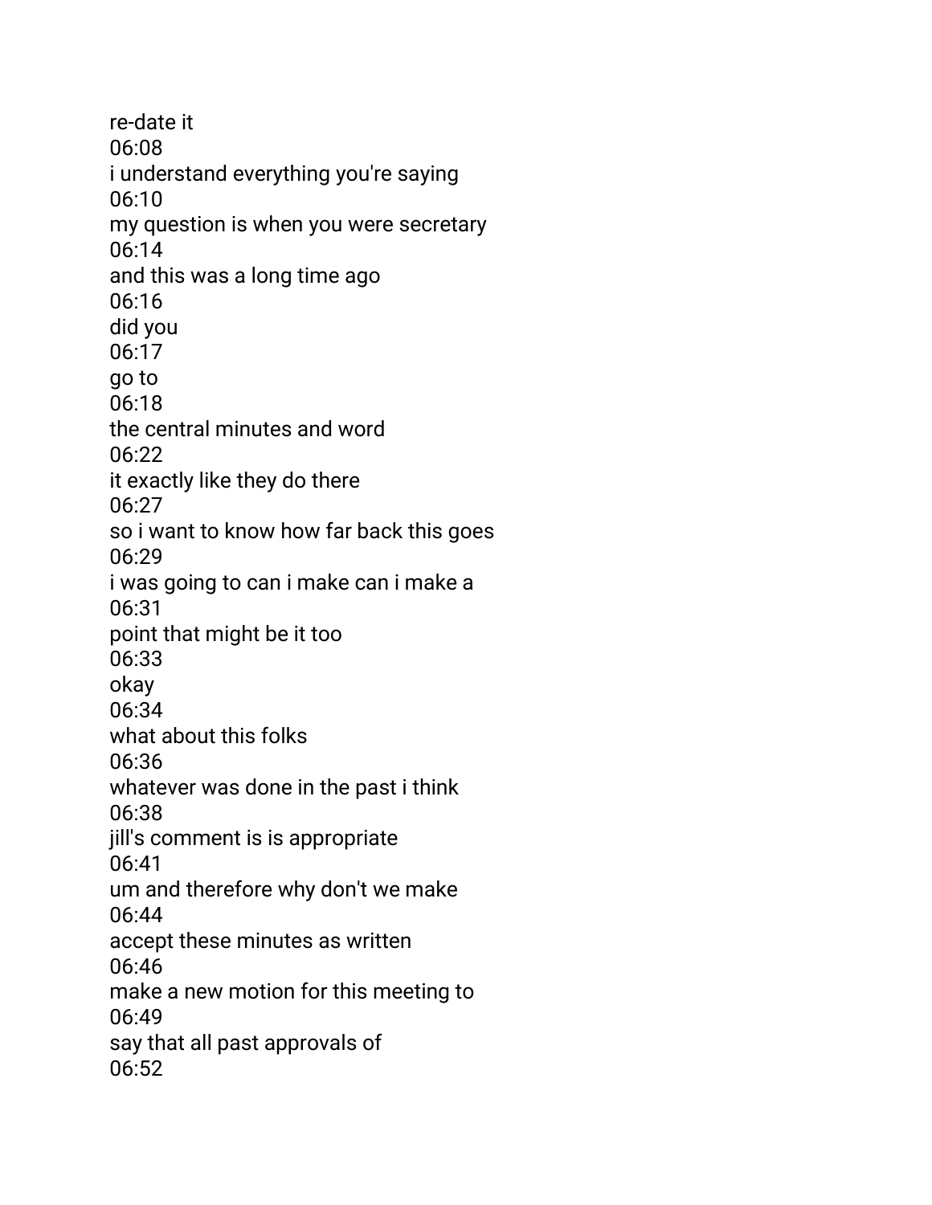re-date it
06:08
i understand everything you're saying
06:10
my question is when you were secretary
06:14
and this was a long time ago
06:16
did you
06:17
go to
06:18
the central minutes and word
06:22
it exactly like they do there
06:27
so i want to know how far back this goes
06:29
i was going to can i make can i make a
06:31
point that might be it too
06:33
okay
06:34
what about this folks
06:36
whatever was done in the past i think
06:38
jill's comment is is appropriate
06:41
um and therefore why don't we make
06:44
accept these minutes as written
06:46
make a new motion for this meeting to
06:49
say that all past approvals of
06:52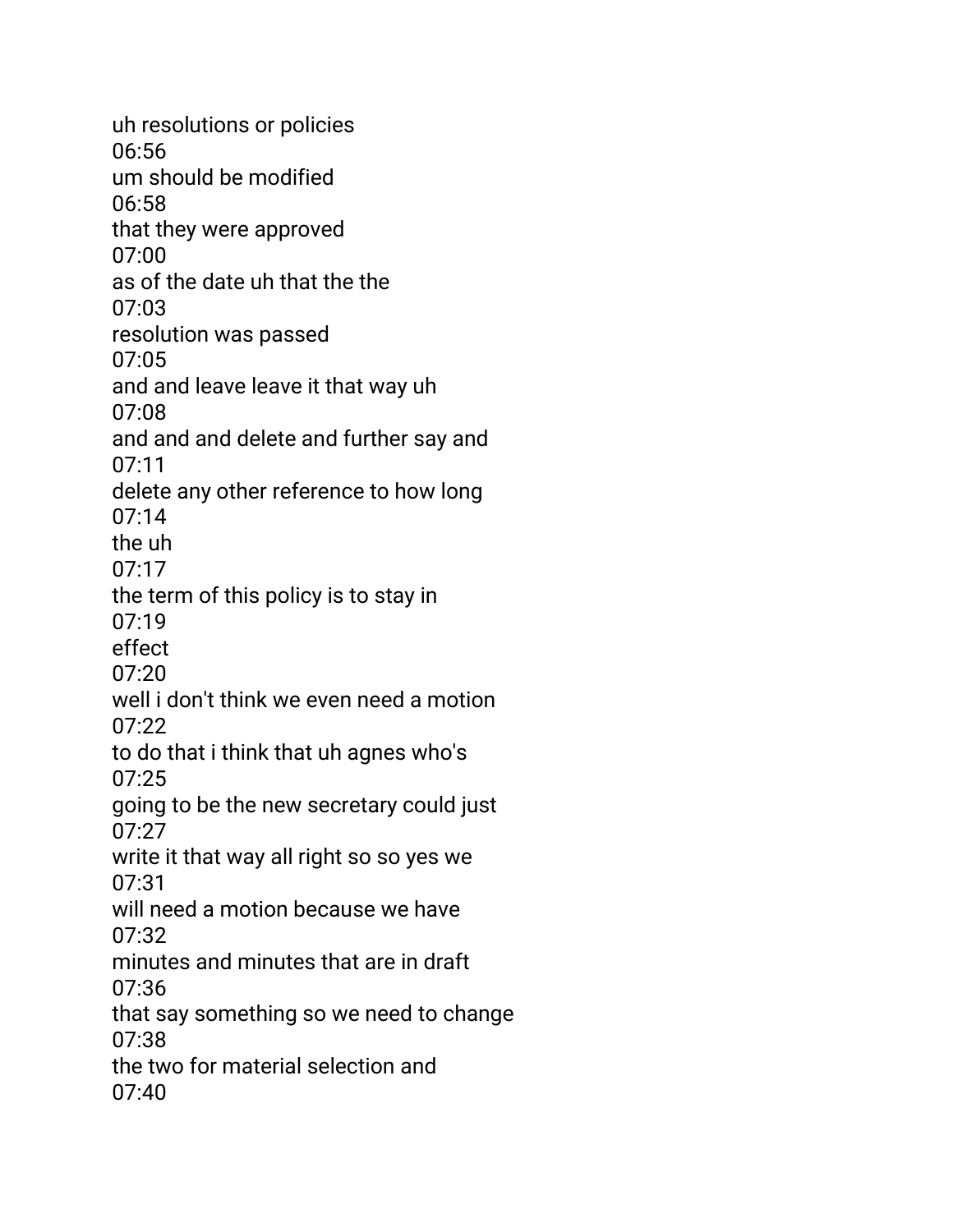uh resolutions or policies
06:56
um should be modified
06:58
that they were approved
07:00
as of the date uh that the the
07:03
resolution was passed
07:05
and and leave leave it that way uh
07:08
and and and delete and further say and
07:11
delete any other reference to how long
07:14
the uh
07:17
the term of this policy is to stay in
07:19
effect
07:20
well i don't think we even need a motion
07:22
to do that i think that uh agnes who's
07:25
going to be the new secretary could just
07:27
write it that way all right so so yes we
07:31
will need a motion because we have
07:32
minutes and minutes that are in draft
07:36
that say something so we need to change
07:38
the two for material selection and
07:40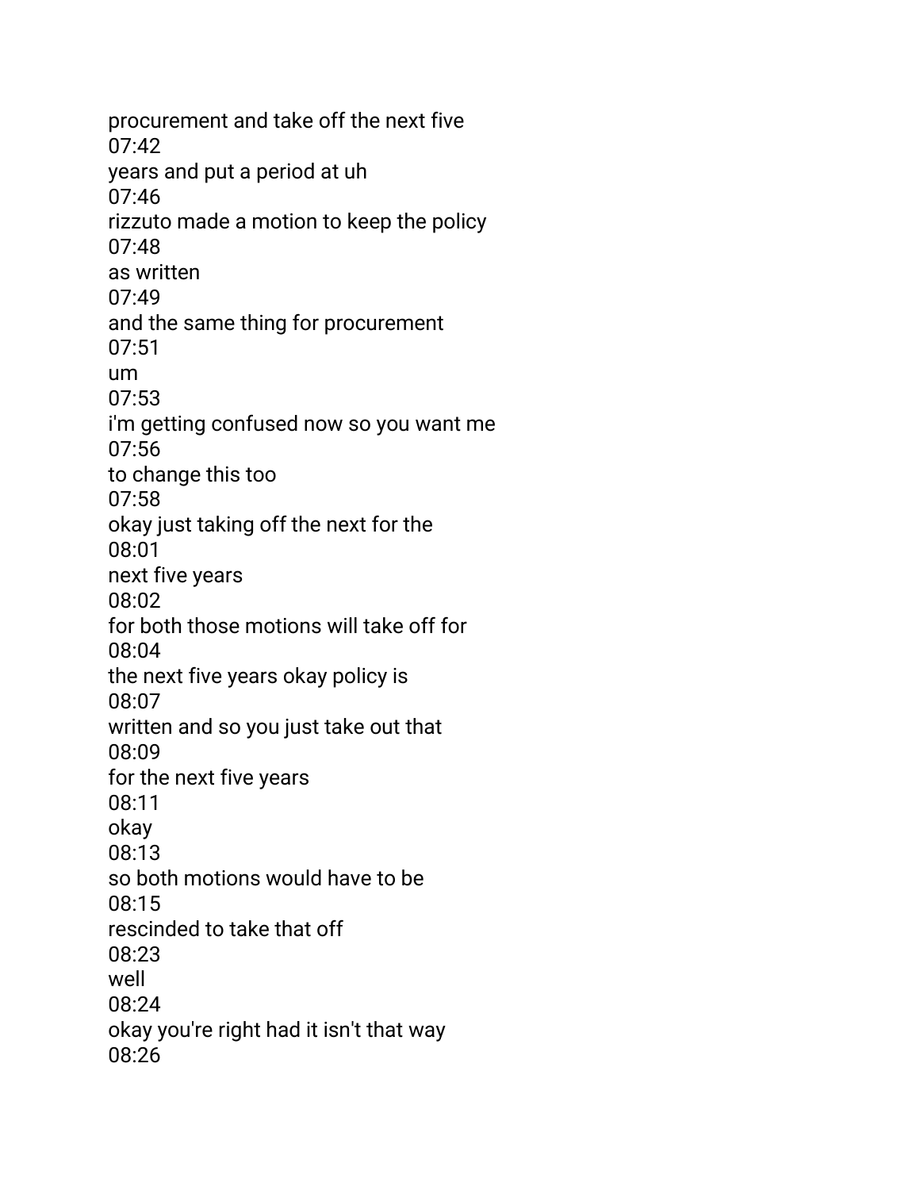procurement and take off the next five
07:42
years and put a period at uh
07:46
rizzuto made a motion to keep the policy
07:48
as written
07:49
and the same thing for procurement
07:51
um
07:53
i'm getting confused now so you want me
07:56
to change this too
07:58
okay just taking off the next for the
08:01
next five years
08:02
for both those motions will take off for
08:04
the next five years okay policy is
08:07
written and so you just take out that
08:09
for the next five years
08:11
okay
08:13
so both motions would have to be
08:15
rescinded to take that off
08:23
well
08:24
okay you're right had it isn't that way
08:26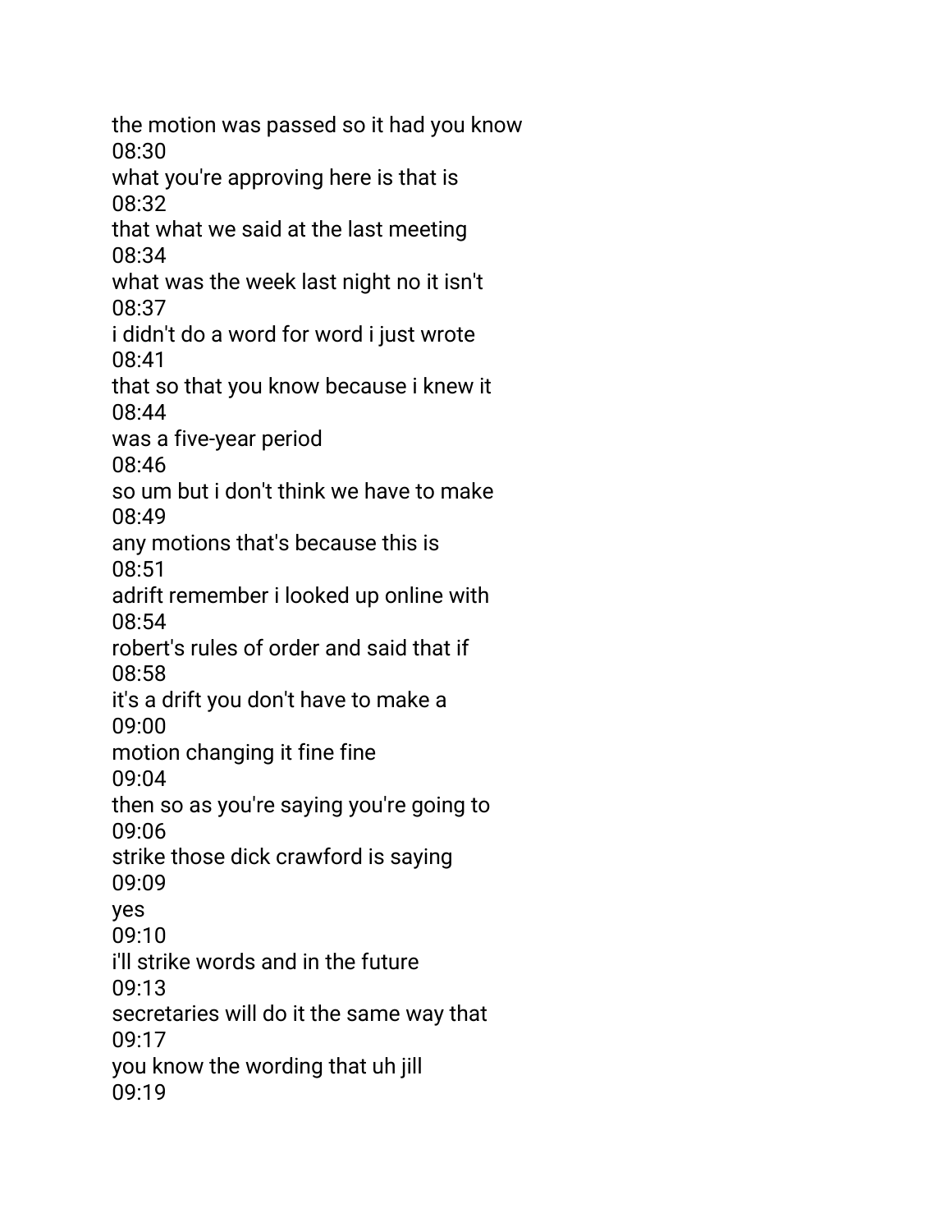the motion was passed so it had you know
08:30
what you're approving here is that is
08:32
that what we said at the last meeting
08:34
what was the week last night no it isn't
08:37
i didn't do a word for word i just wrote
08:41
that so that you know because i knew it
08:44
was a five-year period
08:46
so um but i don't think we have to make
08:49
any motions that's because this is
08:51
adrift remember i looked up online with
08:54
robert's rules of order and said that if
08:58
it's a drift you don't have to make a
09:00
motion changing it fine fine
09:04
then so as you're saying you're going to
09:06
strike those dick crawford is saying
09:09
yes
09:10
i'll strike words and in the future
09:13
secretaries will do it the same way that
09:17
you know the wording that uh jill
09:19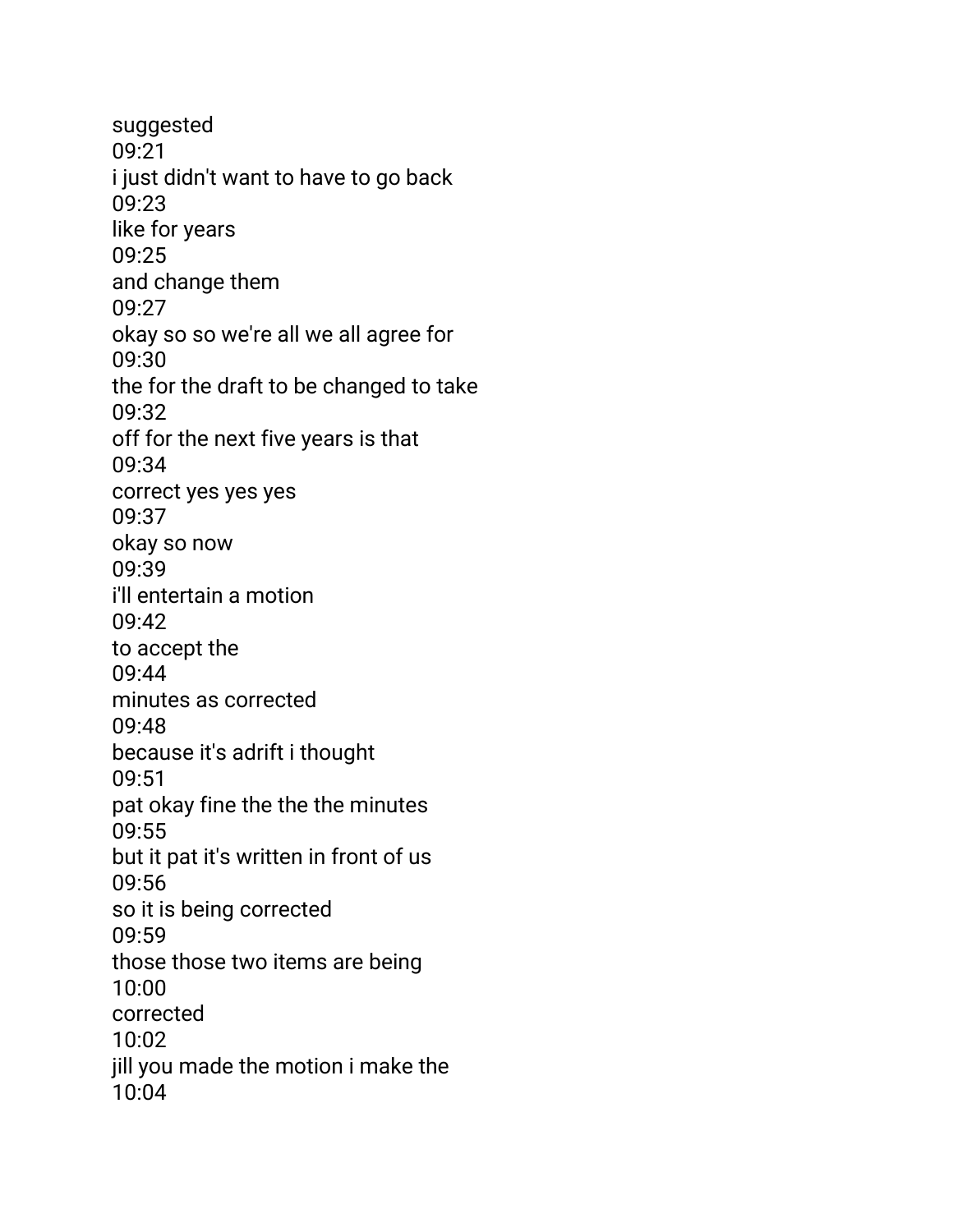suggested
09:21
i just didn't want to have to go back
09:23
like for years
09:25
and change them
09:27
okay so so we're all we all agree for
09:30
the for the draft to be changed to take
09:32
off for the next five years is that
09:34
correct yes yes yes
09:37
okay so now
09:39
i'll entertain a motion
09:42
to accept the
09:44
minutes as corrected
09:48
because it's adrift i thought
09:51
pat okay fine the the the minutes
09:55
but it pat it's written in front of us
09:56
so it is being corrected
09:59
those those two items are being
10:00
corrected
10:02
jill you made the motion i make the
10:04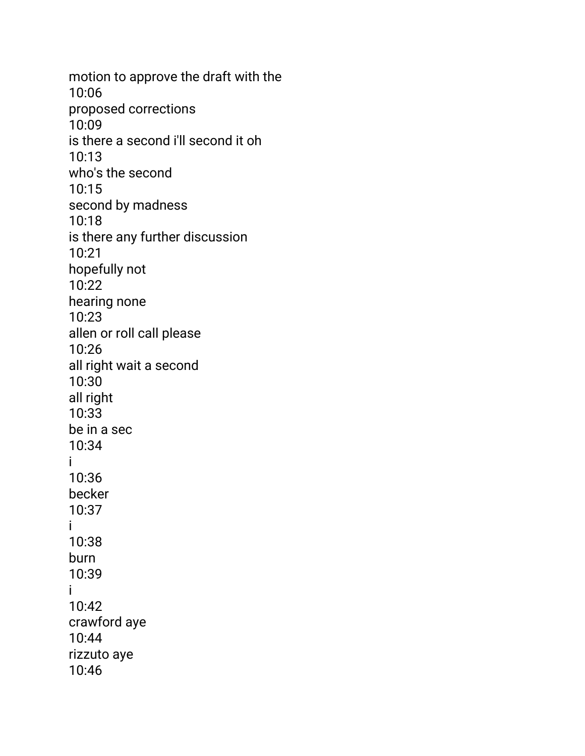motion to approve the draft with the
10:06
proposed corrections
10:09
is there a second i'll second it oh
10:13
who's the second
10:15
second by madness
10:18
is there any further discussion
10:21
hopefully not
10:22
hearing none
10:23
allen or roll call please
10:26
all right wait a second
10:30
all right
10:33
be in a sec
10:34
i
10:36
becker
10:37
i
10:38
burn
10:39
i
10:42
crawford aye
10:44
rizzuto aye
10:46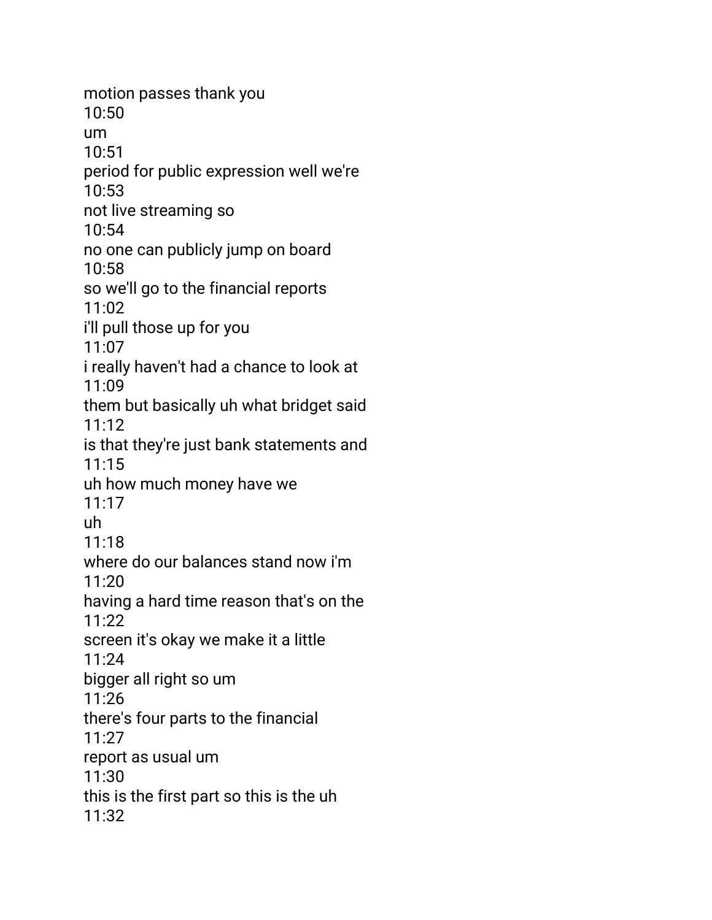motion passes thank you
10:50
um
10:51
period for public expression well we're
10:53
not live streaming so
10:54
no one can publicly jump on board
10:58
so we'll go to the financial reports
11:02
i'll pull those up for you
11:07
i really haven't had a chance to look at
11:09
them but basically uh what bridget said
11:12
is that they're just bank statements and
11:15
uh how much money have we
11:17
uh
11:18
where do our balances stand now i'm
11:20
having a hard time reason that's on the
11:22
screen it's okay we make it a little
11:24
bigger all right so um
11:26
there's four parts to the financial
11:27
report as usual um
11:30
this is the first part so this is the uh
11:32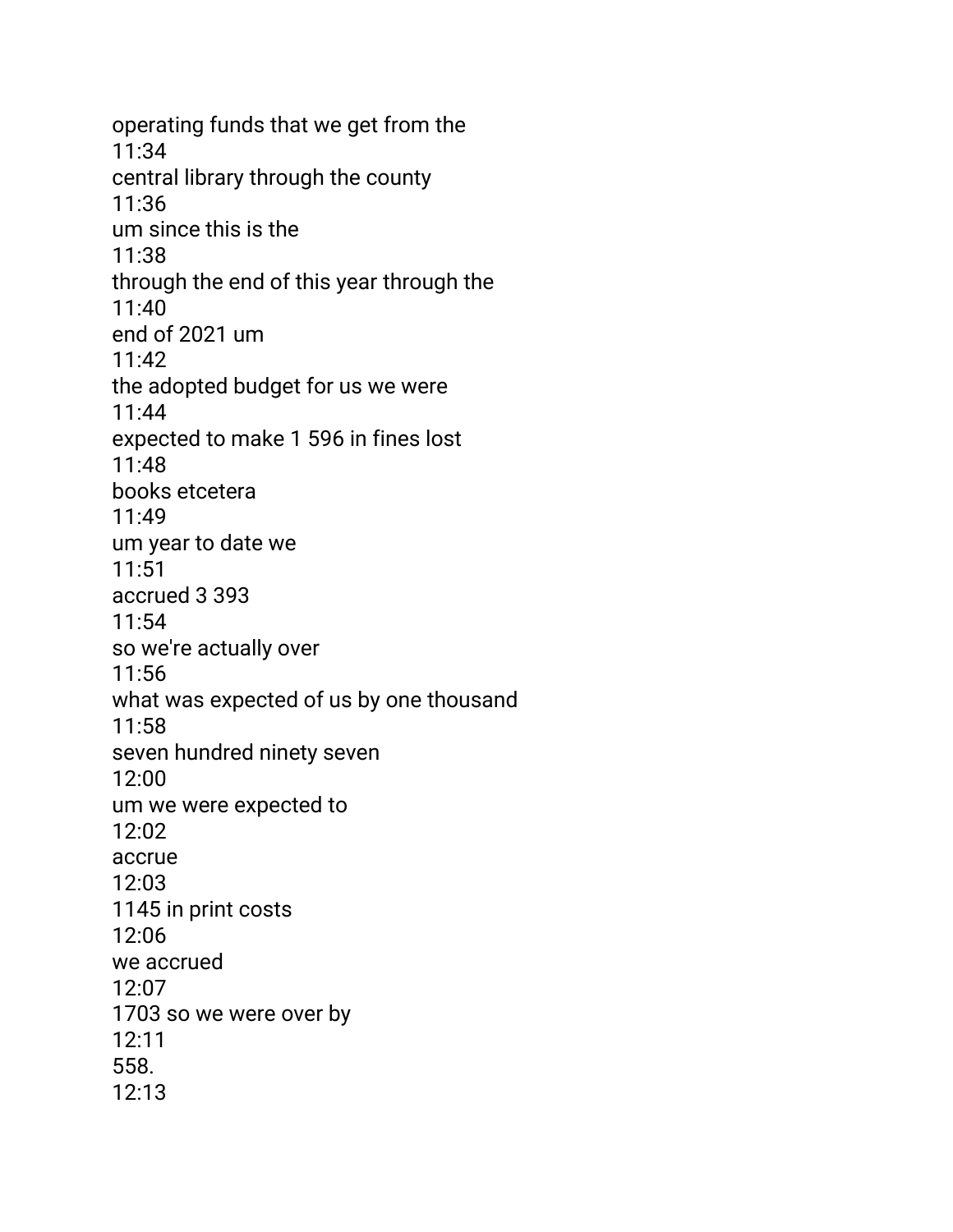operating funds that we get from the
11:34
central library through the county
11:36
um since this is the
11:38
through the end of this year through the
11:40
end of 2021 um
11:42
the adopted budget for us we were
11:44
expected to make 1 596 in fines lost
11:48
books etcetera
11:49
um year to date we
11:51
accrued 3 393
11:54
so we're actually over
11:56
what was expected of us by one thousand
11:58
seven hundred ninety seven
12:00
um we were expected to
12:02
accrue
12:03
1145 in print costs
12:06
we accrued
12:07
1703 so we were over by
12:11
558.
12:13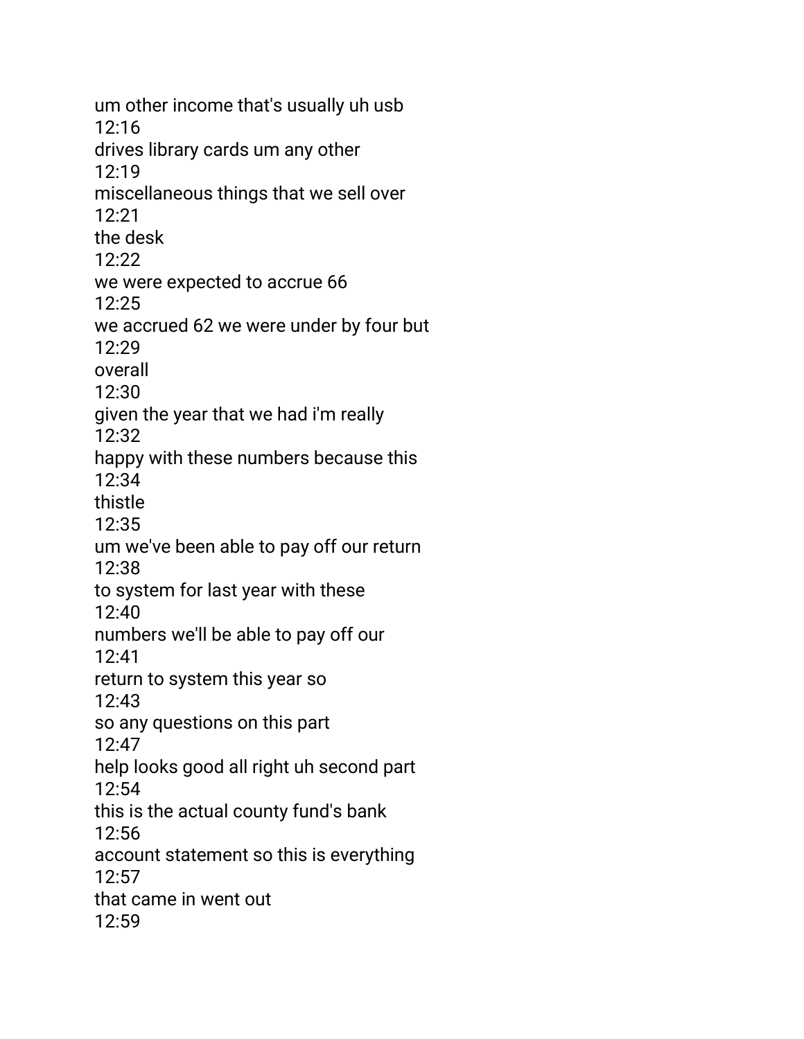um other income that's usually uh usb
12:16
drives library cards um any other
12:19
miscellaneous things that we sell over
12:21
the desk
12:22
we were expected to accrue 66
12:25
we accrued 62 we were under by four but
12:29
overall
12:30
given the year that we had i'm really
12:32
happy with these numbers because this
12:34
thistle
12:35
um we've been able to pay off our return
12:38
to system for last year with these
12:40
numbers we'll be able to pay off our
12:41
return to system this year so
12:43
so any questions on this part
12:47
help looks good all right uh second part
12:54
this is the actual county fund's bank
12:56
account statement so this is everything
12:57
that came in went out
12:59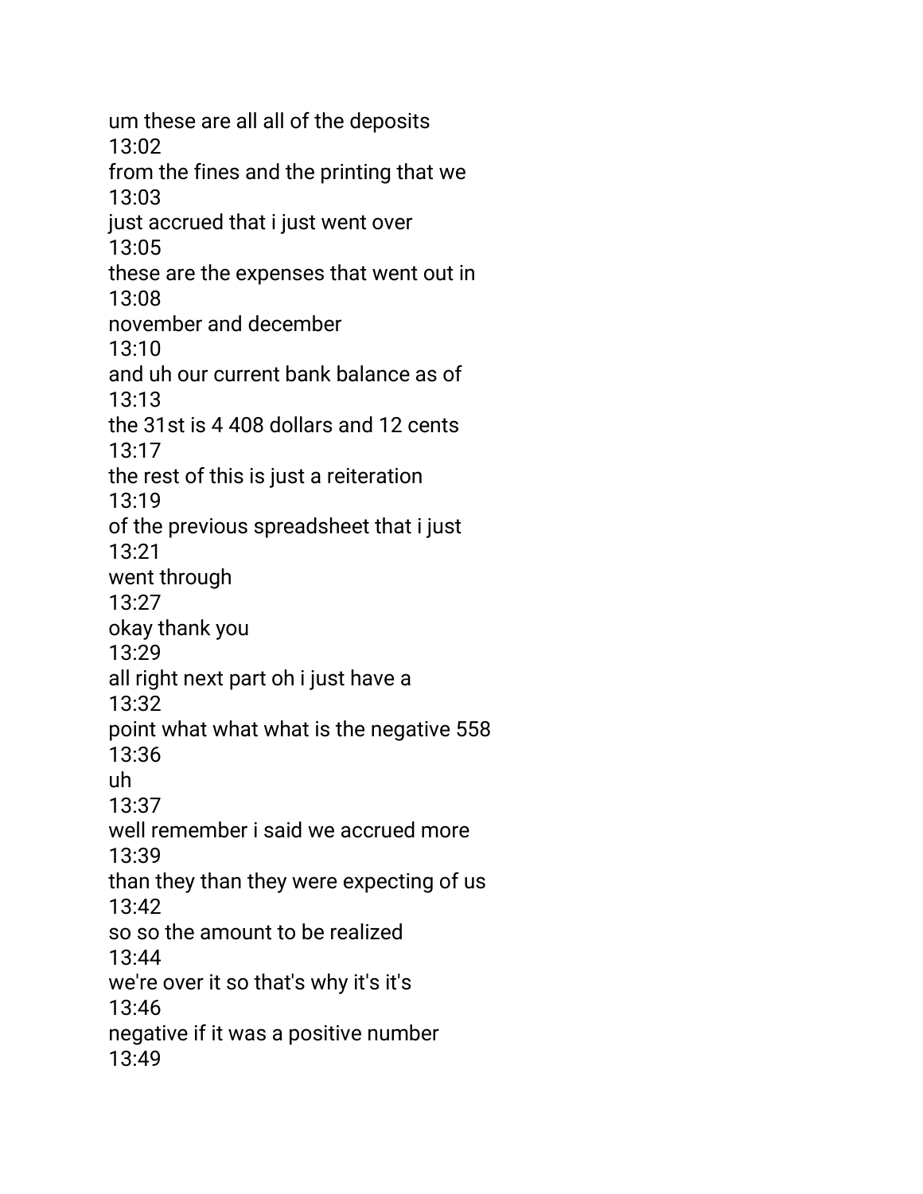um these are all all of the deposits
13:02
from the fines and the printing that we
13:03
just accrued that i just went over
13:05
these are the expenses that went out in
13:08
november and december
13:10
and uh our current bank balance as of
13:13
the 31st is 4 408 dollars and 12 cents
13:17
the rest of this is just a reiteration
13:19
of the previous spreadsheet that i just
13:21
went through
13:27
okay thank you
13:29
all right next part oh i just have a
13:32
point what what what is the negative 558
13:36
uh
13:37
well remember i said we accrued more
13:39
than they than they were expecting of us
13:42
so so the amount to be realized
13:44
we're over it so that's why it's it's
13:46
negative if it was a positive number
13:49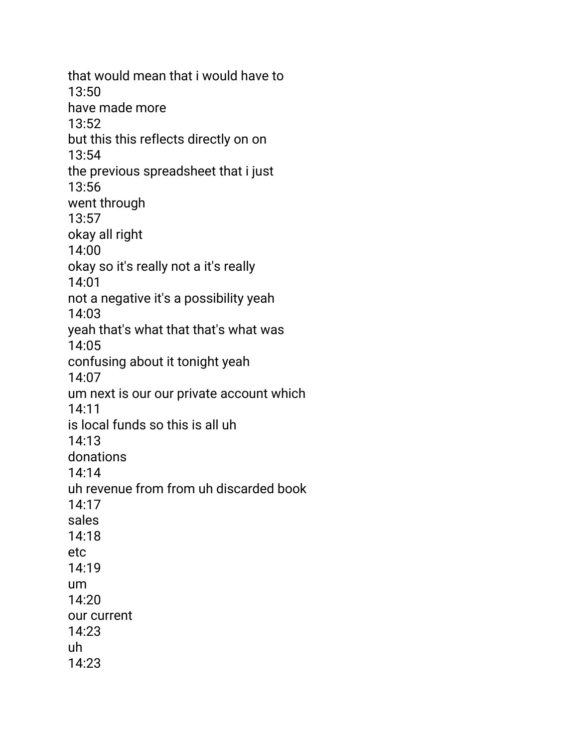that would mean that i would have to
13:50
have made more
13:52
but this this reflects directly on on
13:54
the previous spreadsheet that i just
13:56
went through
13:57
okay all right
14:00
okay so it's really not a it's really
14:01
not a negative it's a possibility yeah
14:03
yeah that's what that that's what was
14:05
confusing about it tonight yeah
14:07
um next is our our private account which
14:11
is local funds so this is all uh
14:13
donations
14:14
uh revenue from from uh discarded book
14:17
sales
14:18
etc
14:19
um
14:20
our current
14:23
uh
14:23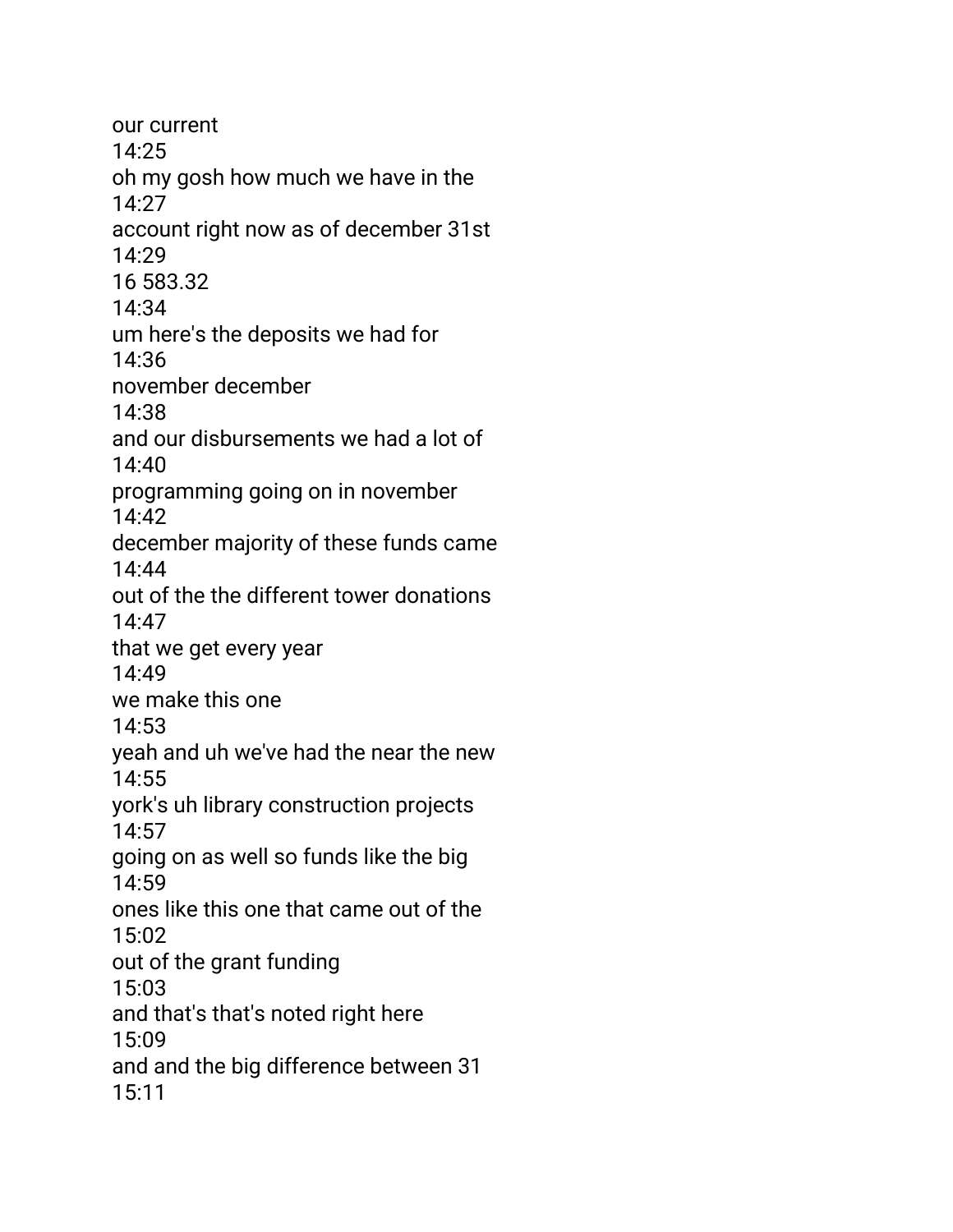our current
14:25
oh my gosh how much we have in the
14:27
account right now as of december 31st
14:29
16 583.32
14:34
um here's the deposits we had for
14:36
november december
14:38
and our disbursements we had a lot of
14:40
programming going on in november
14:42
december majority of these funds came
14:44
out of the the different tower donations
14:47
that we get every year
14:49
we make this one
14:53
yeah and uh we've had the near the new
14:55
york's uh library construction projects
14:57
going on as well so funds like the big
14:59
ones like this one that came out of the
15:02
out of the grant funding
15:03
and that's that's noted right here
15:09
and and the big difference between 31
15:11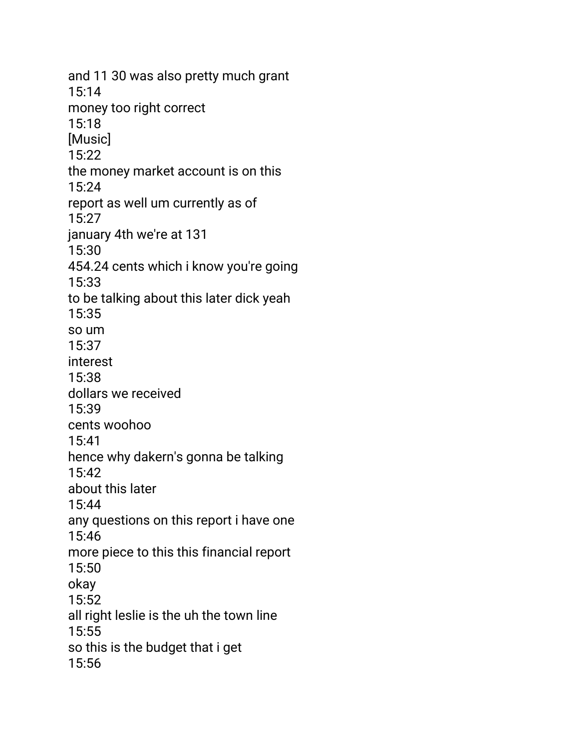and 11 30 was also pretty much grant
15:14
money too right correct
15:18
[Music]
15:22
the money market account is on this
15:24
report as well um currently as of
15:27
january 4th we're at 131
15:30
454.24 cents which i know you're going
15:33
to be talking about this later dick yeah
15:35
so um
15:37
interest
15:38
dollars we received
15:39
cents woohoo
15:41
hence why dakern's gonna be talking
15:42
about this later
15:44
any questions on this report i have one
15:46
more piece to this this financial report
15:50
okay
15:52
all right leslie is the uh the town line
15:55
so this is the budget that i get
15:56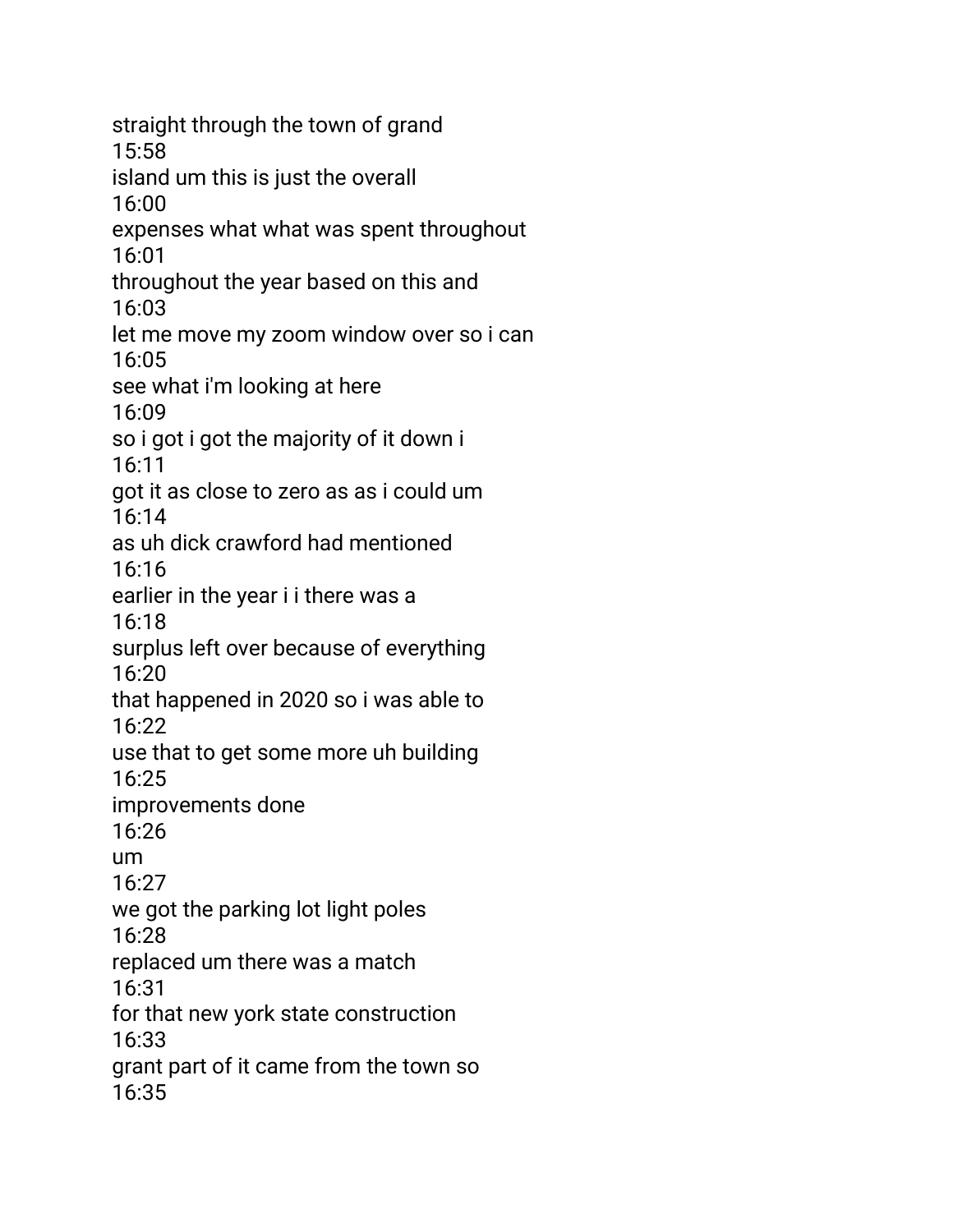straight through the town of grand
15:58
island um this is just the overall
16:00
expenses what what was spent throughout
16:01
throughout the year based on this and
16:03
let me move my zoom window over so i can
16:05
see what i'm looking at here
16:09
so i got i got the majority of it down i
16:11
got it as close to zero as as i could um
16:14
as uh dick crawford had mentioned
16:16
earlier in the year i i there was a
16:18
surplus left over because of everything
16:20
that happened in 2020 so i was able to
16:22
use that to get some more uh building
16:25
improvements done
16:26
um
16:27
we got the parking lot light poles
16:28
replaced um there was a match
16:31
for that new york state construction
16:33
grant part of it came from the town so
16:35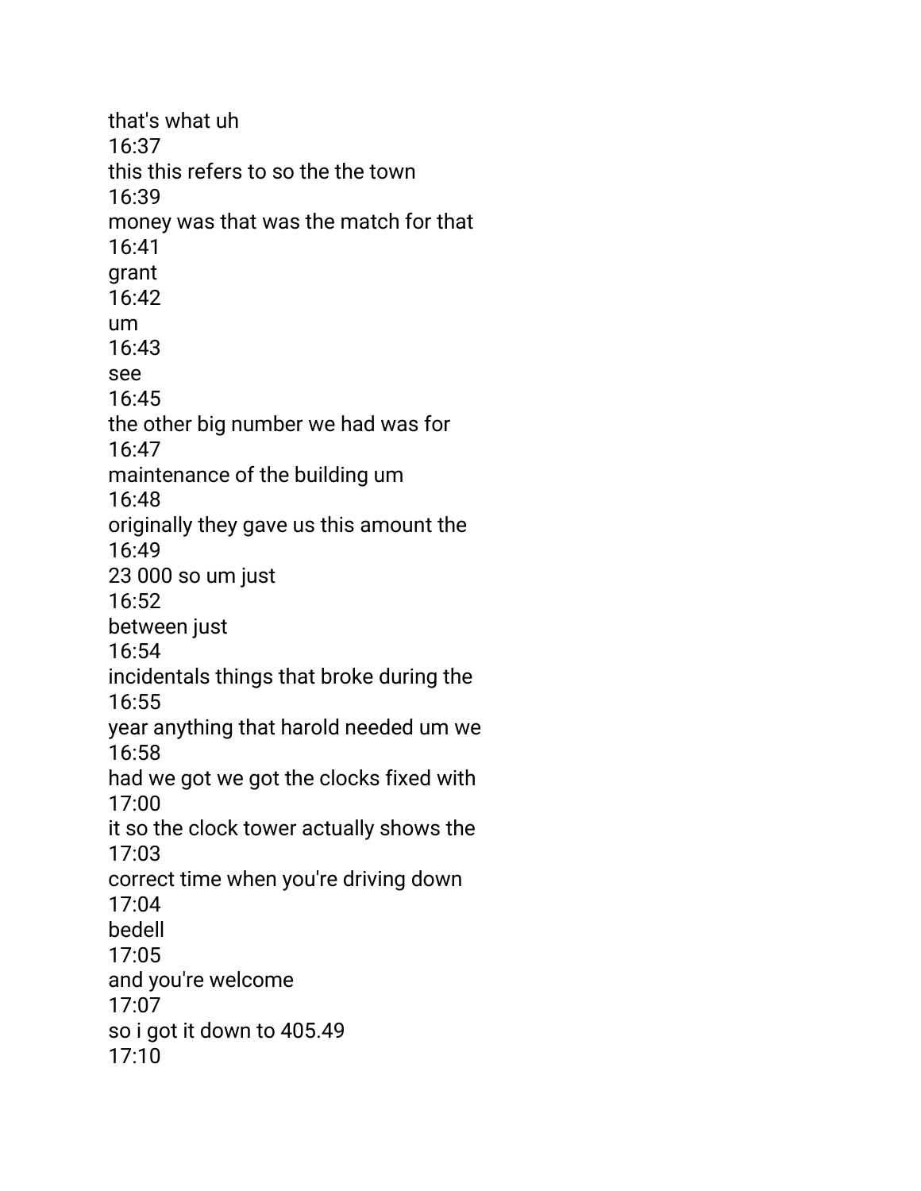that's what uh
16:37
this this refers to so the the town
16:39
money was that was the match for that
16:41
grant
16:42
um
16:43
see
16:45
the other big number we had was for
16:47
maintenance of the building um
16:48
originally they gave us this amount the
16:49
23 000 so um just
16:52
between just
16:54
incidentals things that broke during the
16:55
year anything that harold needed um we
16:58
had we got we got the clocks fixed with
17:00
it so the clock tower actually shows the
17:03
correct time when you're driving down
17:04
bedell
17:05
and you're welcome
17:07
so i got it down to 405.49
17:10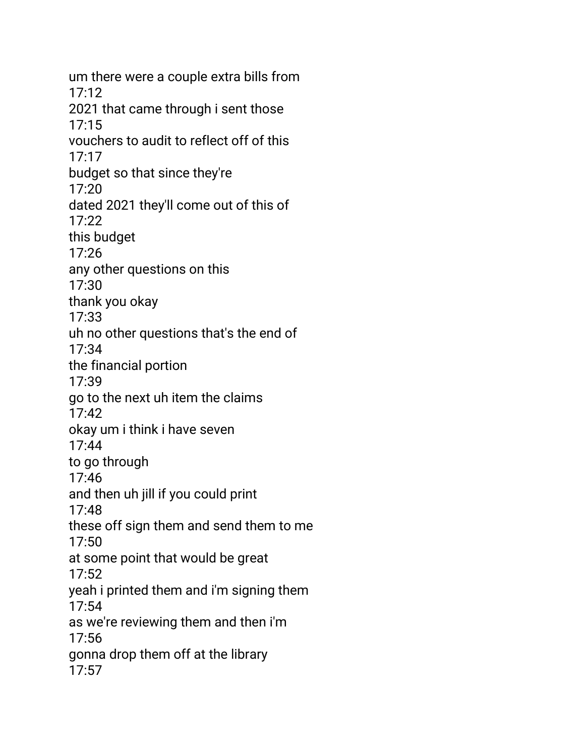um there were a couple extra bills from
17:12
2021 that came through i sent those
17:15
vouchers to audit to reflect off of this
17:17
budget so that since they're
17:20
dated 2021 they'll come out of this of
17:22
this budget
17:26
any other questions on this
17:30
thank you okay
17:33
uh no other questions that's the end of
17:34
the financial portion
17:39
go to the next uh item the claims
17:42
okay um i think i have seven
17:44
to go through
17:46
and then uh jill if you could print
17:48
these off sign them and send them to me
17:50
at some point that would be great
17:52
yeah i printed them and i'm signing them
17:54
as we're reviewing them and then i'm
17:56
gonna drop them off at the library
17:57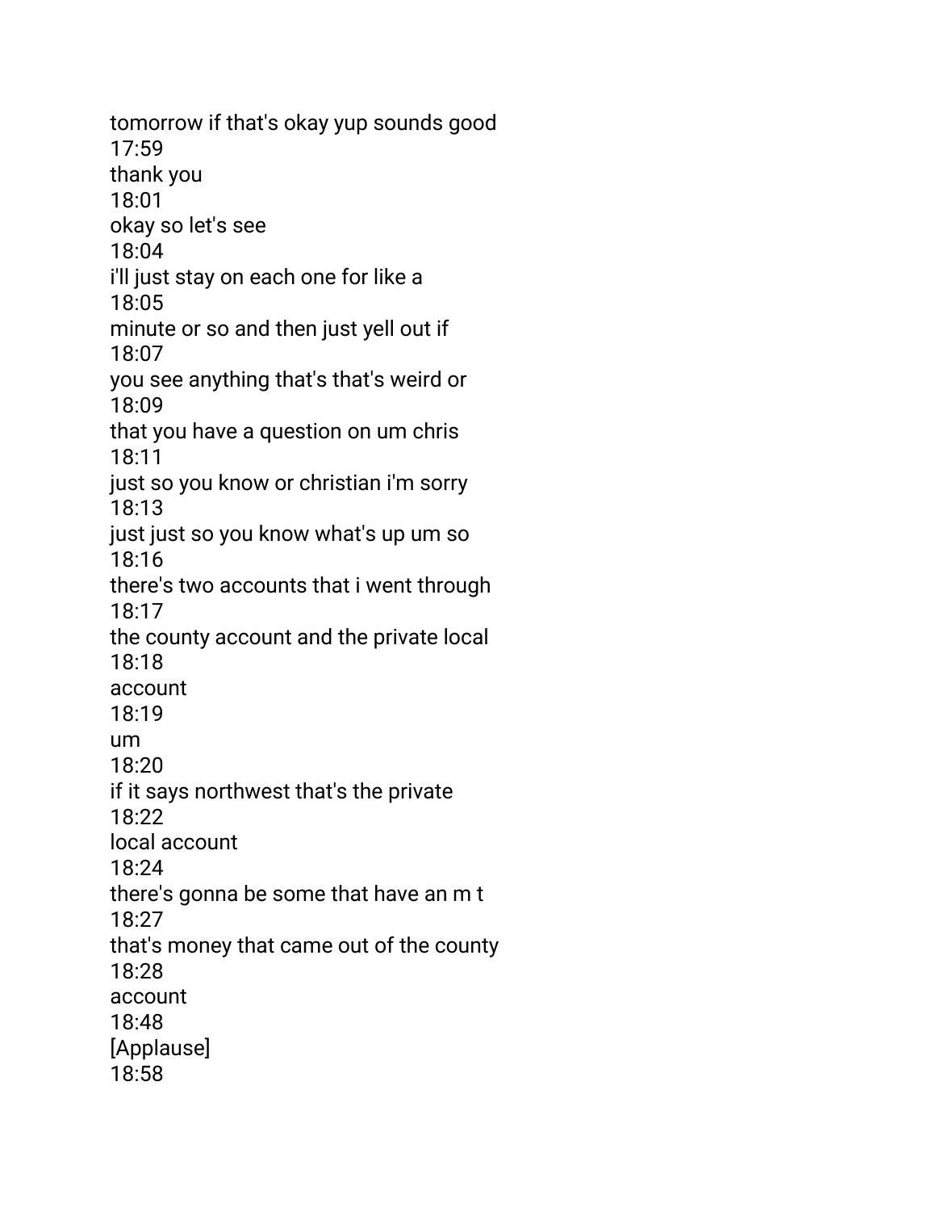tomorrow if that's okay yup sounds good
17:59
thank you
18:01
okay so let's see
18:04
i'll just stay on each one for like a
18:05
minute or so and then just yell out if
18:07
you see anything that's that's weird or
18:09
that you have a question on um chris
18:11
just so you know or christian i'm sorry
18:13
just just so you know what's up um so
18:16
there's two accounts that i went through
18:17
the county account and the private local
18:18
account
18:19
um
18:20
if it says northwest that's the private
18:22
local account
18:24
there's gonna be some that have an m t
18:27
that's money that came out of the county
18:28
account
18:48
[Applause]
18:58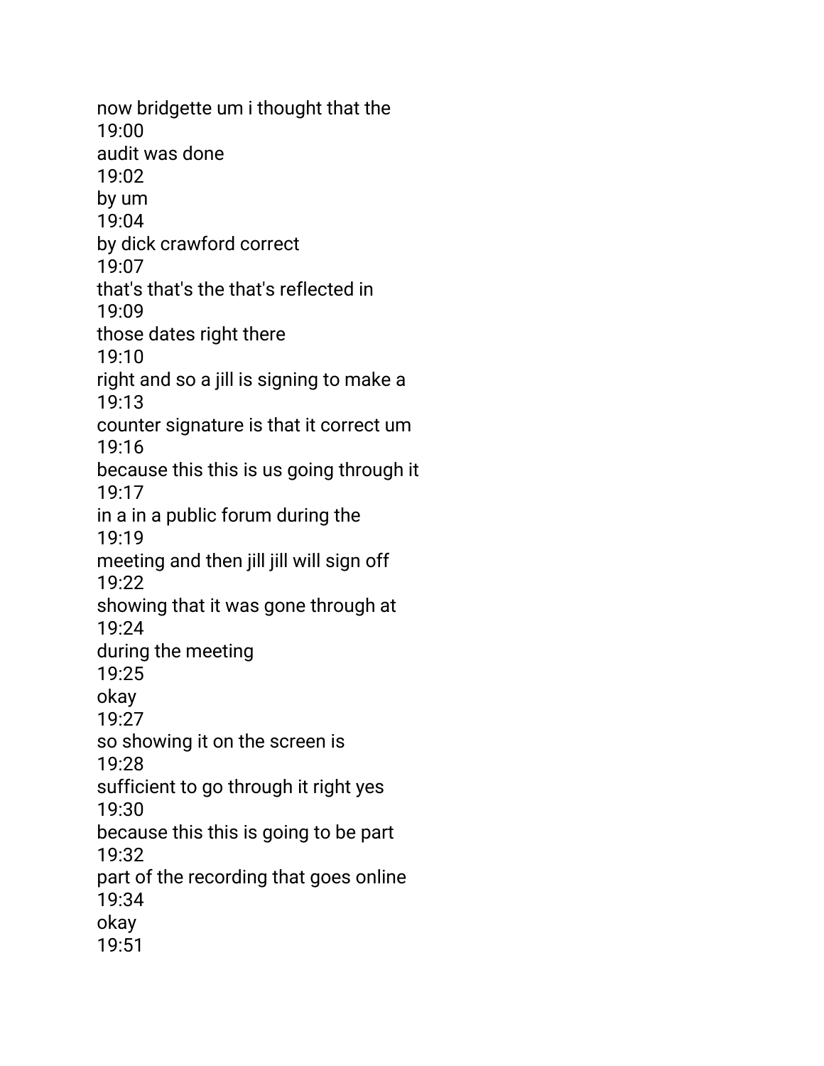now bridgette um i thought that the
19:00
audit was done
19:02
by um
19:04
by dick crawford correct
19:07
that's that's the that's reflected in
19:09
those dates right there
19:10
right and so a jill is signing to make a
19:13
counter signature is that it correct um
19:16
because this this is us going through it
19:17
in a in a public forum during the
19:19
meeting and then jill jill will sign off
19:22
showing that it was gone through at
19:24
during the meeting
19:25
okay
19:27
so showing it on the screen is
19:28
sufficient to go through it right yes
19:30
because this this is going to be part
19:32
part of the recording that goes online
19:34
okay
19:51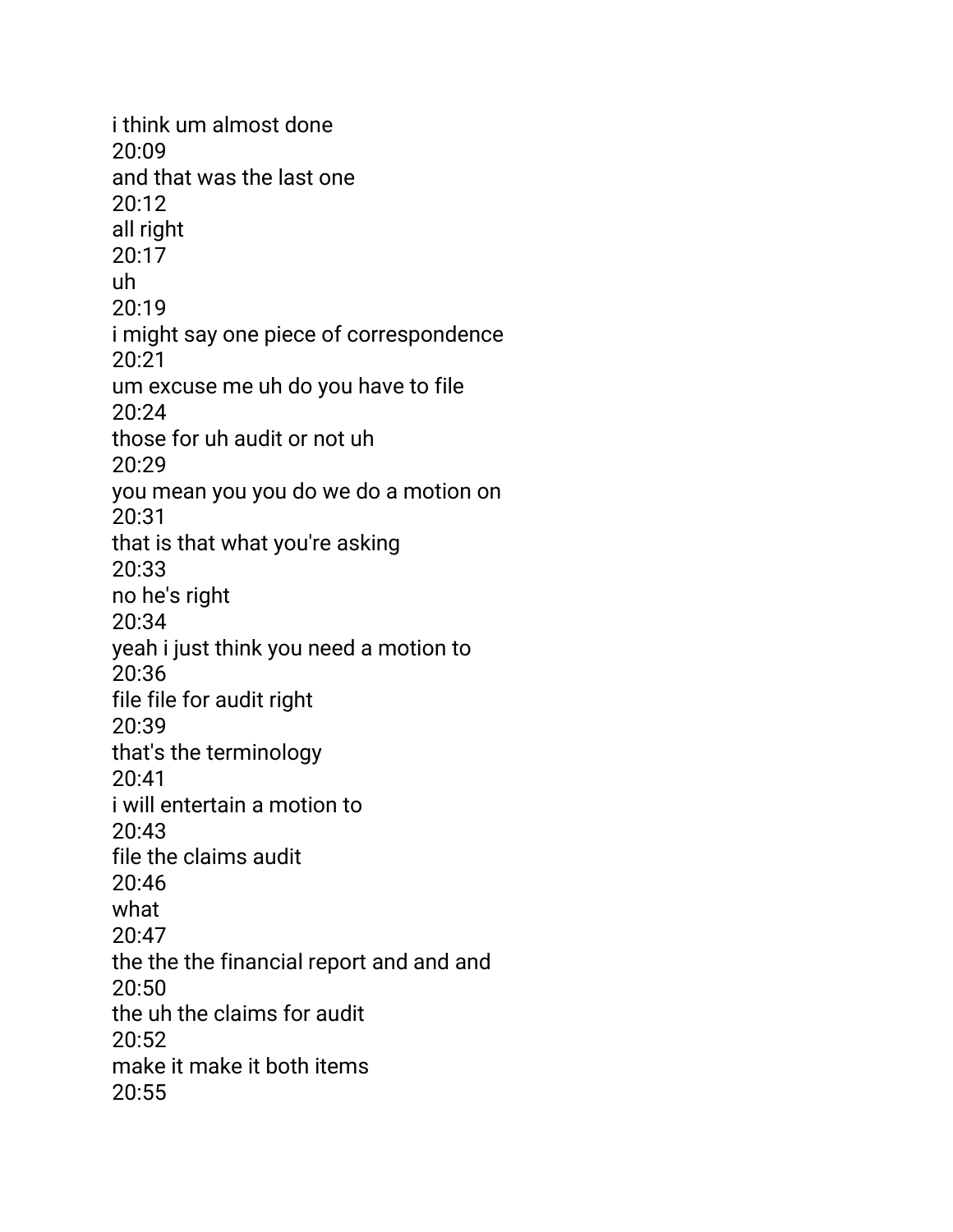i think um almost done
20:09
and that was the last one
20:12
all right
20:17
uh
20:19
i might say one piece of correspondence
20:21
um excuse me uh do you have to file
20:24
those for uh audit or not uh
20:29
you mean you you do we do a motion on
20:31
that is that what you're asking
20:33
no he's right
20:34
yeah i just think you need a motion to
20:36
file file for audit right
20:39
that's the terminology
20:41
i will entertain a motion to
20:43
file the claims audit
20:46
what
20:47
the the the financial report and and and
20:50
the uh the claims for audit
20:52
make it make it both items
20:55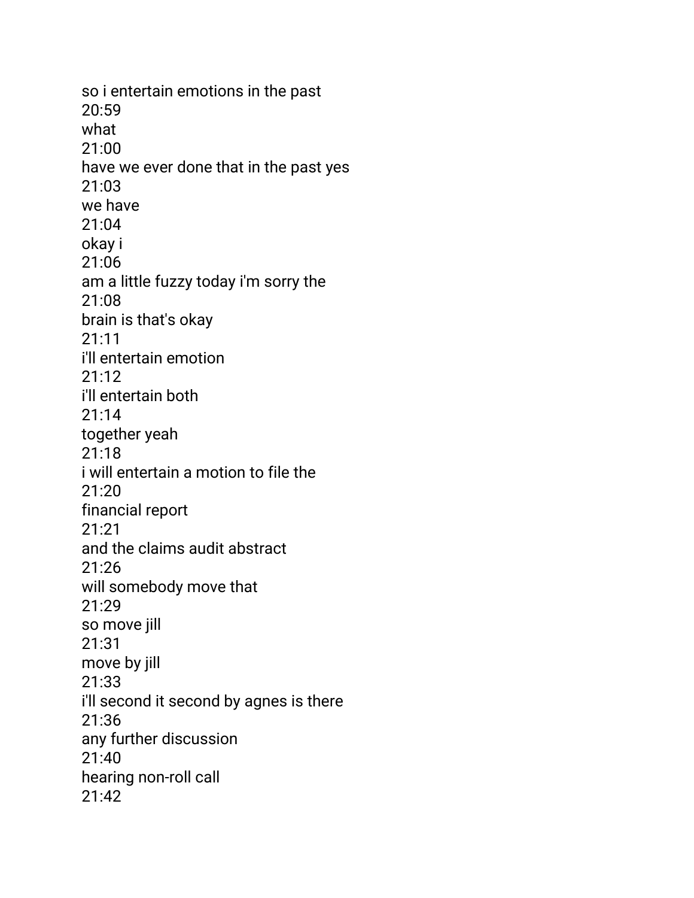so i entertain emotions in the past
20:59
what
21:00
have we ever done that in the past yes
21:03
we have
21:04
okay i
21:06
am a little fuzzy today i'm sorry the
21:08
brain is that's okay
21:11
i'll entertain emotion
21:12
i'll entertain both
21:14
together yeah
21:18
i will entertain a motion to file the
21:20
financial report
21:21
and the claims audit abstract
21:26
will somebody move that
21:29
so move jill
21:31
move by jill
21:33
i'll second it second by agnes is there
21:36
any further discussion
21:40
hearing non-roll call
21:42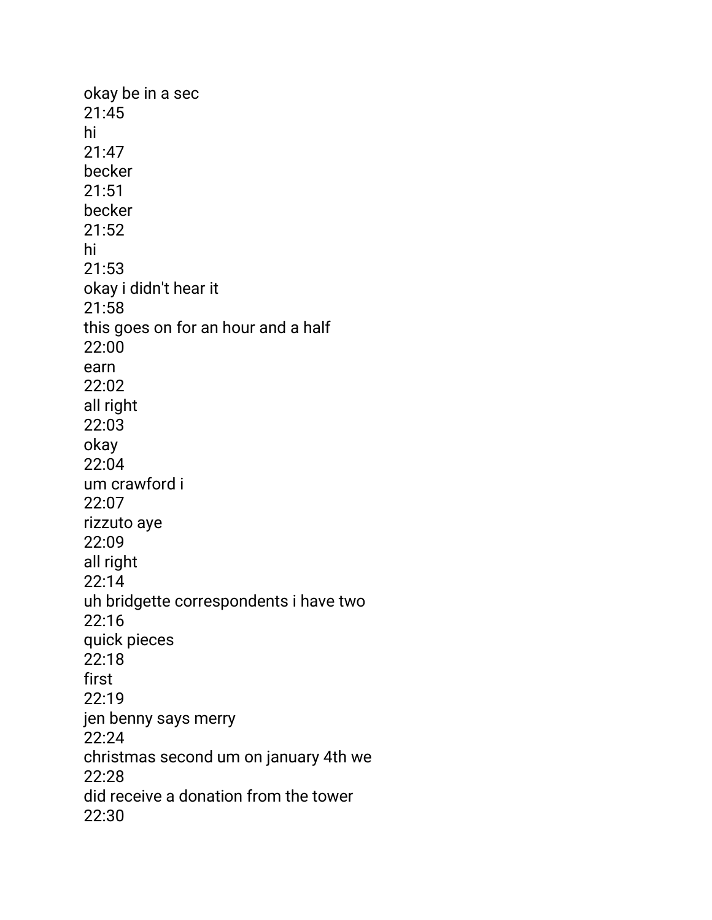okay be in a sec
21:45
hi
21:47
becker
21:51
becker
21:52
hi
21:53
okay i didn't hear it
21:58
this goes on for an hour and a half
22:00
earn
22:02
all right
22:03
okay
22:04
um crawford i
22:07
rizzuto aye
22:09
all right
22:14
uh bridgette correspondents i have two
22:16
quick pieces
22:18
first
22:19
jen benny says merry
22:24
christmas second um on january 4th we
22:28
did receive a donation from the tower
22:30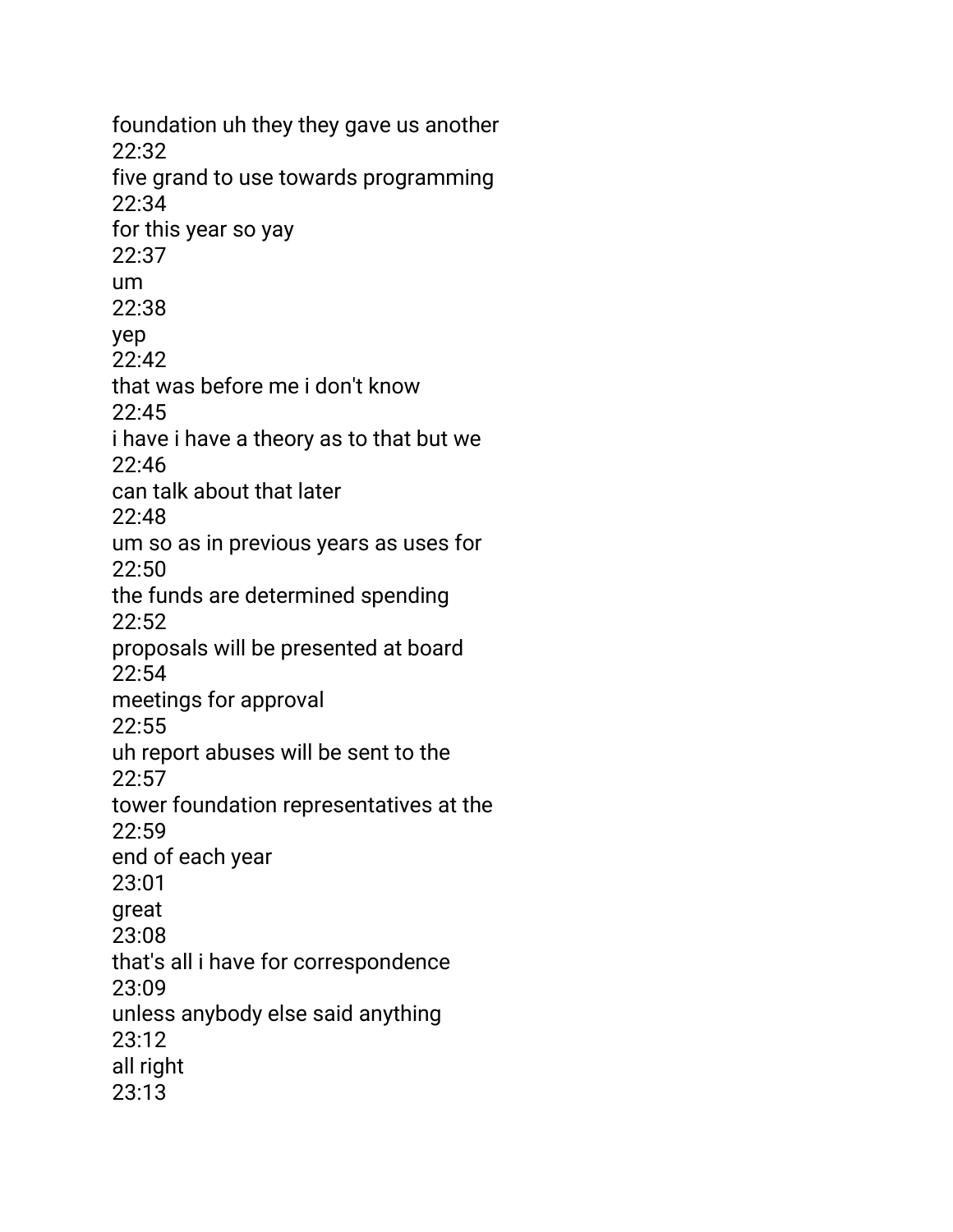foundation uh they they gave us another
22:32
five grand to use towards programming
22:34
for this year so yay
22:37
um
22:38
yep
22:42
that was before me i don't know
22:45
i have i have a theory as to that but we
22:46
can talk about that later
22:48
um so as in previous years as uses for
22:50
the funds are determined spending
22:52
proposals will be presented at board
22:54
meetings for approval
22:55
uh report abuses will be sent to the
22:57
tower foundation representatives at the
22:59
end of each year
23:01
great
23:08
that's all i have for correspondence
23:09
unless anybody else said anything
23:12
all right
23:13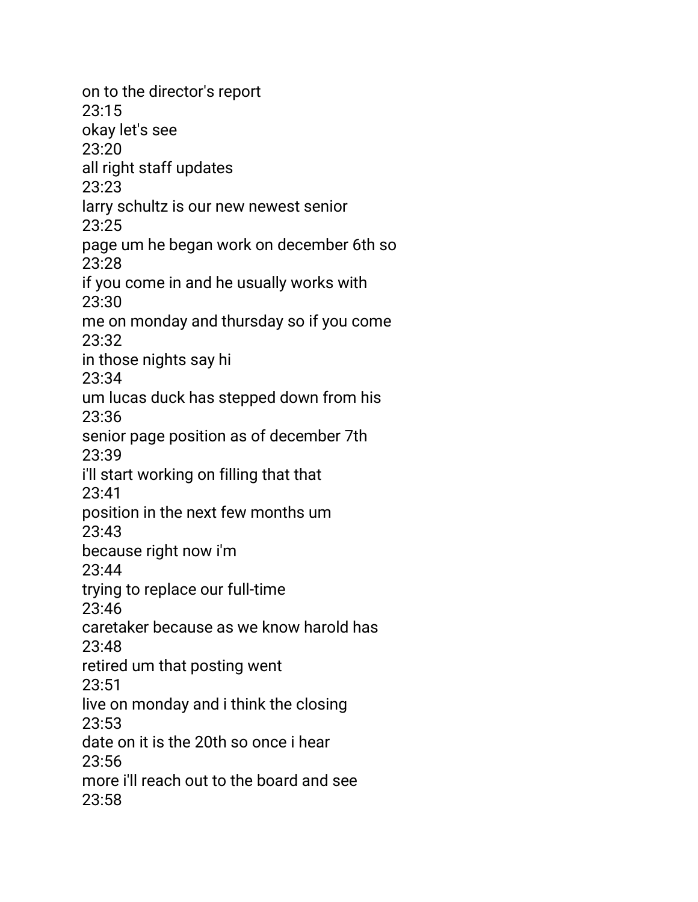on to the director's report
23:15
okay let's see
23:20
all right staff updates
23:23
larry schultz is our new newest senior
23:25
page um he began work on december 6th so
23:28
if you come in and he usually works with
23:30
me on monday and thursday so if you come
23:32
in those nights say hi
23:34
um lucas duck has stepped down from his
23:36
senior page position as of december 7th
23:39
i'll start working on filling that that
23:41
position in the next few months um
23:43
because right now i'm
23:44
trying to replace our full-time
23:46
caretaker because as we know harold has
23:48
retired um that posting went
23:51
live on monday and i think the closing
23:53
date on it is the 20th so once i hear
23:56
more i'll reach out to the board and see
23:58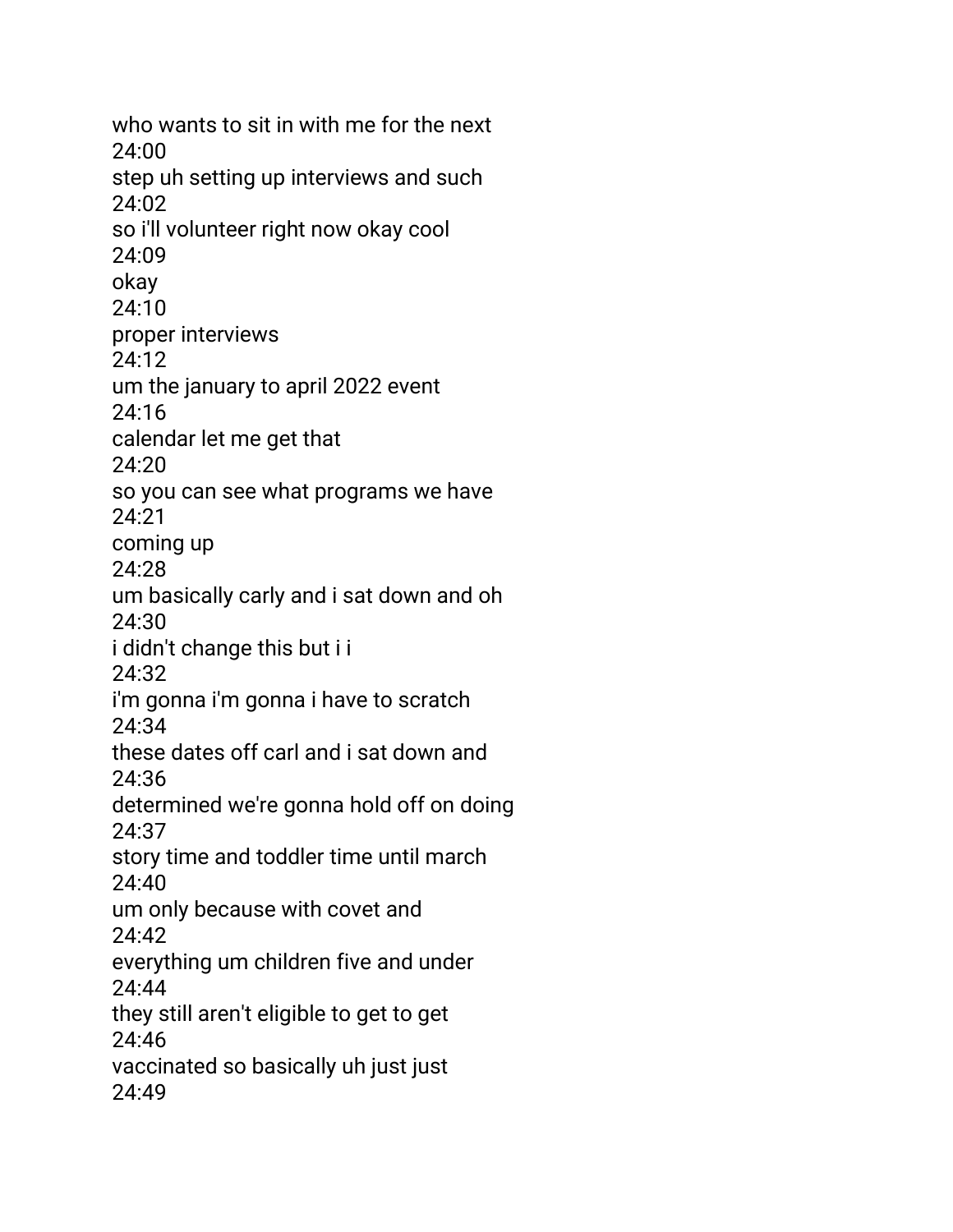who wants to sit in with me for the next
24:00
step uh setting up interviews and such
24:02
so i'll volunteer right now okay cool
24:09
okay
24:10
proper interviews
24:12
um the january to april 2022 event
24:16
calendar let me get that
24:20
so you can see what programs we have
24:21
coming up
24:28
um basically carly and i sat down and oh
24:30
i didn't change this but i i
24:32
i'm gonna i'm gonna i have to scratch
24:34
these dates off carl and i sat down and
24:36
determined we're gonna hold off on doing
24:37
story time and toddler time until march
24:40
um only because with covet and
24:42
everything um children five and under
24:44
they still aren't eligible to get to get
24:46
vaccinated so basically uh just just
24:49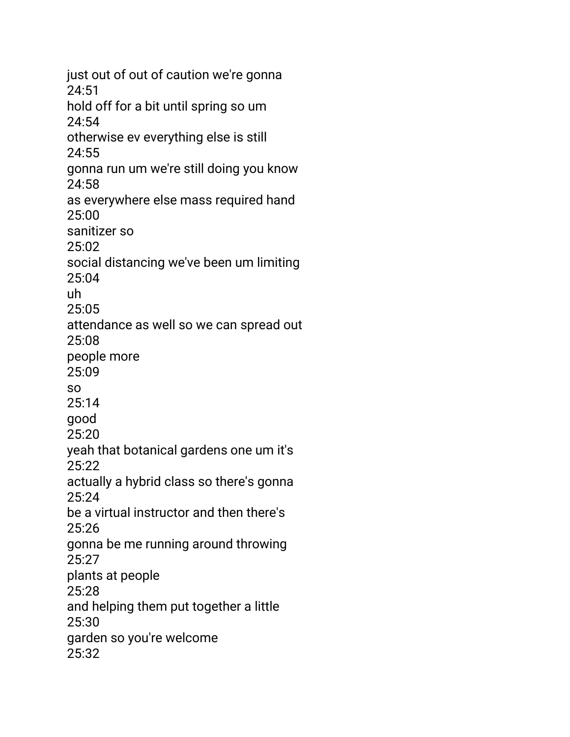just out of out of caution we're gonna
24:51
hold off for a bit until spring so um
24:54
otherwise ev everything else is still
24:55
gonna run um we're still doing you know
24:58
as everywhere else mass required hand
25:00
sanitizer so
25:02
social distancing we've been um limiting
25:04
uh
25:05
attendance as well so we can spread out
25:08
people more
25:09
so
25:14
good
25:20
yeah that botanical gardens one um it's
25:22
actually a hybrid class so there's gonna
25:24
be a virtual instructor and then there's
25:26
gonna be me running around throwing
25:27
plants at people
25:28
and helping them put together a little
25:30
garden so you're welcome
25:32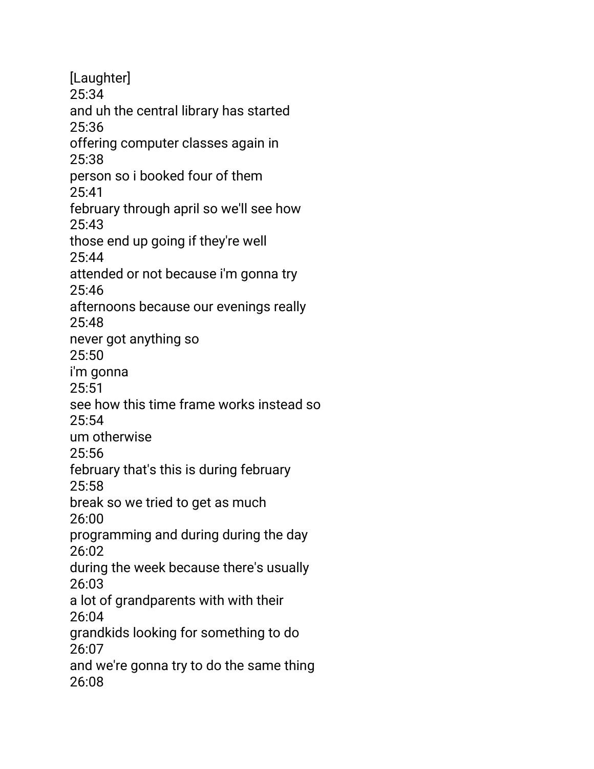[Laughter]
25:34
and uh the central library has started
25:36
offering computer classes again in
25:38
person so i booked four of them
25:41
february through april so we'll see how
25:43
those end up going if they're well
25:44
attended or not because i'm gonna try
25:46
afternoons because our evenings really
25:48
never got anything so
25:50
i'm gonna
25:51
see how this time frame works instead so
25:54
um otherwise
25:56
february that's this is during february
25:58
break so we tried to get as much
26:00
programming and during during the day
26:02
during the week because there's usually
26:03
a lot of grandparents with with their
26:04
grandkids looking for something to do
26:07
and we're gonna try to do the same thing
26:08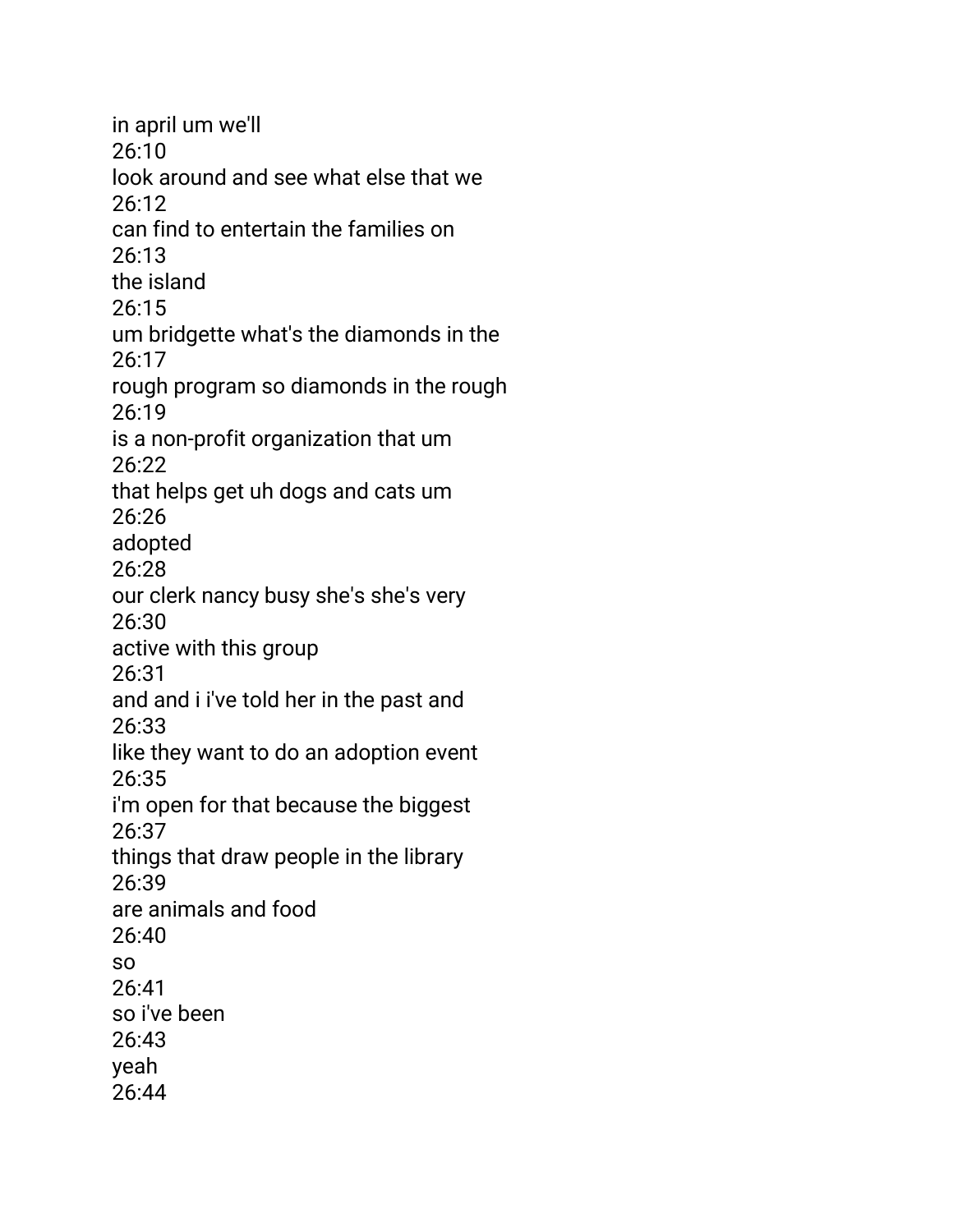in april um we'll
26:10
look around and see what else that we
26:12
can find to entertain the families on
26:13
the island
26:15
um bridgette what's the diamonds in the
26:17
rough program so diamonds in the rough
26:19
is a non-profit organization that um
26:22
that helps get uh dogs and cats um
26:26
adopted
26:28
our clerk nancy busy she's she's very
26:30
active with this group
26:31
and and i i've told her in the past and
26:33
like they want to do an adoption event
26:35
i'm open for that because the biggest
26:37
things that draw people in the library
26:39
are animals and food
26:40
so
26:41
so i've been
26:43
yeah
26:44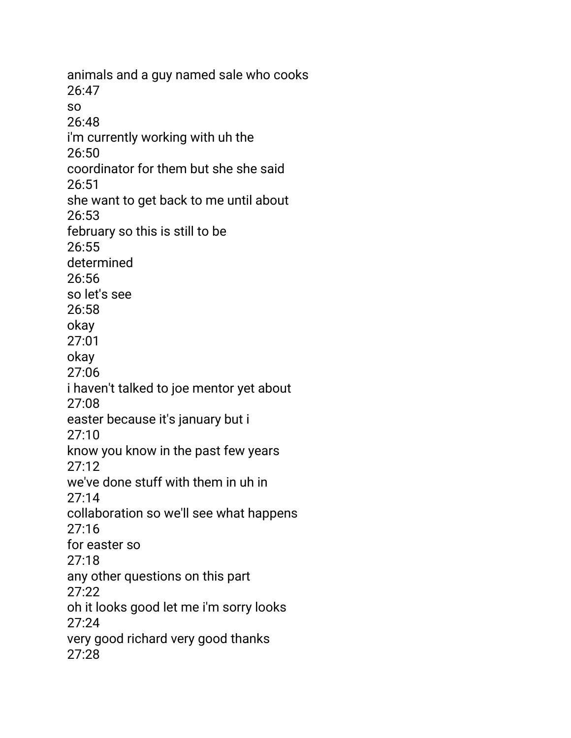animals and a guy named sale who cooks
26:47
so
26:48
i'm currently working with uh the
26:50
coordinator for them but she she said
26:51
she want to get back to me until about
26:53
february so this is still to be
26:55
determined
26:56
so let's see
26:58
okay
27:01
okay
27:06
i haven't talked to joe mentor yet about
27:08
easter because it's january but i
27:10
know you know in the past few years
27:12
we've done stuff with them in uh in
27:14
collaboration so we'll see what happens
27:16
for easter so
27:18
any other questions on this part
27:22
oh it looks good let me i'm sorry looks
27:24
very good richard very good thanks
27:28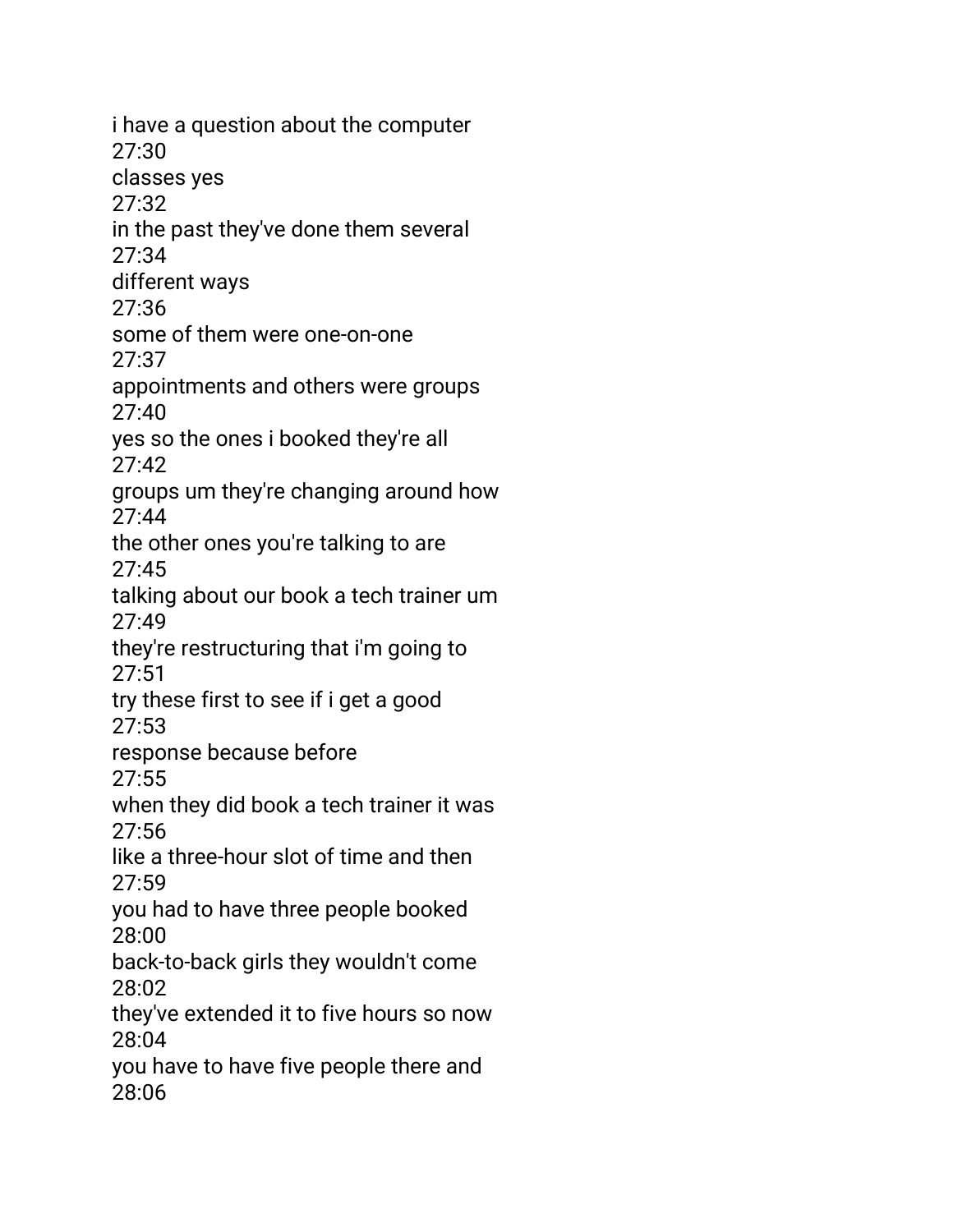i have a question about the computer
27:30
classes yes
27:32
in the past they've done them several
27:34
different ways
27:36
some of them were one-on-one
27:37
appointments and others were groups
27:40
yes so the ones i booked they're all
27:42
groups um they're changing around how
27:44
the other ones you're talking to are
27:45
talking about our book a tech trainer um
27:49
they're restructuring that i'm going to
27:51
try these first to see if i get a good
27:53
response because before
27:55
when they did book a tech trainer it was
27:56
like a three-hour slot of time and then
27:59
you had to have three people booked
28:00
back-to-back girls they wouldn't come
28:02
they've extended it to five hours so now
28:04
you have to have five people there and
28:06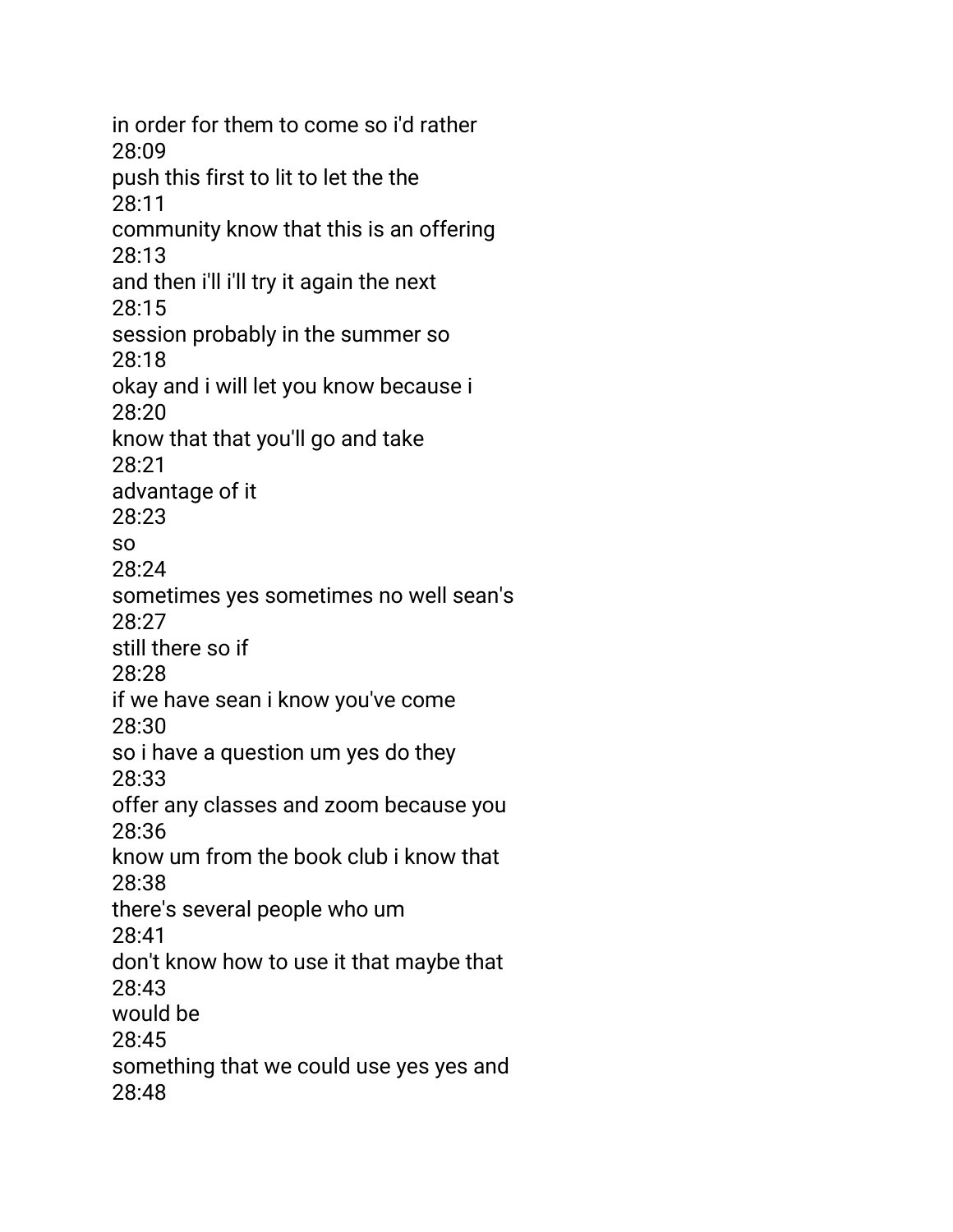in order for them to come so i'd rather
28:09
push this first to lit to let the the
28:11
community know that this is an offering
28:13
and then i'll i'll try it again the next
28:15
session probably in the summer so
28:18
okay and i will let you know because i
28:20
know that that you'll go and take
28:21
advantage of it
28:23
so
28:24
sometimes yes sometimes no well sean's
28:27
still there so if
28:28
if we have sean i know you've come
28:30
so i have a question um yes do they
28:33
offer any classes and zoom because you
28:36
know um from the book club i know that
28:38
there's several people who um
28:41
don't know how to use it that maybe that
28:43
would be
28:45
something that we could use yes yes and
28:48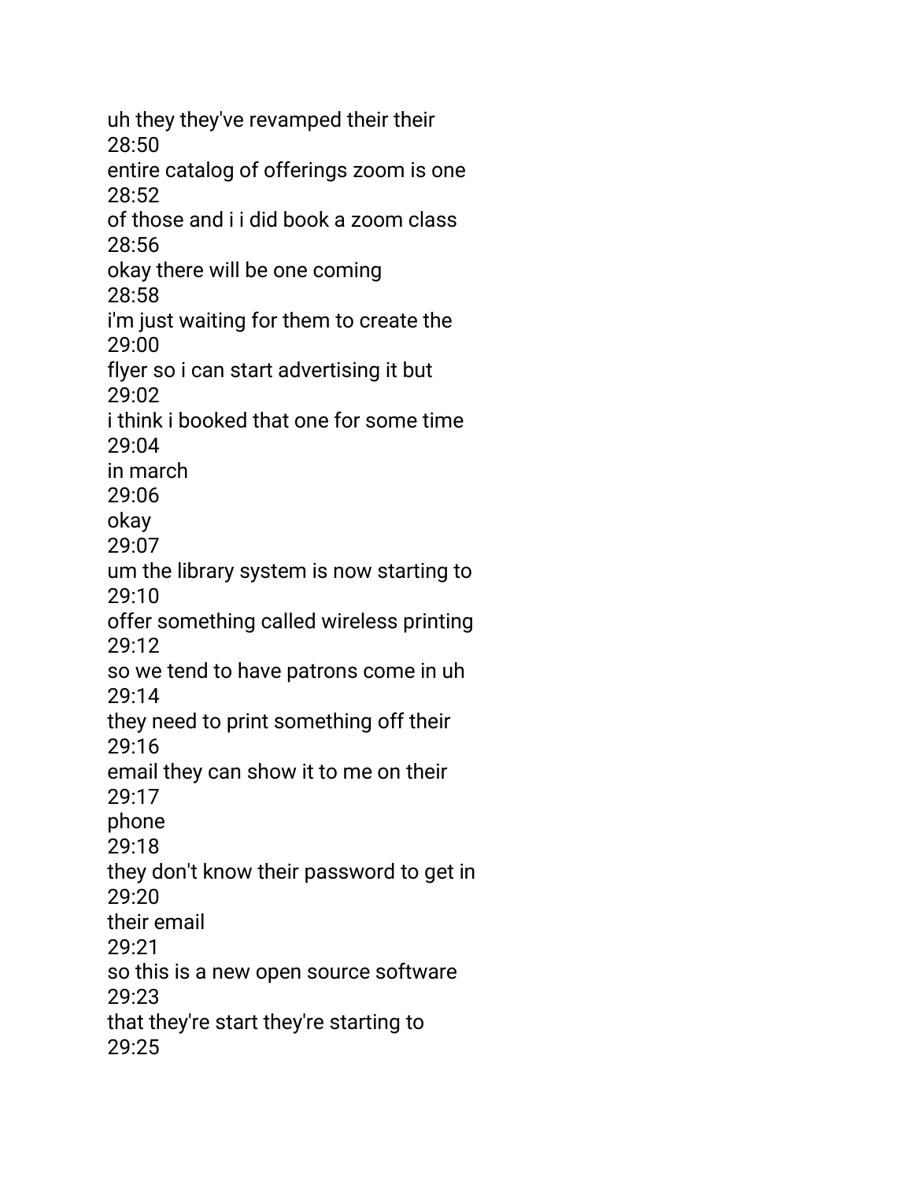uh they they've revamped their their

28:50

entire catalog of offerings zoom is one

28:52

of those and i i did book a zoom class

28:56

okay there will be one coming

28:58

i'm just waiting for them to create the

29:00

flyer so i can start advertising it but

29:02

i think i booked that one for some time

29:04

in march

29:06

okay

29:07

um the library system is now starting to

29:10

offer something called wireless printing

29:12

so we tend to have patrons come in uh

29:14

they need to print something off their

29:16

email they can show it to me on their

29:17

phone

29:18

they don't know their password to get in

29:20

their email

29:21

so this is a new open source software

29:23

that they're start they're starting to

29:25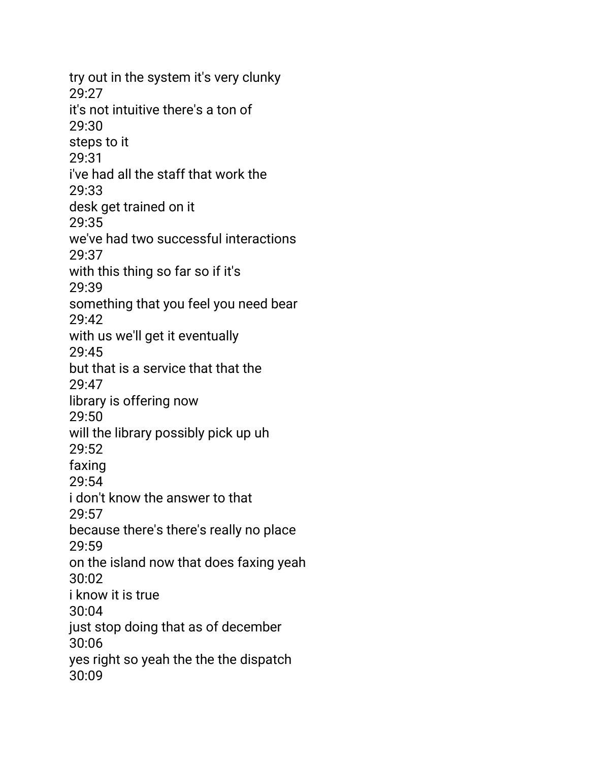try out in the system it's very clunky
29:27
it's not intuitive there's a ton of
29:30
steps to it
29:31
i've had all the staff that work the
29:33
desk get trained on it
29:35
we've had two successful interactions
29:37
with this thing so far so if it's
29:39
something that you feel you need bear
29:42
with us we'll get it eventually
29:45
but that is a service that that the
29:47
library is offering now
29:50
will the library possibly pick up uh
29:52
faxing
29:54
i don't know the answer to that
29:57
because there's there's really no place
29:59
on the island now that does faxing yeah
30:02
i know it is true
30:04
just stop doing that as of december
30:06
yes right so yeah the the the dispatch
30:09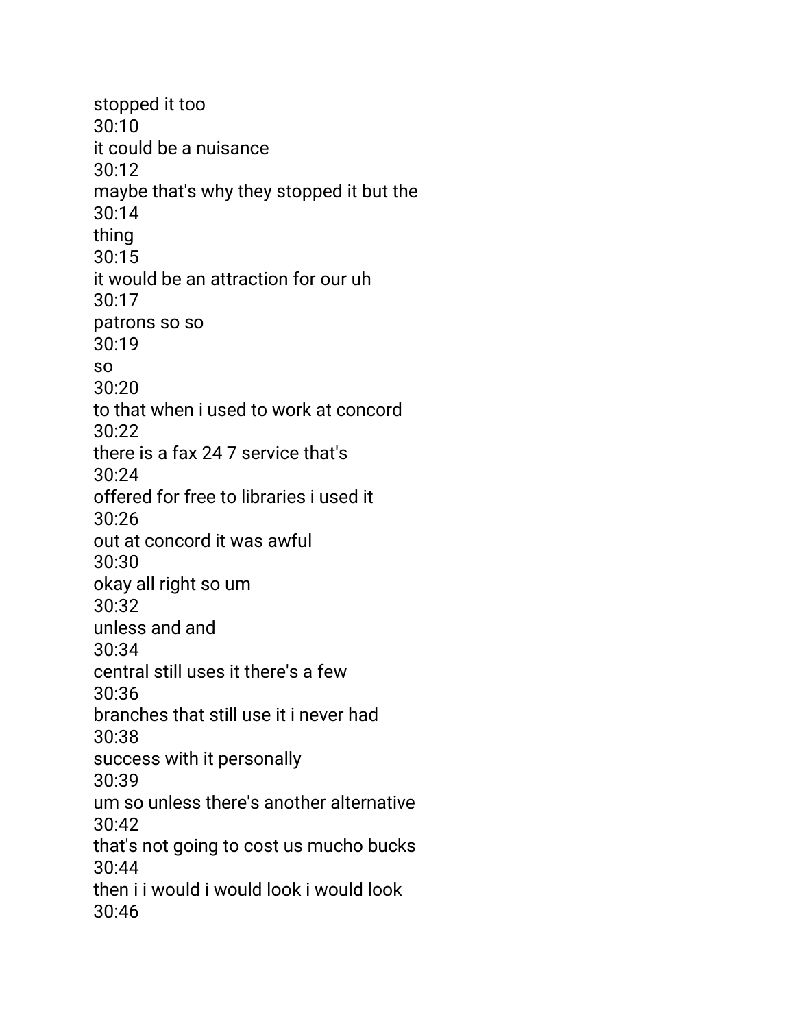stopped it too
30:10
it could be a nuisance
30:12
maybe that's why they stopped it but the
30:14
thing
30:15
it would be an attraction for our uh
30:17
patrons so so
30:19
so
30:20
to that when i used to work at concord
30:22
there is a fax 24 7 service that's
30:24
offered for free to libraries i used it
30:26
out at concord it was awful
30:30
okay all right so um
30:32
unless and and
30:34
central still uses it there's a few
30:36
branches that still use it i never had
30:38
success with it personally
30:39
um so unless there's another alternative
30:42
that's not going to cost us mucho bucks
30:44
then i i would i would look i would look
30:46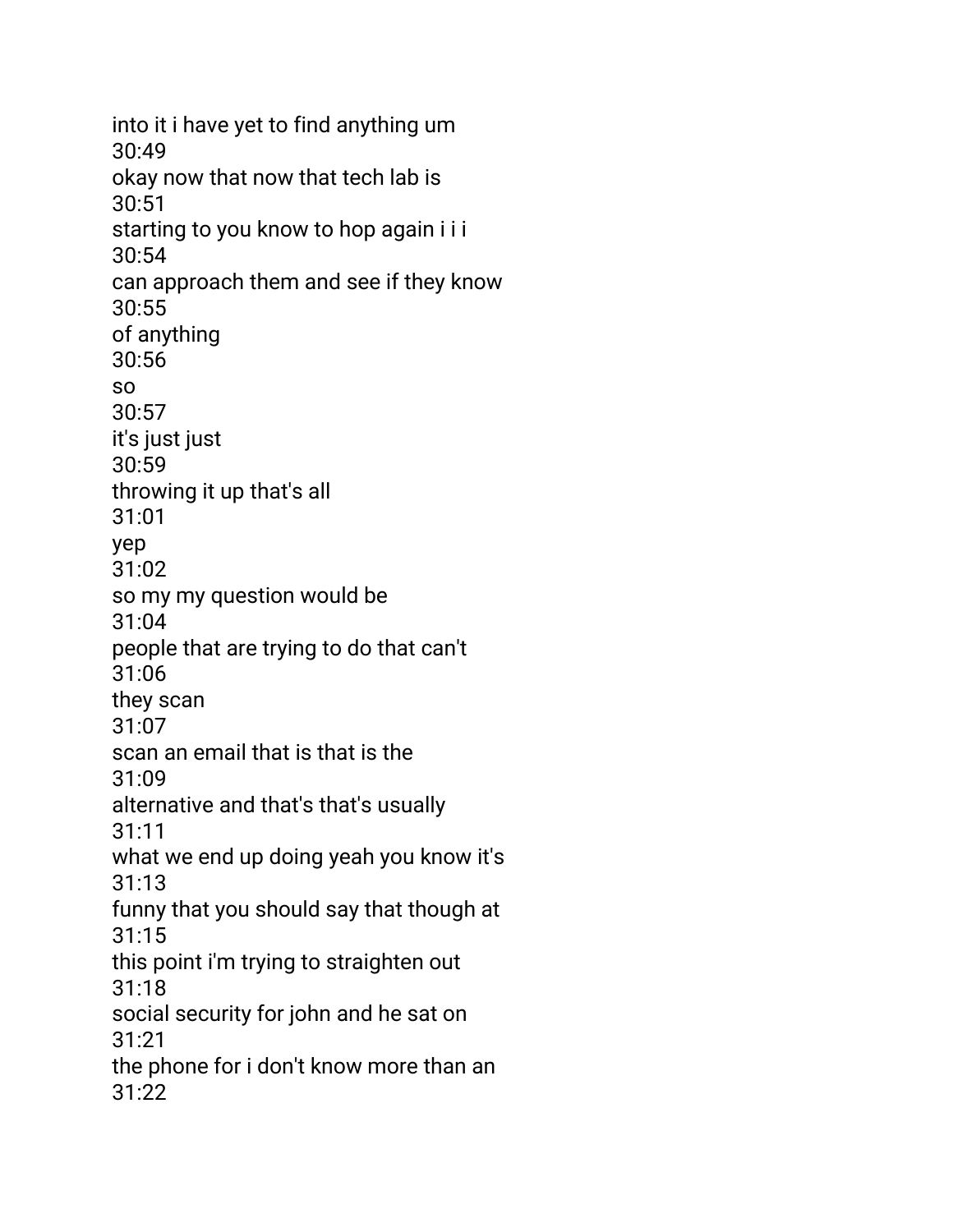into it i have yet to find anything um
30:49
okay now that now that tech lab is
30:51
starting to you know to hop again i i i
30:54
can approach them and see if they know
30:55
of anything
30:56
so
30:57
it's just just
30:59
throwing it up that's all
31:01
yep
31:02
so my my question would be
31:04
people that are trying to do that can't
31:06
they scan
31:07
scan an email that is that is the
31:09
alternative and that's that's usually
31:11
what we end up doing yeah you know it's
31:13
funny that you should say that though at
31:15
this point i'm trying to straighten out
31:18
social security for john and he sat on
31:21
the phone for i don't know more than an
31:22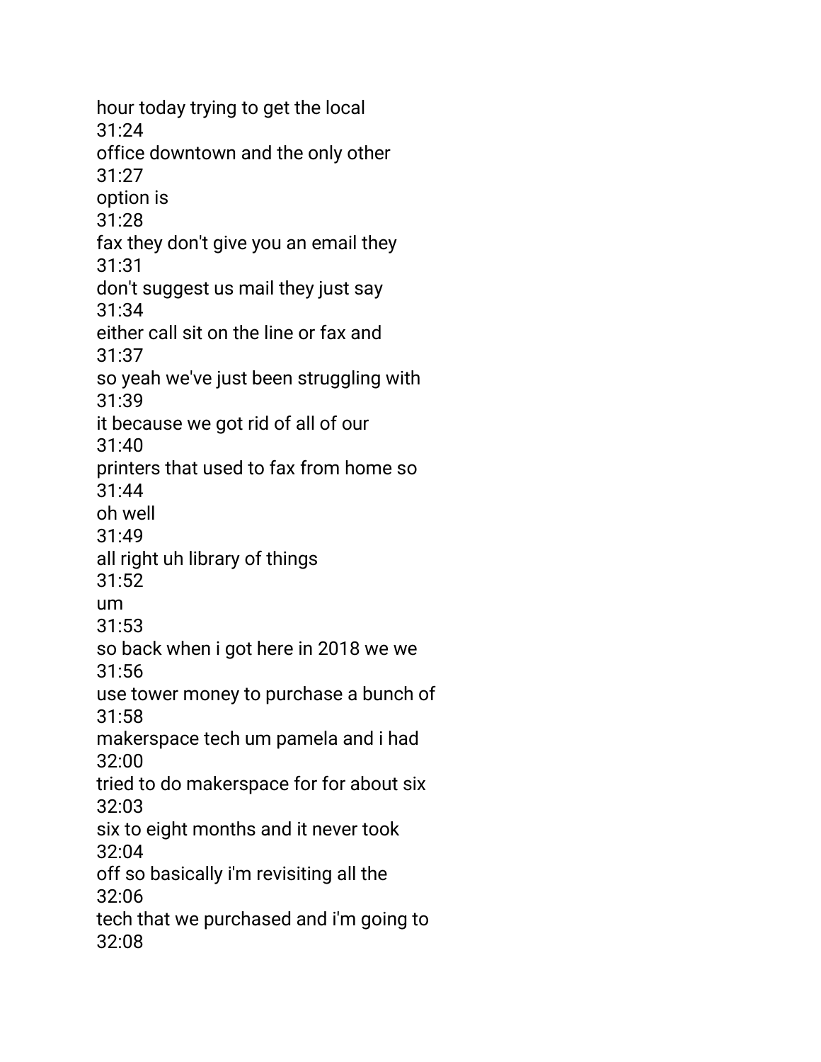hour today trying to get the local
31:24
office downtown and the only other
31:27
option is
31:28
fax they don't give you an email they
31:31
don't suggest us mail they just say
31:34
either call sit on the line or fax and
31:37
so yeah we've just been struggling with
31:39
it because we got rid of all of our
31:40
printers that used to fax from home so
31:44
oh well
31:49
all right uh library of things
31:52
um
31:53
so back when i got here in 2018 we we
31:56
use tower money to purchase a bunch of
31:58
makerspace tech um pamela and i had
32:00
tried to do makerspace for for about six
32:03
six to eight months and it never took
32:04
off so basically i'm revisiting all the
32:06
tech that we purchased and i'm going to
32:08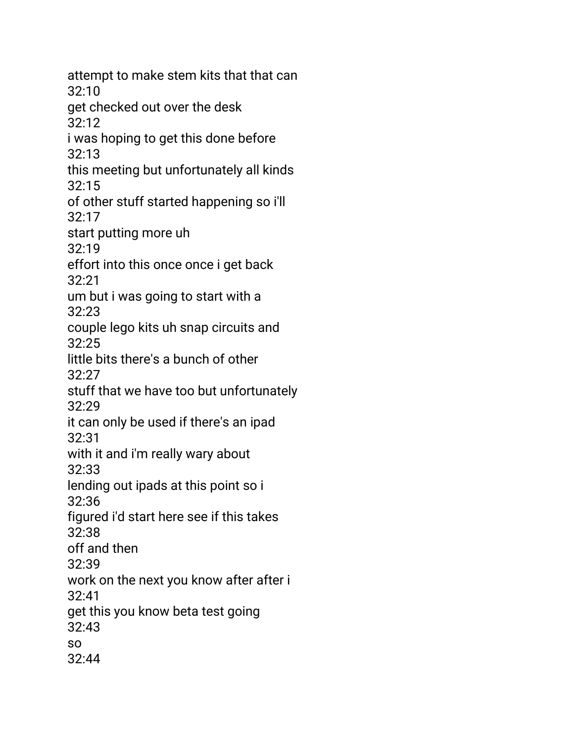attempt to make stem kits that that can
32:10
get checked out over the desk
32:12
i was hoping to get this done before
32:13
this meeting but unfortunately all kinds
32:15
of other stuff started happening so i'll
32:17
start putting more uh
32:19
effort into this once once i get back
32:21
um but i was going to start with a
32:23
couple lego kits uh snap circuits and
32:25
little bits there's a bunch of other
32:27
stuff that we have too but unfortunately
32:29
it can only be used if there's an ipad
32:31
with it and i'm really wary about
32:33
lending out ipads at this point so i
32:36
figured i'd start here see if this takes
32:38
off and then
32:39
work on the next you know after after i
32:41
get this you know beta test going
32:43
so
32:44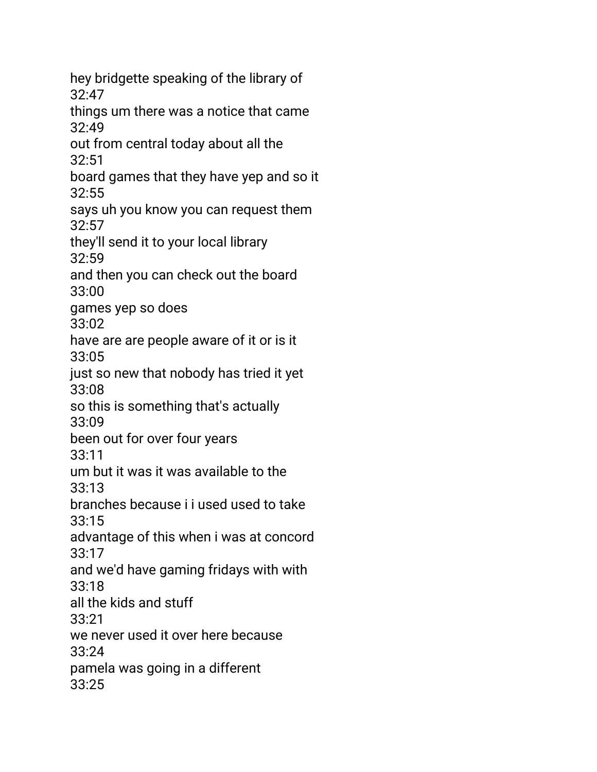hey bridgette speaking of the library of
32:47
things um there was a notice that came
32:49
out from central today about all the
32:51
board games that they have yep and so it
32:55
says uh you know you can request them
32:57
they'll send it to your local library
32:59
and then you can check out the board
33:00
games yep so does
33:02
have are are people aware of it or is it
33:05
just so new that nobody has tried it yet
33:08
so this is something that's actually
33:09
been out for over four years
33:11
um but it was it was available to the
33:13
branches because i i used used to take
33:15
advantage of this when i was at concord
33:17
and we'd have gaming fridays with with
33:18
all the kids and stuff
33:21
we never used it over here because
33:24
pamela was going in a different
33:25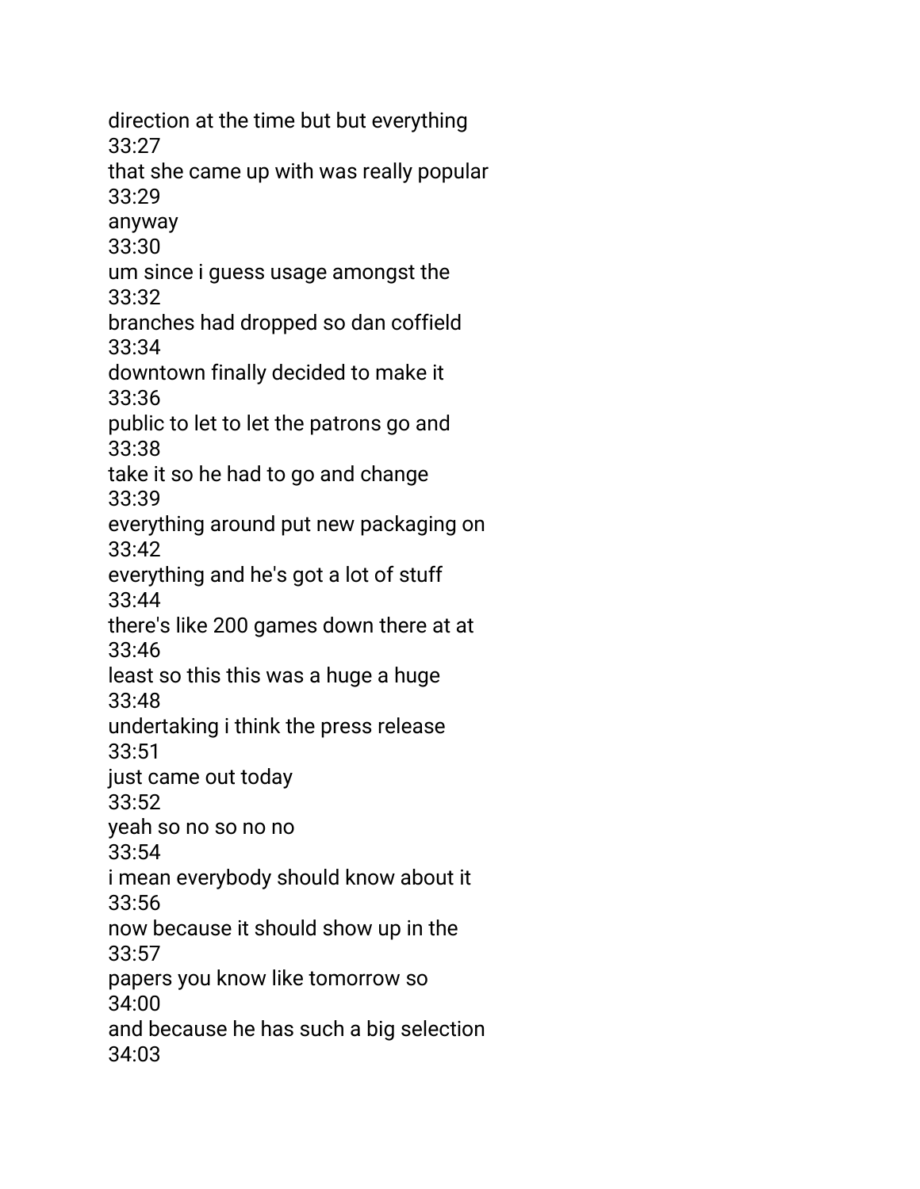direction at the time but but everything
33:27
that she came up with was really popular
33:29
anyway
33:30
um since i guess usage amongst the
33:32
branches had dropped so dan coffield
33:34
downtown finally decided to make it
33:36
public to let to let the patrons go and
33:38
take it so he had to go and change
33:39
everything around put new packaging on
33:42
everything and he's got a lot of stuff
33:44
there's like 200 games down there at at
33:46
least so this this was a huge a huge
33:48
undertaking i think the press release
33:51
just came out today
33:52
yeah so no so no no
33:54
i mean everybody should know about it
33:56
now because it should show up in the
33:57
papers you know like tomorrow so
34:00
and because he has such a big selection
34:03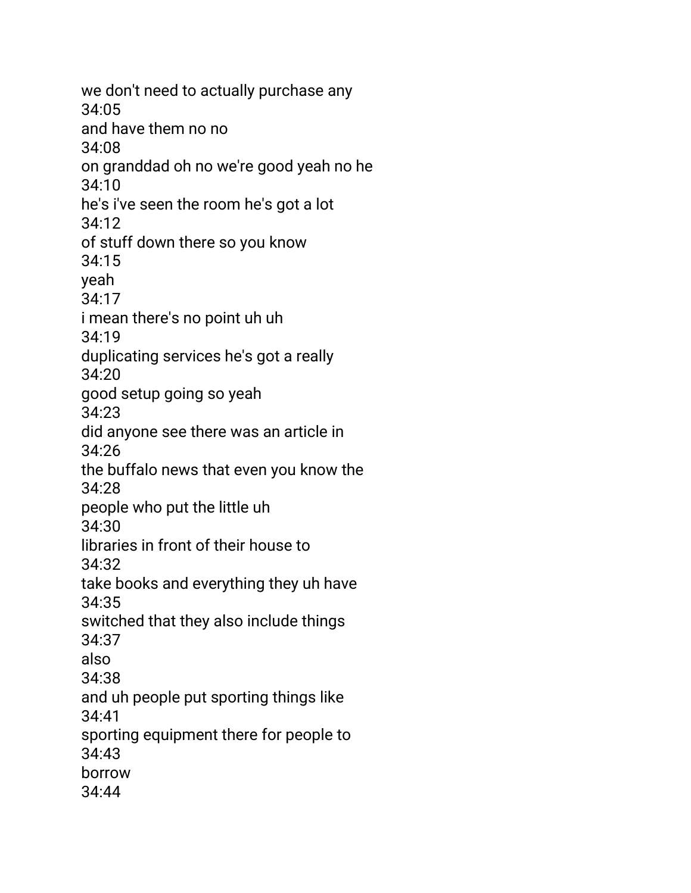we don't need to actually purchase any
34:05
and have them no no
34:08
on granddad oh no we're good yeah no he
34:10
he's i've seen the room he's got a lot
34:12
of stuff down there so you know
34:15
yeah
34:17
i mean there's no point uh uh
34:19
duplicating services he's got a really
34:20
good setup going so yeah
34:23
did anyone see there was an article in
34:26
the buffalo news that even you know the
34:28
people who put the little uh
34:30
libraries in front of their house to
34:32
take books and everything they uh have
34:35
switched that they also include things
34:37
also
34:38
and uh people put sporting things like
34:41
sporting equipment there for people to
34:43
borrow
34:44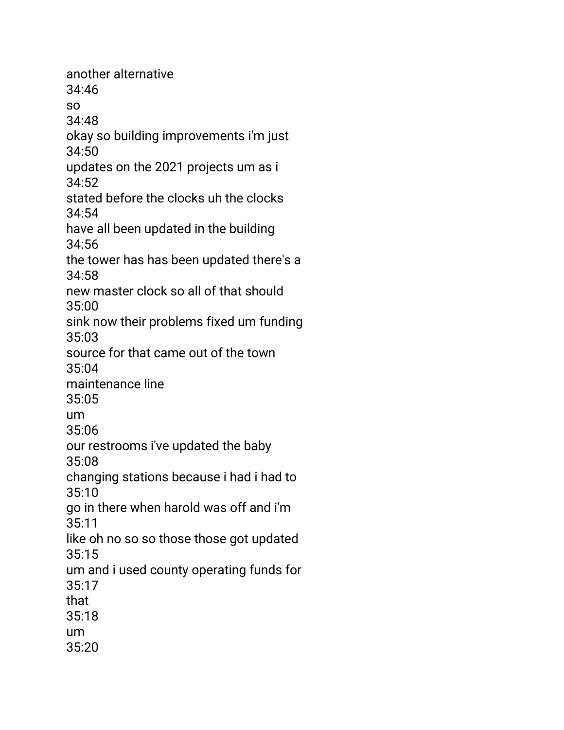another alternative
34:46
so
34:48
okay so building improvements i'm just
34:50
updates on the 2021 projects um as i
34:52
stated before the clocks uh the clocks
34:54
have all been updated in the building
34:56
the tower has has been updated there's a
34:58
new master clock so all of that should
35:00
sink now their problems fixed um funding
35:03
source for that came out of the town
35:04
maintenance line
35:05
um
35:06
our restrooms i've updated the baby
35:08
changing stations because i had i had to
35:10
go in there when harold was off and i'm
35:11
like oh no so so those those got updated
35:15
um and i used county operating funds for
35:17
that
35:18
um
35:20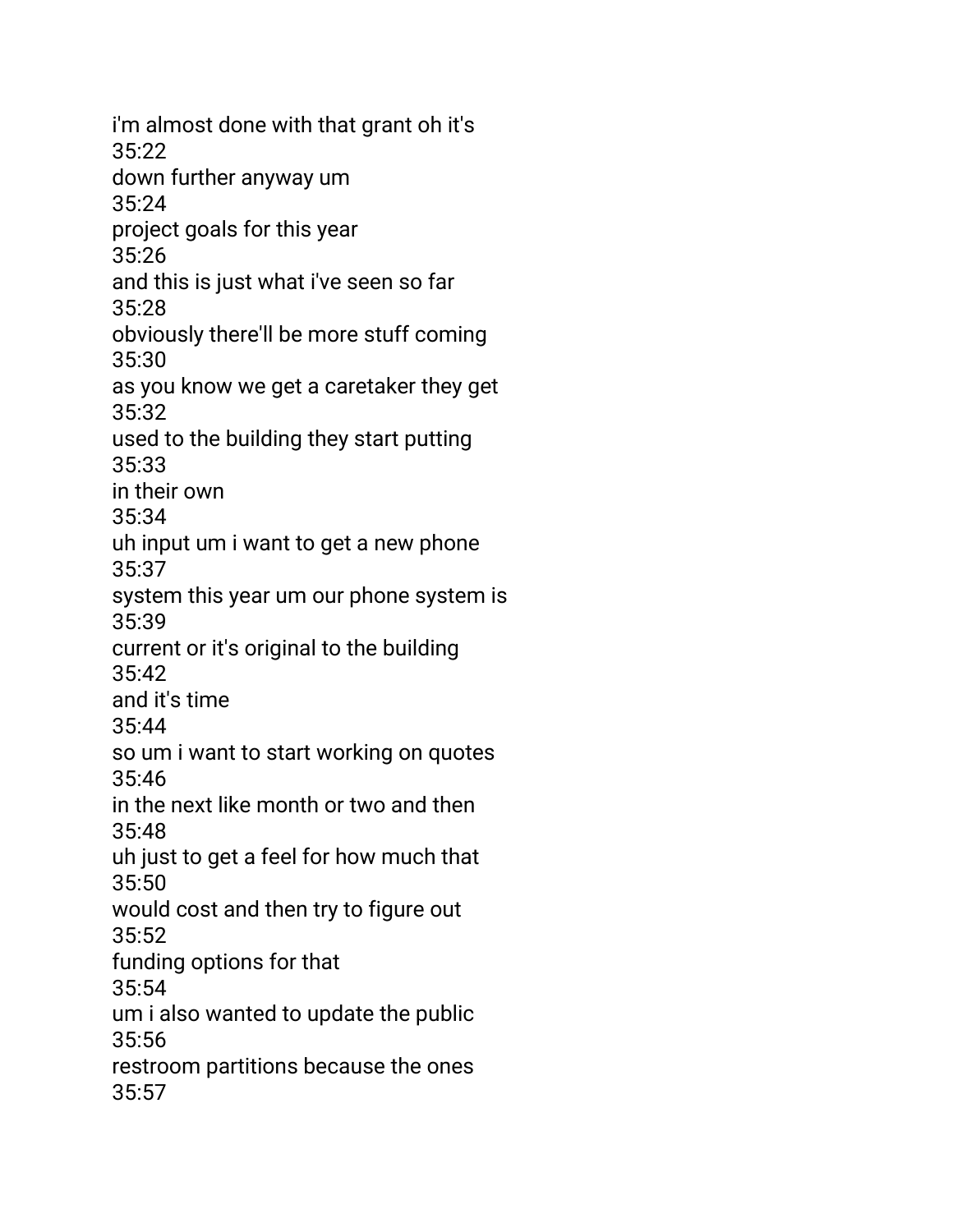i'm almost done with that grant oh it's
35:22
down further anyway um
35:24
project goals for this year
35:26
and this is just what i've seen so far
35:28
obviously there'll be more stuff coming
35:30
as you know we get a caretaker they get
35:32
used to the building they start putting
35:33
in their own
35:34
uh input um i want to get a new phone
35:37
system this year um our phone system is
35:39
current or it's original to the building
35:42
and it's time
35:44
so um i want to start working on quotes
35:46
in the next like month or two and then
35:48
uh just to get a feel for how much that
35:50
would cost and then try to figure out
35:52
funding options for that
35:54
um i also wanted to update the public
35:56
restroom partitions because the ones
35:57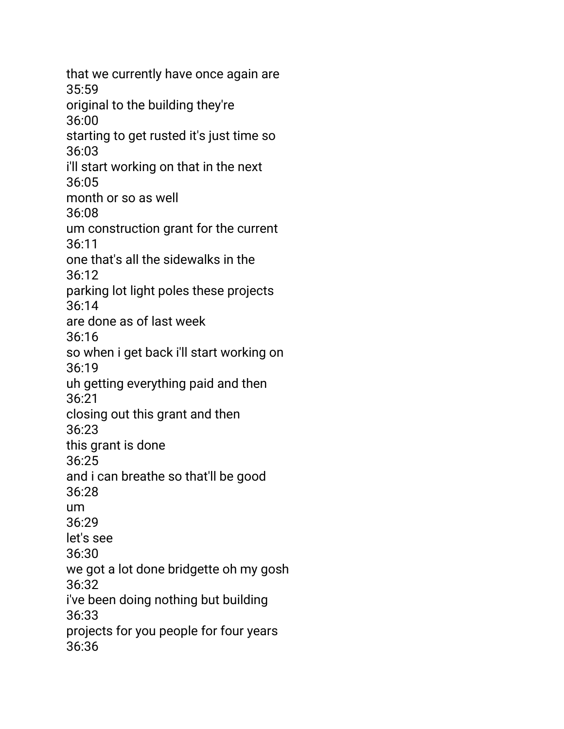that we currently have once again are
35:59
original to the building they're
36:00
starting to get rusted it's just time so
36:03
i'll start working on that in the next
36:05
month or so as well
36:08
um construction grant for the current
36:11
one that's all the sidewalks in the
36:12
parking lot light poles these projects
36:14
are done as of last week
36:16
so when i get back i'll start working on
36:19
uh getting everything paid and then
36:21
closing out this grant and then
36:23
this grant is done
36:25
and i can breathe so that'll be good
36:28
um
36:29
let's see
36:30
we got a lot done bridgette oh my gosh
36:32
i've been doing nothing but building
36:33
projects for you people for four years
36:36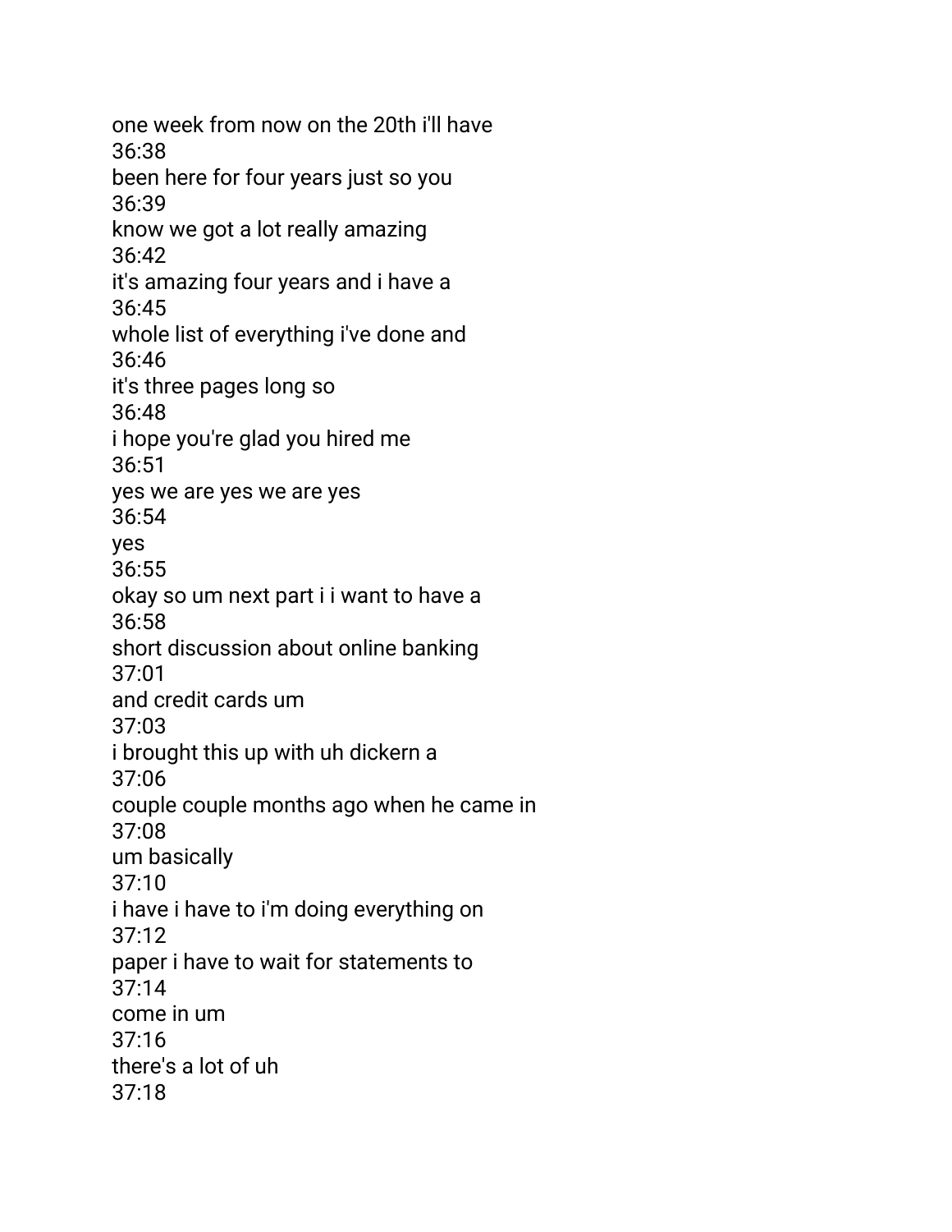one week from now on the 20th i'll have
36:38
been here for four years just so you
36:39
know we got a lot really amazing
36:42
it's amazing four years and i have a
36:45
whole list of everything i've done and
36:46
it's three pages long so
36:48
i hope you're glad you hired me
36:51
yes we are yes we are yes
36:54
yes
36:55
okay so um next part i i want to have a
36:58
short discussion about online banking
37:01
and credit cards um
37:03
i brought this up with uh dickern a
37:06
couple couple months ago when he came in
37:08
um basically
37:10
i have i have to i'm doing everything on
37:12
paper i have to wait for statements to
37:14
come in um
37:16
there's a lot of uh
37:18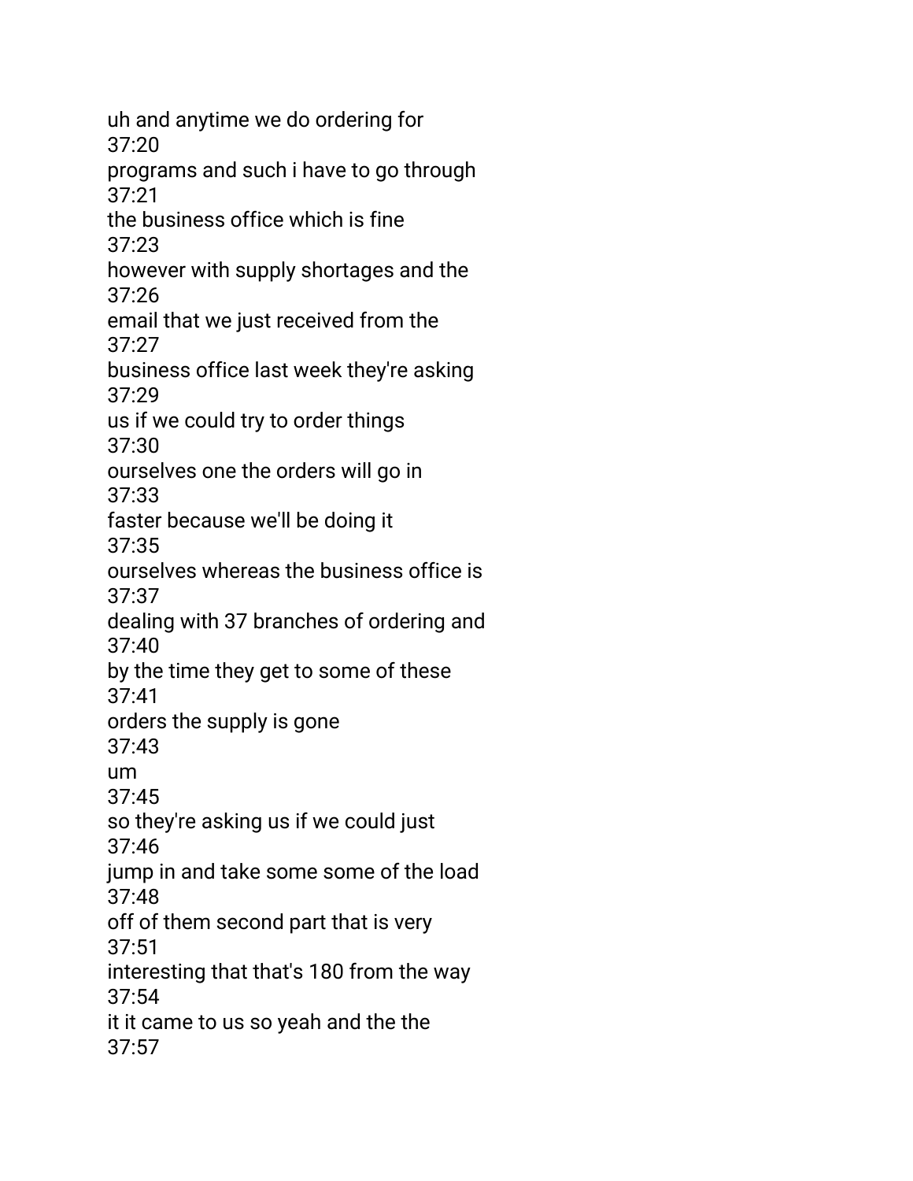uh and anytime we do ordering for
37:20
programs and such i have to go through
37:21
the business office which is fine
37:23
however with supply shortages and the
37:26
email that we just received from the
37:27
business office last week they're asking
37:29
us if we could try to order things
37:30
ourselves one the orders will go in
37:33
faster because we'll be doing it
37:35
ourselves whereas the business office is
37:37
dealing with 37 branches of ordering and
37:40
by the time they get to some of these
37:41
orders the supply is gone
37:43
um
37:45
so they're asking us if we could just
37:46
jump in and take some some of the load
37:48
off of them second part that is very
37:51
interesting that that's 180 from the way
37:54
it it came to us so yeah and the the
37:57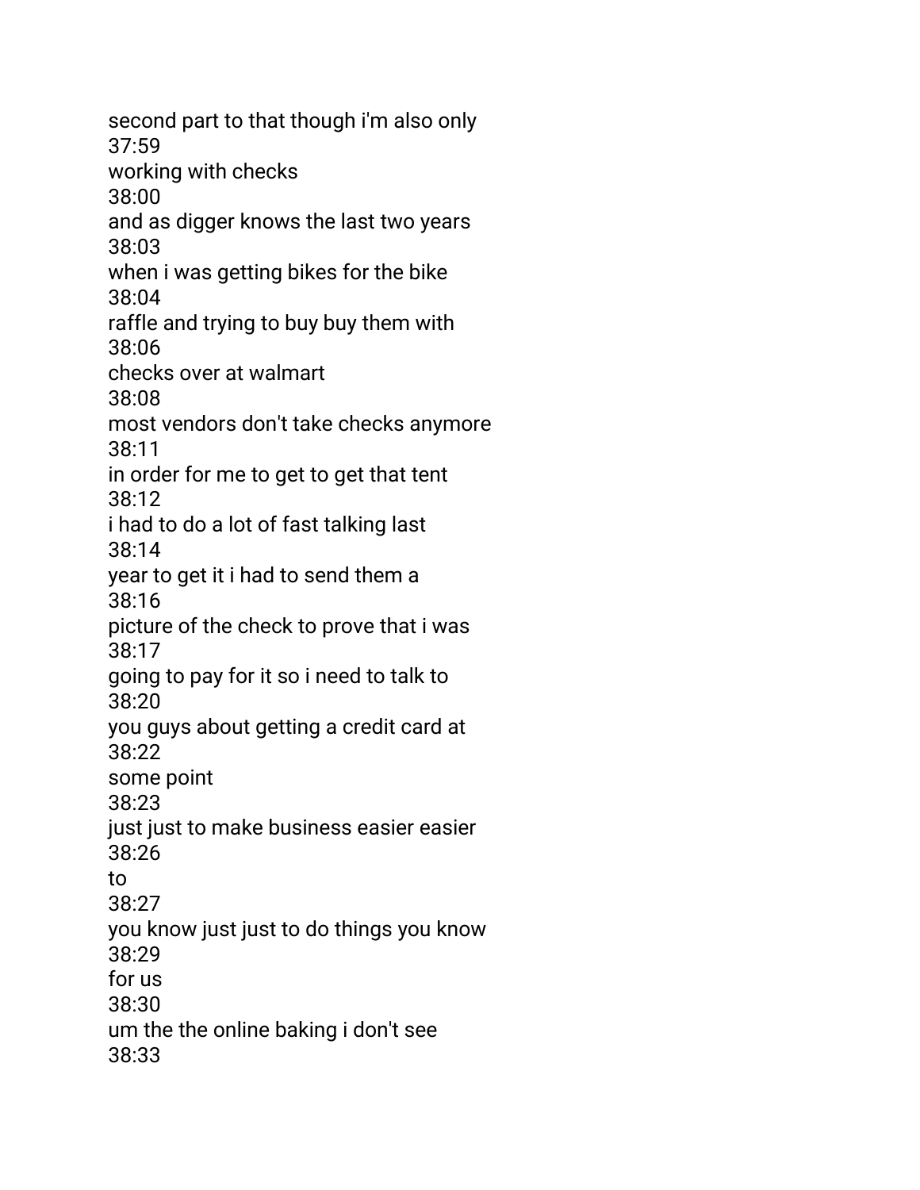second part to that though i'm also only
37:59
working with checks
38:00
and as digger knows the last two years
38:03
when i was getting bikes for the bike
38:04
raffle and trying to buy buy them with
38:06
checks over at walmart
38:08
most vendors don't take checks anymore
38:11
in order for me to get to get that tent
38:12
i had to do a lot of fast talking last
38:14
year to get it i had to send them a
38:16
picture of the check to prove that i was
38:17
going to pay for it so i need to talk to
38:20
you guys about getting a credit card at
38:22
some point
38:23
just just to make business easier easier
38:26
to
38:27
you know just just to do things you know
38:29
for us
38:30
um the the online baking i don't see
38:33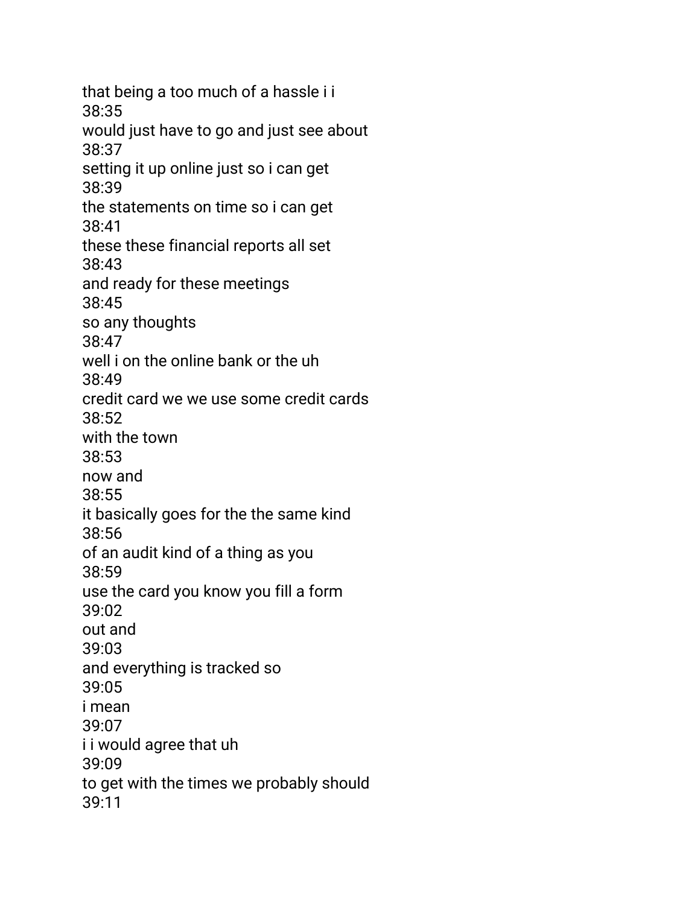that being a too much of a hassle i i
38:35
would just have to go and just see about
38:37
setting it up online just so i can get
38:39
the statements on time so i can get
38:41
these these financial reports all set
38:43
and ready for these meetings
38:45
so any thoughts
38:47
well i on the online bank or the uh
38:49
credit card we we use some credit cards
38:52
with the town
38:53
now and
38:55
it basically goes for the the same kind
38:56
of an audit kind of a thing as you
38:59
use the card you know you fill a form
39:02
out and
39:03
and everything is tracked so
39:05
i mean
39:07
i i would agree that uh
39:09
to get with the times we probably should
39:11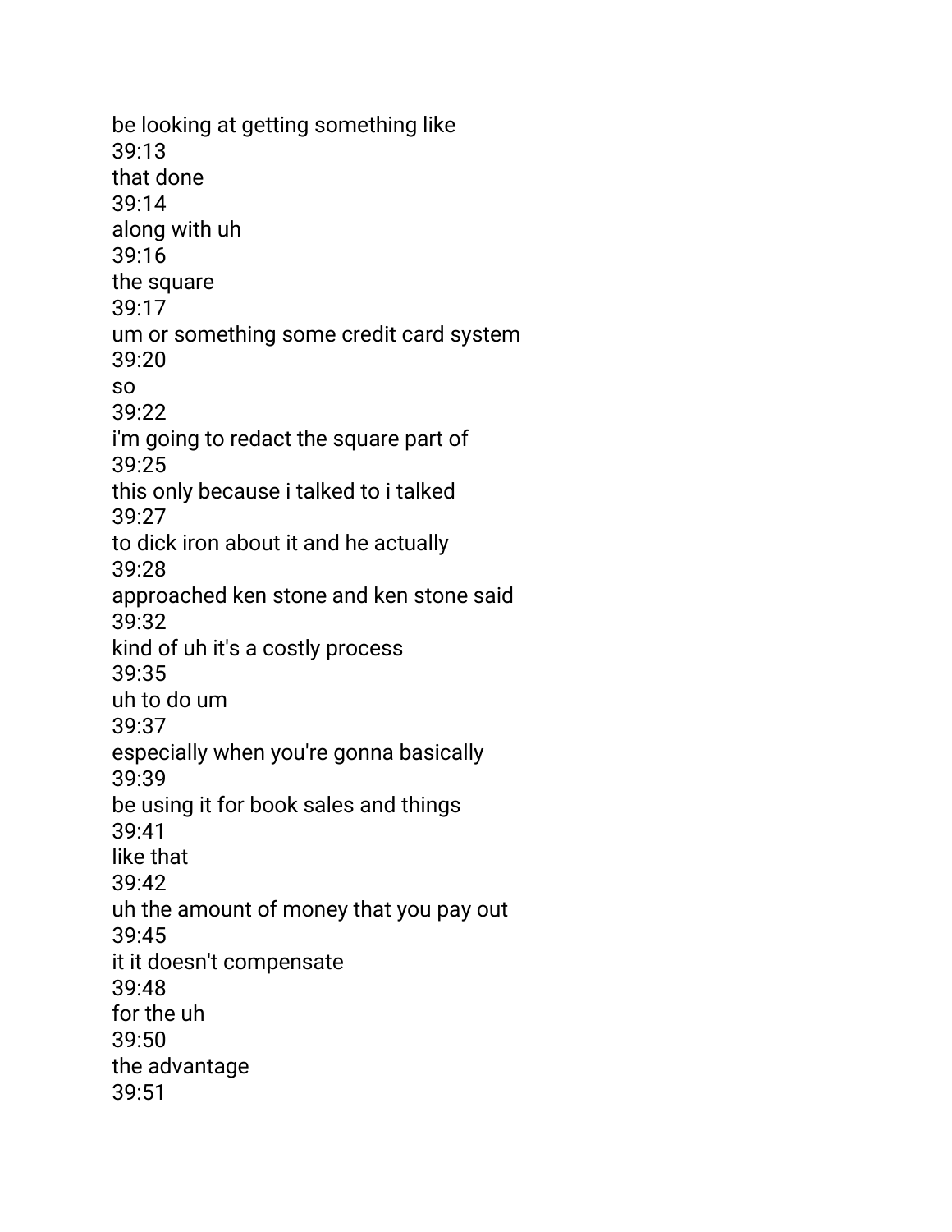be looking at getting something like
39:13
that done
39:14
along with uh
39:16
the square
39:17
um or something some credit card system
39:20
so
39:22
i'm going to redact the square part of
39:25
this only because i talked to i talked
39:27
to dick iron about it and he actually
39:28
approached ken stone and ken stone said
39:32
kind of uh it's a costly process
39:35
uh to do um
39:37
especially when you're gonna basically
39:39
be using it for book sales and things
39:41
like that
39:42
uh the amount of money that you pay out
39:45
it it doesn't compensate
39:48
for the uh
39:50
the advantage
39:51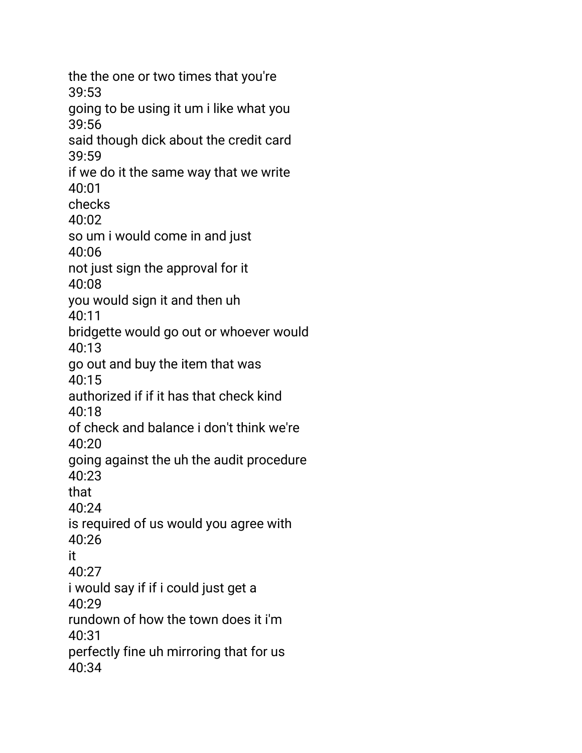the the one or two times that you're
39:53
going to be using it um i like what you
39:56
said though dick about the credit card
39:59
if we do it the same way that we write
40:01
checks
40:02
so um i would come in and just
40:06
not just sign the approval for it
40:08
you would sign it and then uh
40:11
bridgette would go out or whoever would
40:13
go out and buy the item that was
40:15
authorized if if it has that check kind
40:18
of check and balance i don't think we're
40:20
going against the uh the audit procedure
40:23
that
40:24
is required of us would you agree with
40:26
it
40:27
i would say if if i could just get a
40:29
rundown of how the town does it i'm
40:31
perfectly fine uh mirroring that for us
40:34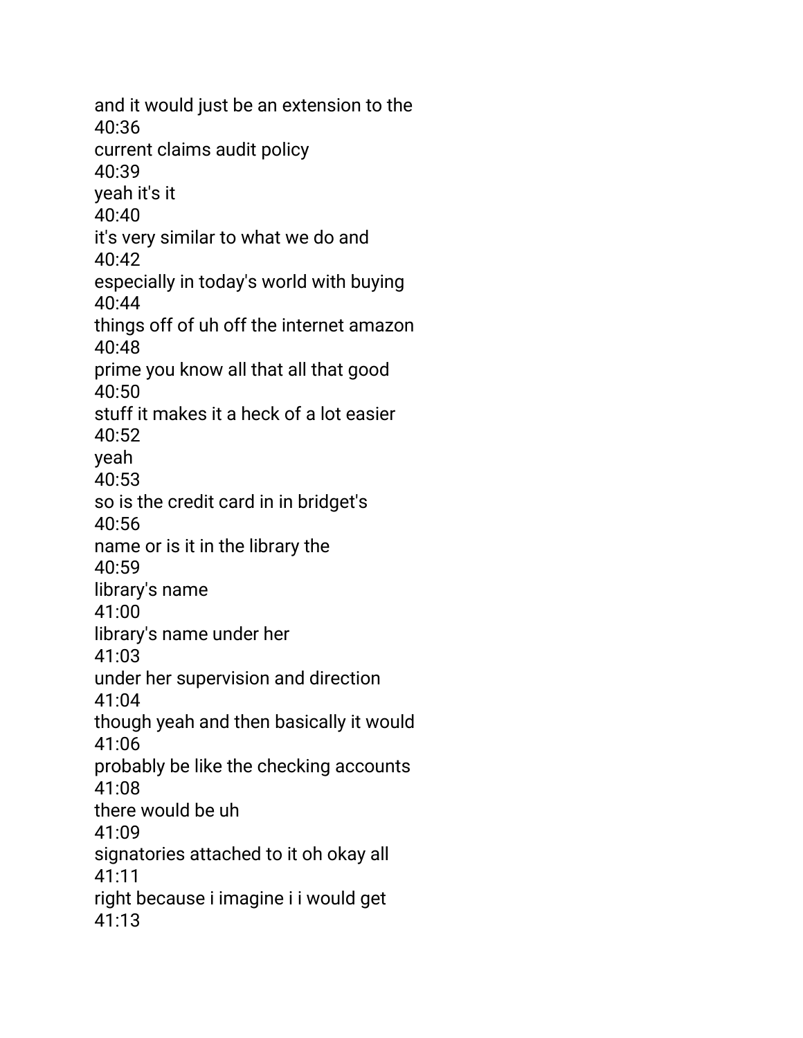and it would just be an extension to the
40:36
current claims audit policy
40:39
yeah it's it
40:40
it's very similar to what we do and
40:42
especially in today's world with buying
40:44
things off of uh off the internet amazon
40:48
prime you know all that all that good
40:50
stuff it makes it a heck of a lot easier
40:52
yeah
40:53
so is the credit card in in bridget's
40:56
name or is it in the library the
40:59
library's name
41:00
library's name under her
41:03
under her supervision and direction
41:04
though yeah and then basically it would
41:06
probably be like the checking accounts
41:08
there would be uh
41:09
signatories attached to it oh okay all
41:11
right because i imagine i i would get
41:13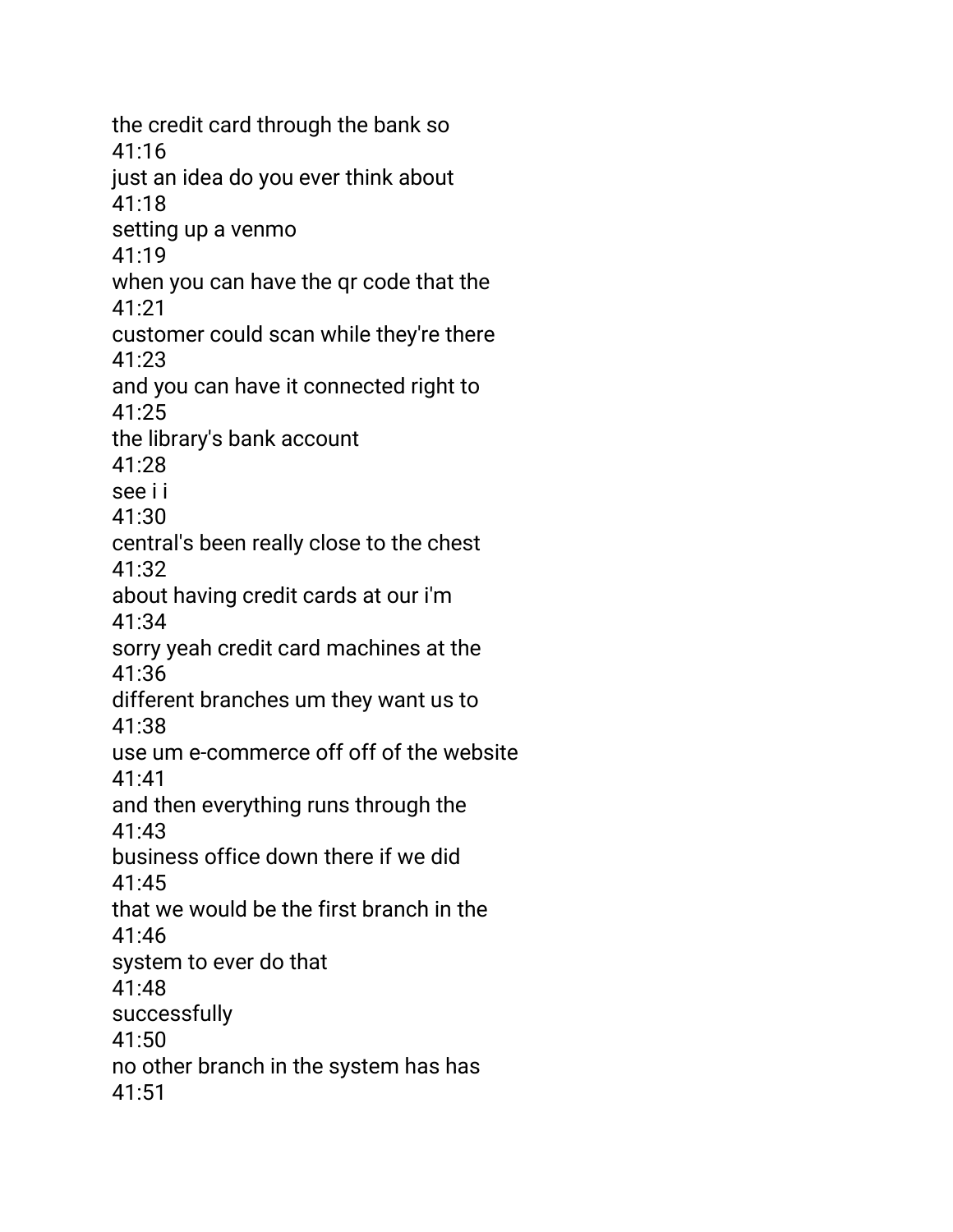the credit card through the bank so
41:16
just an idea do you ever think about
41:18
setting up a venmo
41:19
when you can have the qr code that the
41:21
customer could scan while they're there
41:23
and you can have it connected right to
41:25
the library's bank account
41:28
see i i
41:30
central's been really close to the chest
41:32
about having credit cards at our i'm
41:34
sorry yeah credit card machines at the
41:36
different branches um they want us to
41:38
use um e-commerce off off of the website
41:41
and then everything runs through the
41:43
business office down there if we did
41:45
that we would be the first branch in the
41:46
system to ever do that
41:48
successfully
41:50
no other branch in the system has has
41:51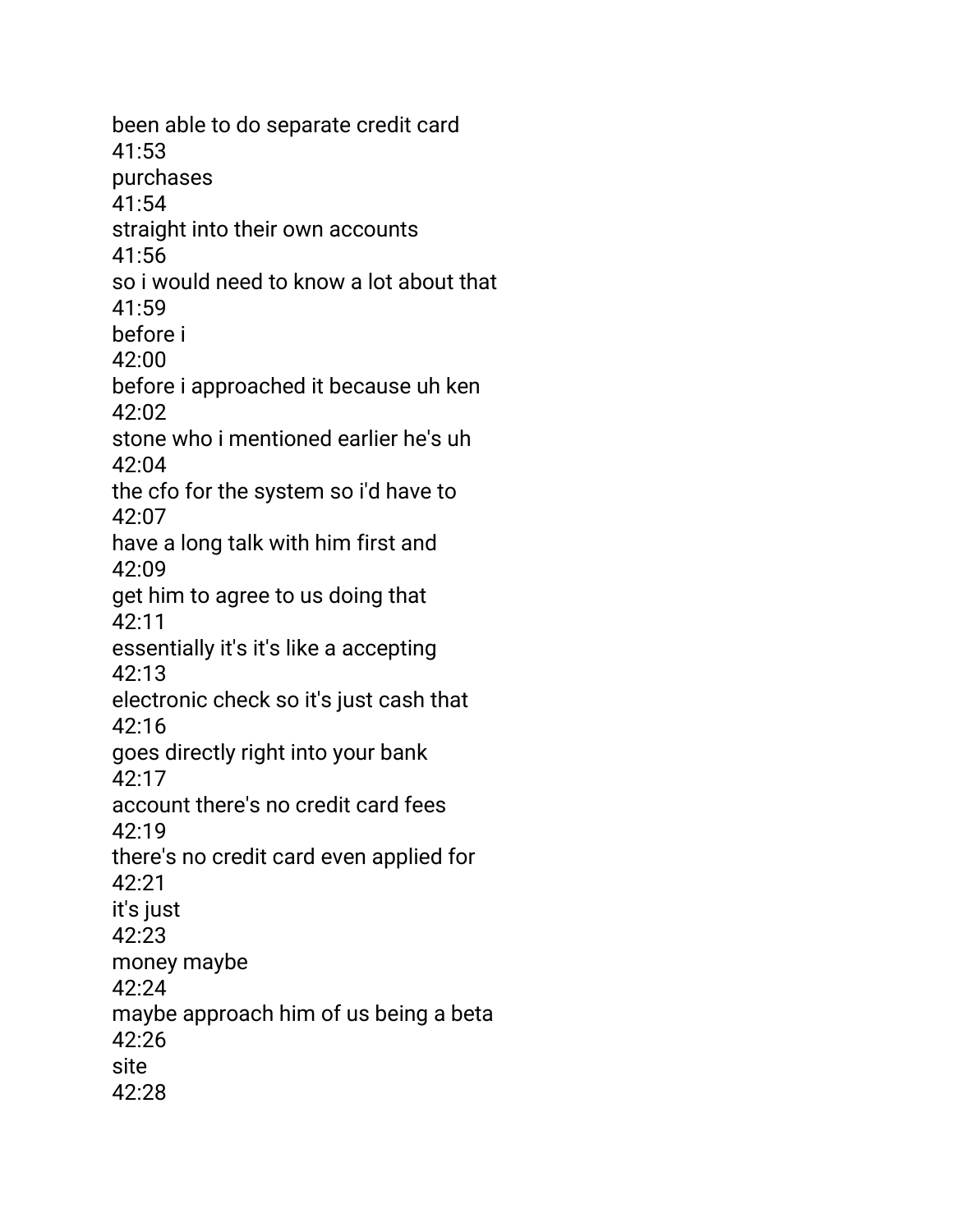been able to do separate credit card
41:53
purchases
41:54
straight into their own accounts
41:56
so i would need to know a lot about that
41:59
before i
42:00
before i approached it because uh ken
42:02
stone who i mentioned earlier he's uh
42:04
the cfo for the system so i'd have to
42:07
have a long talk with him first and
42:09
get him to agree to us doing that
42:11
essentially it's it's like a accepting
42:13
electronic check so it's just cash that
42:16
goes directly right into your bank
42:17
account there's no credit card fees
42:19
there's no credit card even applied for
42:21
it's just
42:23
money maybe
42:24
maybe approach him of us being a beta
42:26
site
42:28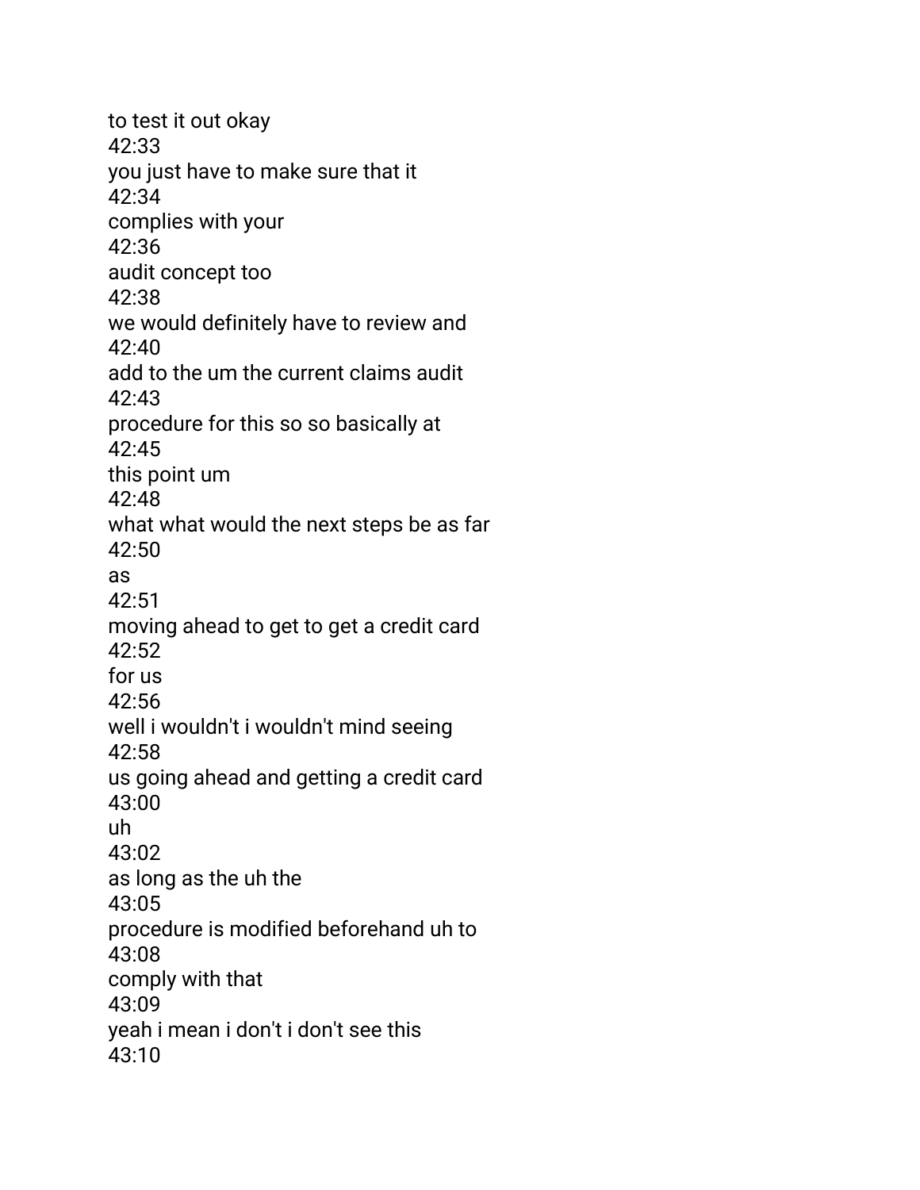to test it out okay
42:33
you just have to make sure that it
42:34
complies with your
42:36
audit concept too
42:38
we would definitely have to review and
42:40
add to the um the current claims audit
42:43
procedure for this so so basically at
42:45
this point um
42:48
what what would the next steps be as far
42:50
as
42:51
moving ahead to get to get a credit card
42:52
for us
42:56
well i wouldn't i wouldn't mind seeing
42:58
us going ahead and getting a credit card
43:00
uh
43:02
as long as the uh the
43:05
procedure is modified beforehand uh to
43:08
comply with that
43:09
yeah i mean i don't i don't see this
43:10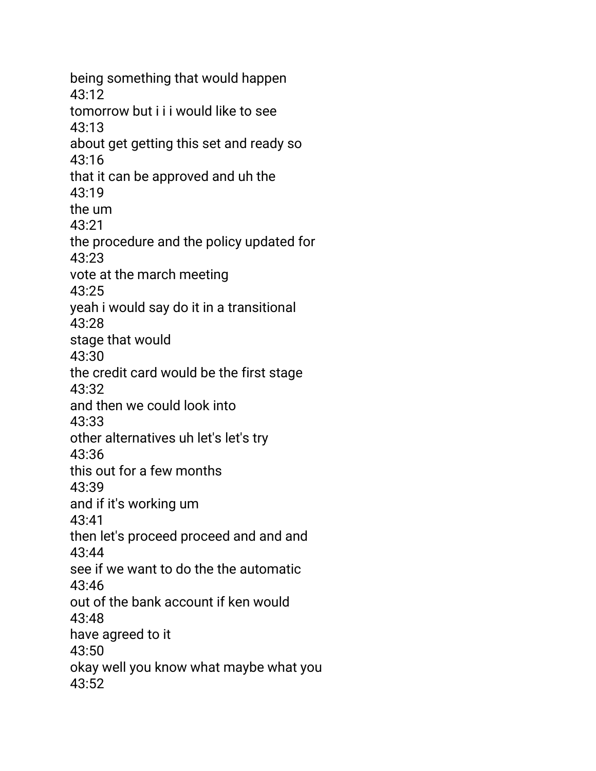being something that would happen
43:12
tomorrow but i i i would like to see
43:13
about get getting this set and ready so
43:16
that it can be approved and uh the
43:19
the um
43:21
the procedure and the policy updated for
43:23
vote at the march meeting
43:25
yeah i would say do it in a transitional
43:28
stage that would
43:30
the credit card would be the first stage
43:32
and then we could look into
43:33
other alternatives uh let's let's try
43:36
this out for a few months
43:39
and if it's working um
43:41
then let's proceed proceed and and and
43:44
see if we want to do the the automatic
43:46
out of the bank account if ken would
43:48
have agreed to it
43:50
okay well you know what maybe what you
43:52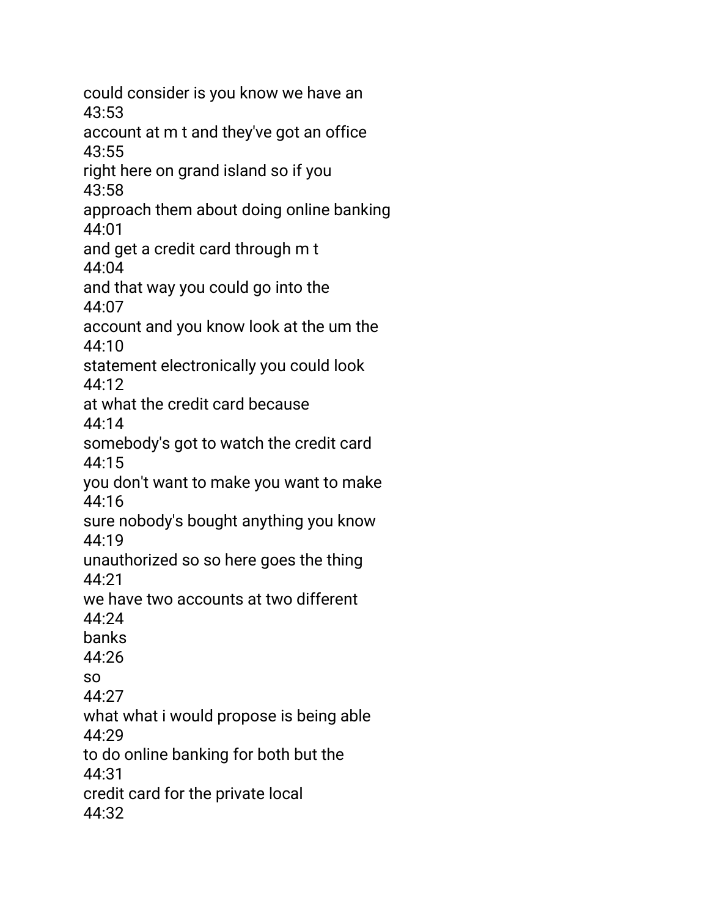could consider is you know we have an
43:53
account at m t and they've got an office
43:55
right here on grand island so if you
43:58
approach them about doing online banking
44:01
and get a credit card through m t
44:04
and that way you could go into the
44:07
account and you know look at the um the
44:10
statement electronically you could look
44:12
at what the credit card because
44:14
somebody's got to watch the credit card
44:15
you don't want to make you want to make
44:16
sure nobody's bought anything you know
44:19
unauthorized so so here goes the thing
44:21
we have two accounts at two different
44:24
banks
44:26
so
44:27
what what i would propose is being able
44:29
to do online banking for both but the
44:31
credit card for the private local
44:32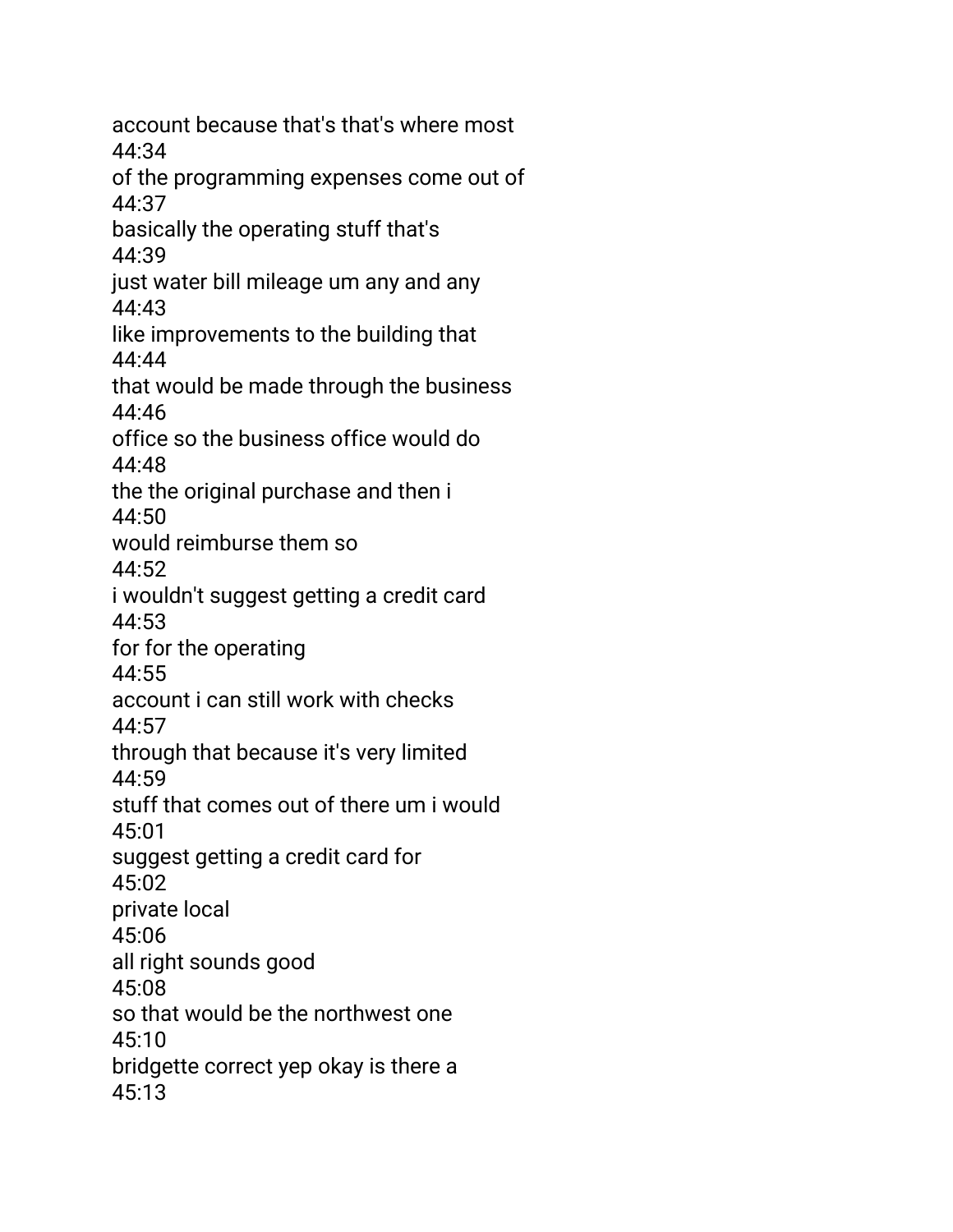account because that's that's where most
44:34
of the programming expenses come out of
44:37
basically the operating stuff that's
44:39
just water bill mileage um any and any
44:43
like improvements to the building that
44:44
that would be made through the business
44:46
office so the business office would do
44:48
the the original purchase and then i
44:50
would reimburse them so
44:52
i wouldn't suggest getting a credit card
44:53
for for the operating
44:55
account i can still work with checks
44:57
through that because it's very limited
44:59
stuff that comes out of there um i would
45:01
suggest getting a credit card for
45:02
private local
45:06
all right sounds good
45:08
so that would be the northwest one
45:10
bridgette correct yep okay is there a
45:13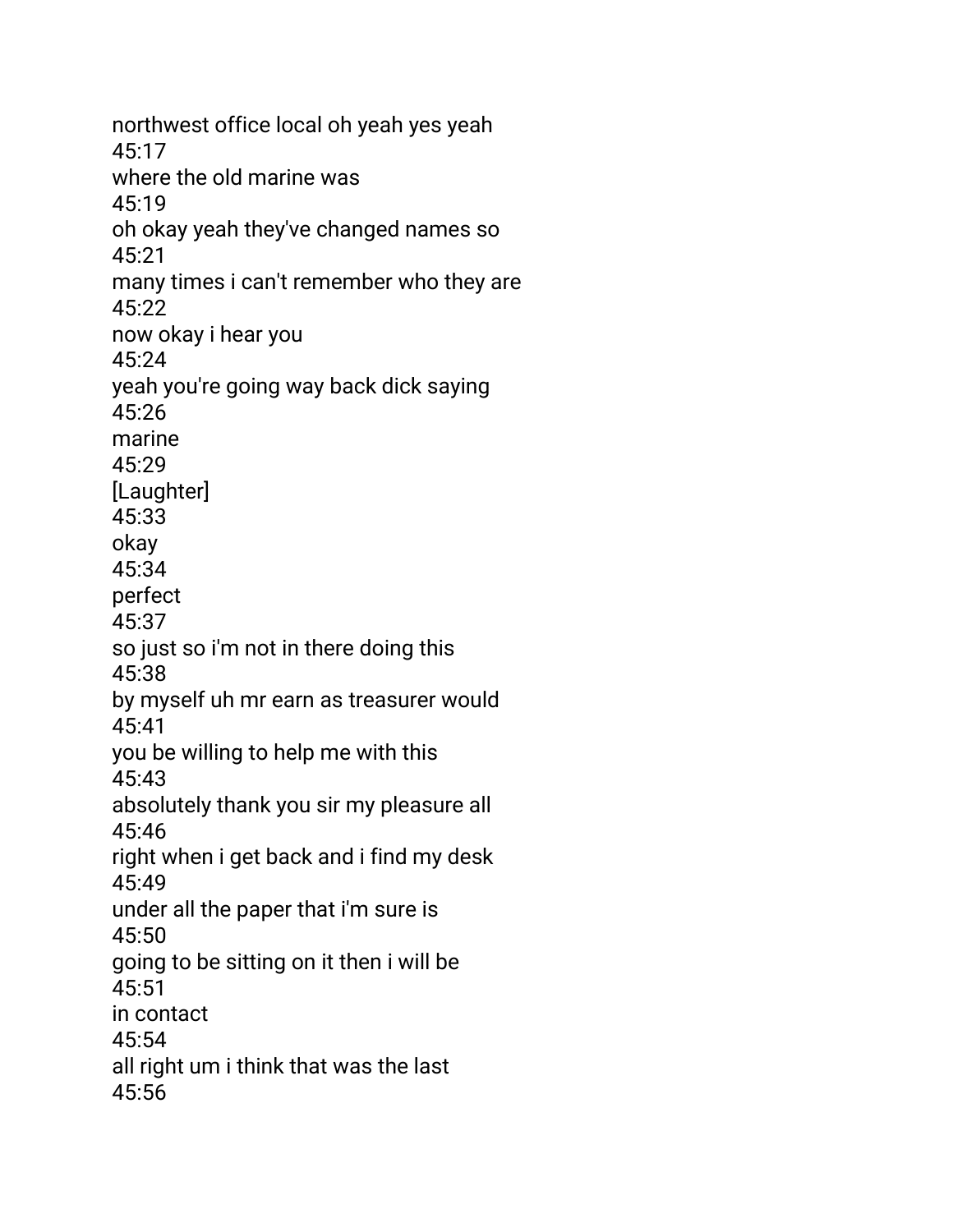northwest office local oh yeah yes yeah
45:17
where the old marine was
45:19
oh okay yeah they've changed names so
45:21
many times i can't remember who they are
45:22
now okay i hear you
45:24
yeah you're going way back dick saying
45:26
marine
45:29
[Laughter]
45:33
okay
45:34
perfect
45:37
so just so i'm not in there doing this
45:38
by myself uh mr earn as treasurer would
45:41
you be willing to help me with this
45:43
absolutely thank you sir my pleasure all
45:46
right when i get back and i find my desk
45:49
under all the paper that i'm sure is
45:50
going to be sitting on it then i will be
45:51
in contact
45:54
all right um i think that was the last
45:56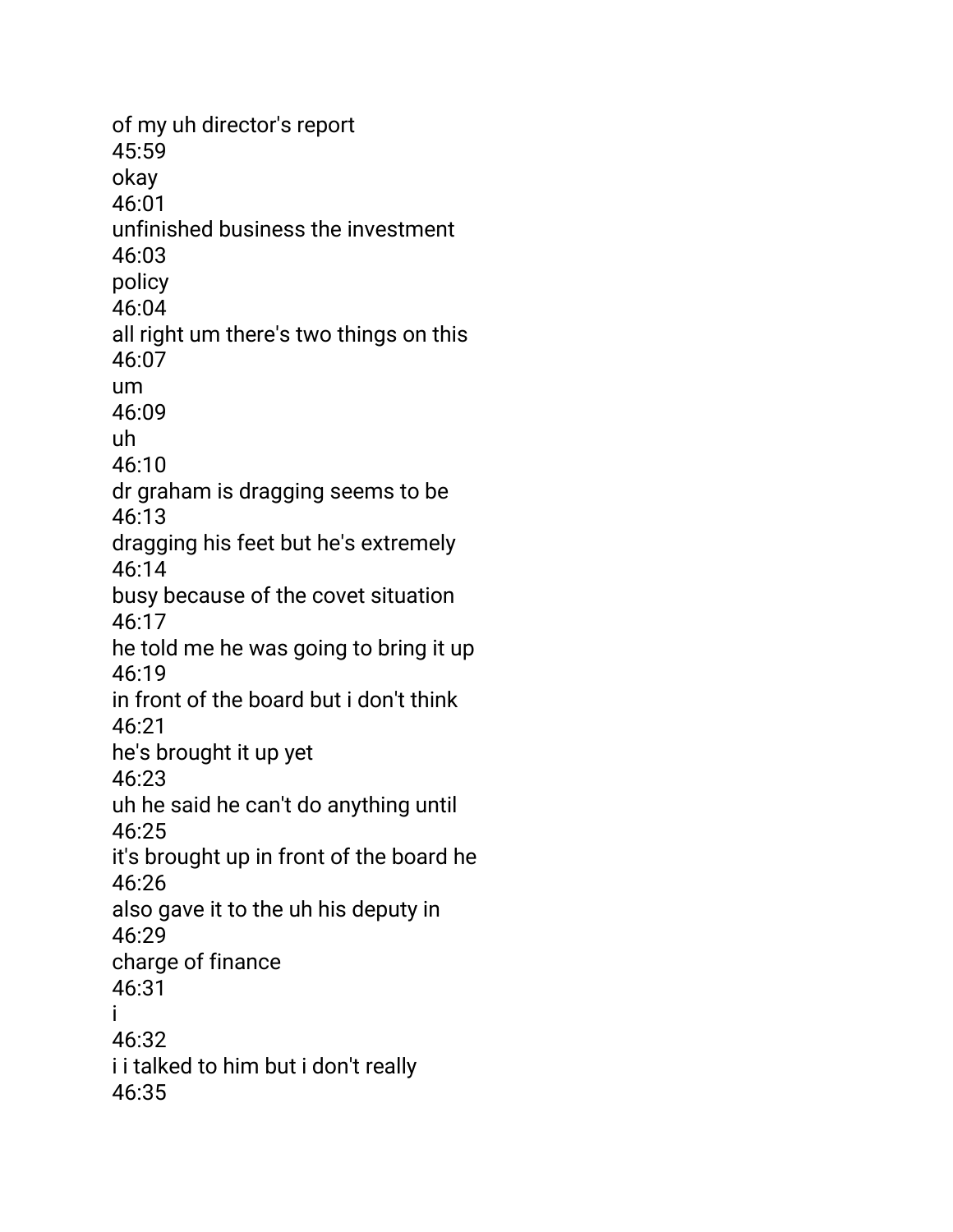of my uh director's report
45:59
okay
46:01
unfinished business the investment
46:03
policy
46:04
all right um there's two things on this
46:07
um
46:09
uh
46:10
dr graham is dragging seems to be
46:13
dragging his feet but he's extremely
46:14
busy because of the covet situation
46:17
he told me he was going to bring it up
46:19
in front of the board but i don't think
46:21
he's brought it up yet
46:23
uh he said he can't do anything until
46:25
it's brought up in front of the board he
46:26
also gave it to the uh his deputy in
46:29
charge of finance
46:31
i
46:32
i i talked to him but i don't really
46:35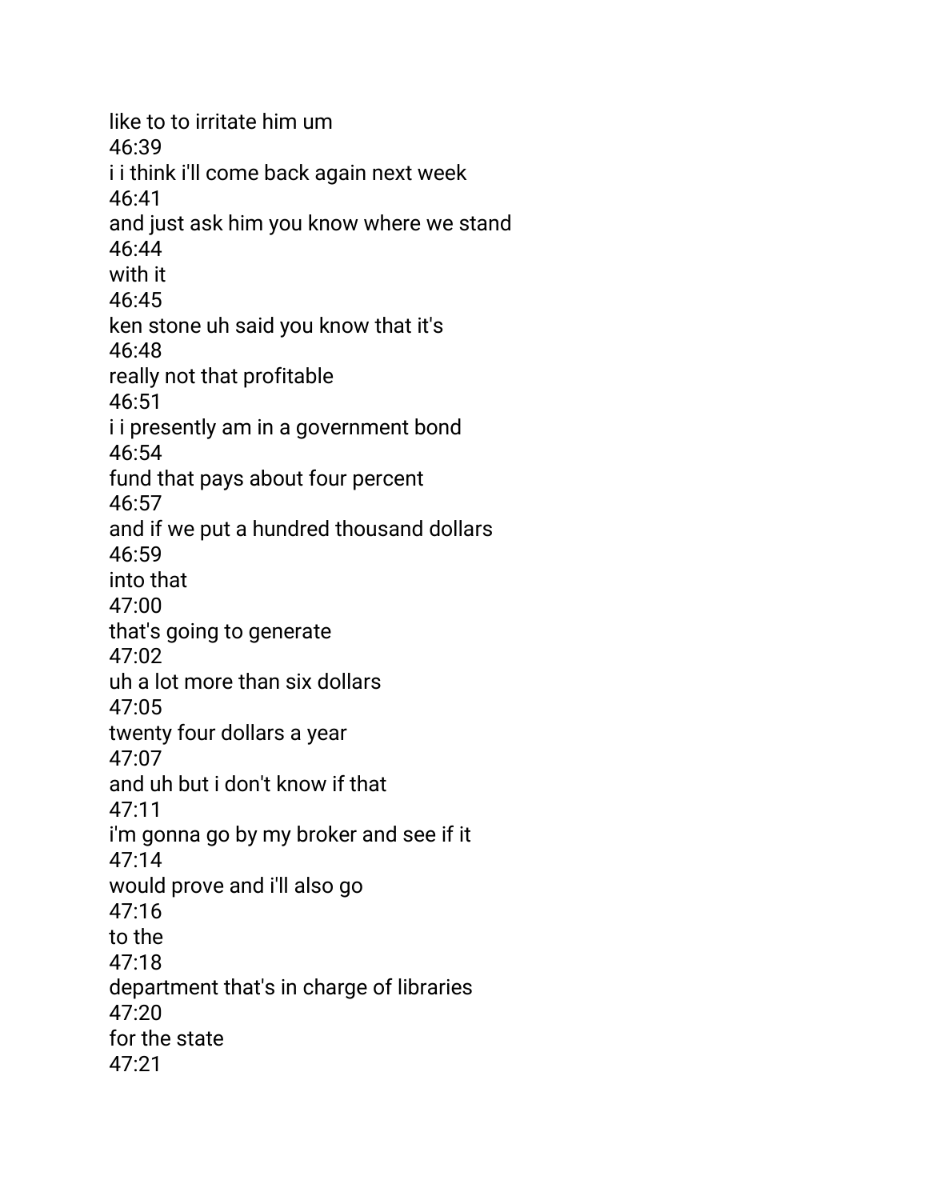like to to irritate him um
46:39
i i think i'll come back again next week
46:41
and just ask him you know where we stand
46:44
with it
46:45
ken stone uh said you know that it's
46:48
really not that profitable
46:51
i i presently am in a government bond
46:54
fund that pays about four percent
46:57
and if we put a hundred thousand dollars
46:59
into that
47:00
that's going to generate
47:02
uh a lot more than six dollars
47:05
twenty four dollars a year
47:07
and uh but i don't know if that
47:11
i'm gonna go by my broker and see if it
47:14
would prove and i'll also go
47:16
to the
47:18
department that's in charge of libraries
47:20
for the state
47:21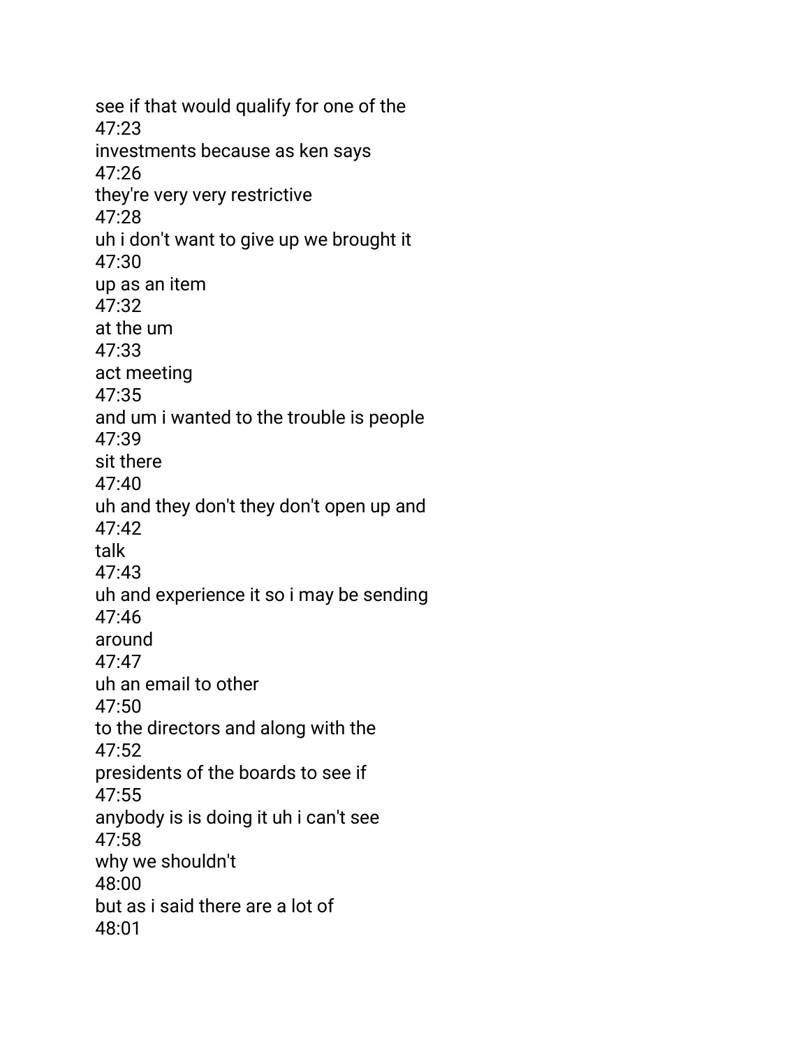see if that would qualify for one of the
47:23
investments because as ken says
47:26
they're very very restrictive
47:28
uh i don't want to give up we brought it
47:30
up as an item
47:32
at the um
47:33
act meeting
47:35
and um i wanted to the trouble is people
47:39
sit there
47:40
uh and they don't they don't open up and
47:42
talk
47:43
uh and experience it so i may be sending
47:46
around
47:47
uh an email to other
47:50
to the directors and along with the
47:52
presidents of the boards to see if
47:55
anybody is is doing it uh i can't see
47:58
why we shouldn't
48:00
but as i said there are a lot of
48:01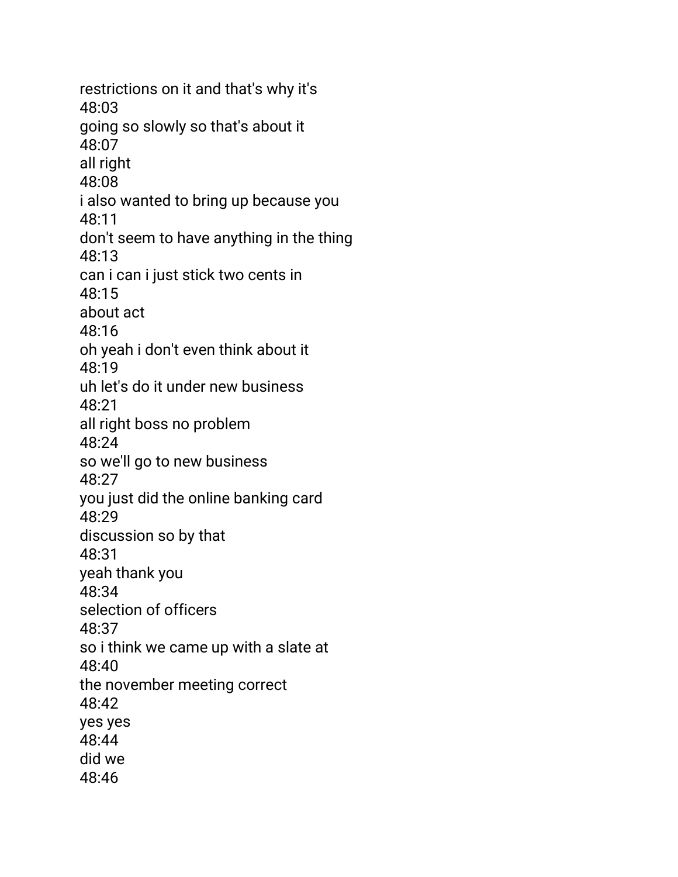restrictions on it and that's why it's
48:03
going so slowly so that's about it
48:07
all right
48:08
i also wanted to bring up because you
48:11
don't seem to have anything in the thing
48:13
can i can i just stick two cents in
48:15
about act
48:16
oh yeah i don't even think about it
48:19
uh let's do it under new business
48:21
all right boss no problem
48:24
so we'll go to new business
48:27
you just did the online banking card
48:29
discussion so by that
48:31
yeah thank you
48:34
selection of officers
48:37
so i think we came up with a slate at
48:40
the november meeting correct
48:42
yes yes
48:44
did we
48:46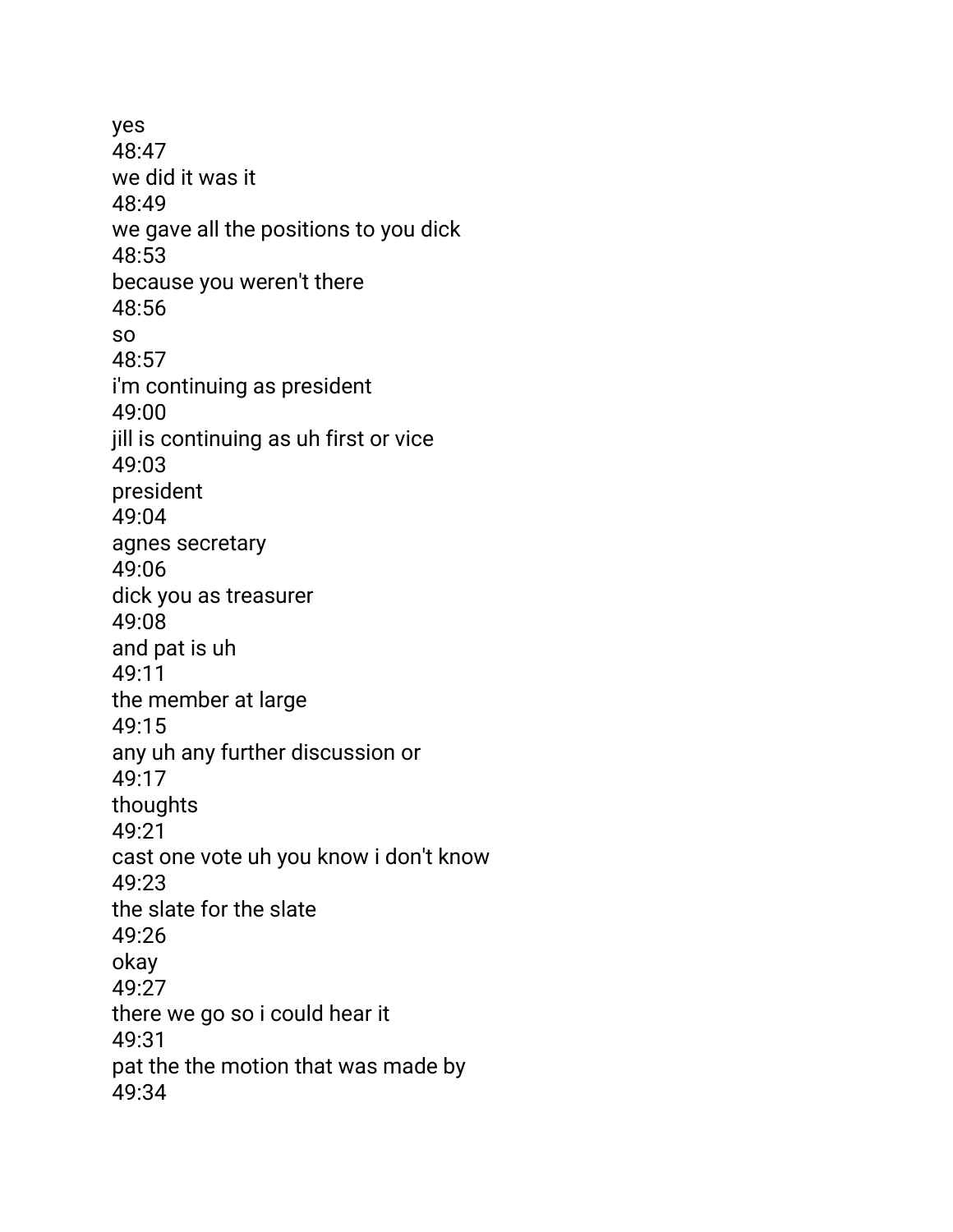yes
48:47
we did it was it
48:49
we gave all the positions to you dick
48:53
because you weren't there
48:56
so
48:57
i'm continuing as president
49:00
jill is continuing as uh first or vice
49:03
president
49:04
agnes secretary
49:06
dick you as treasurer
49:08
and pat is uh
49:11
the member at large
49:15
any uh any further discussion or
49:17
thoughts
49:21
cast one vote uh you know i don't know
49:23
the slate for the slate
49:26
okay
49:27
there we go so i could hear it
49:31
pat the the motion that was made by
49:34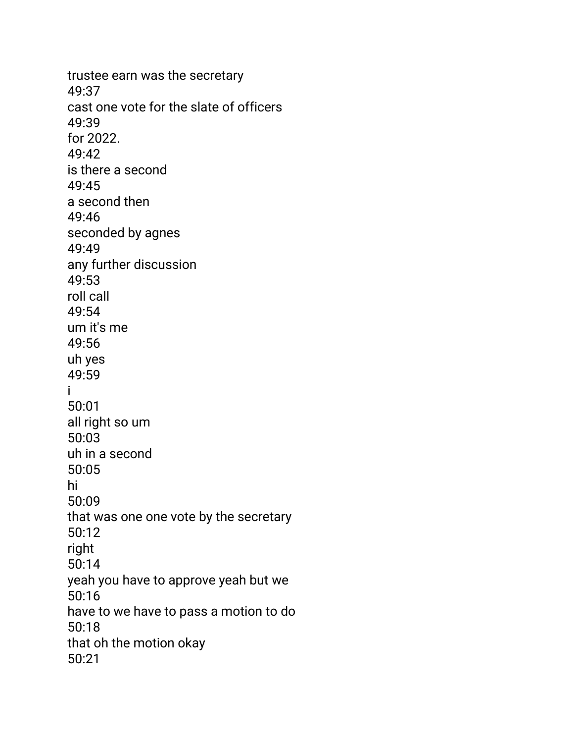trustee earn was the secretary
49:37
cast one vote for the slate of officers
49:39
for 2022.
49:42
is there a second
49:45
a second then
49:46
seconded by agnes
49:49
any further discussion
49:53
roll call
49:54
um it's me
49:56
uh yes
49:59
i
50:01
all right so um
50:03
uh in a second
50:05
hi
50:09
that was one one vote by the secretary
50:12
right
50:14
yeah you have to approve yeah but we
50:16
have to we have to pass a motion to do
50:18
that oh the motion okay
50:21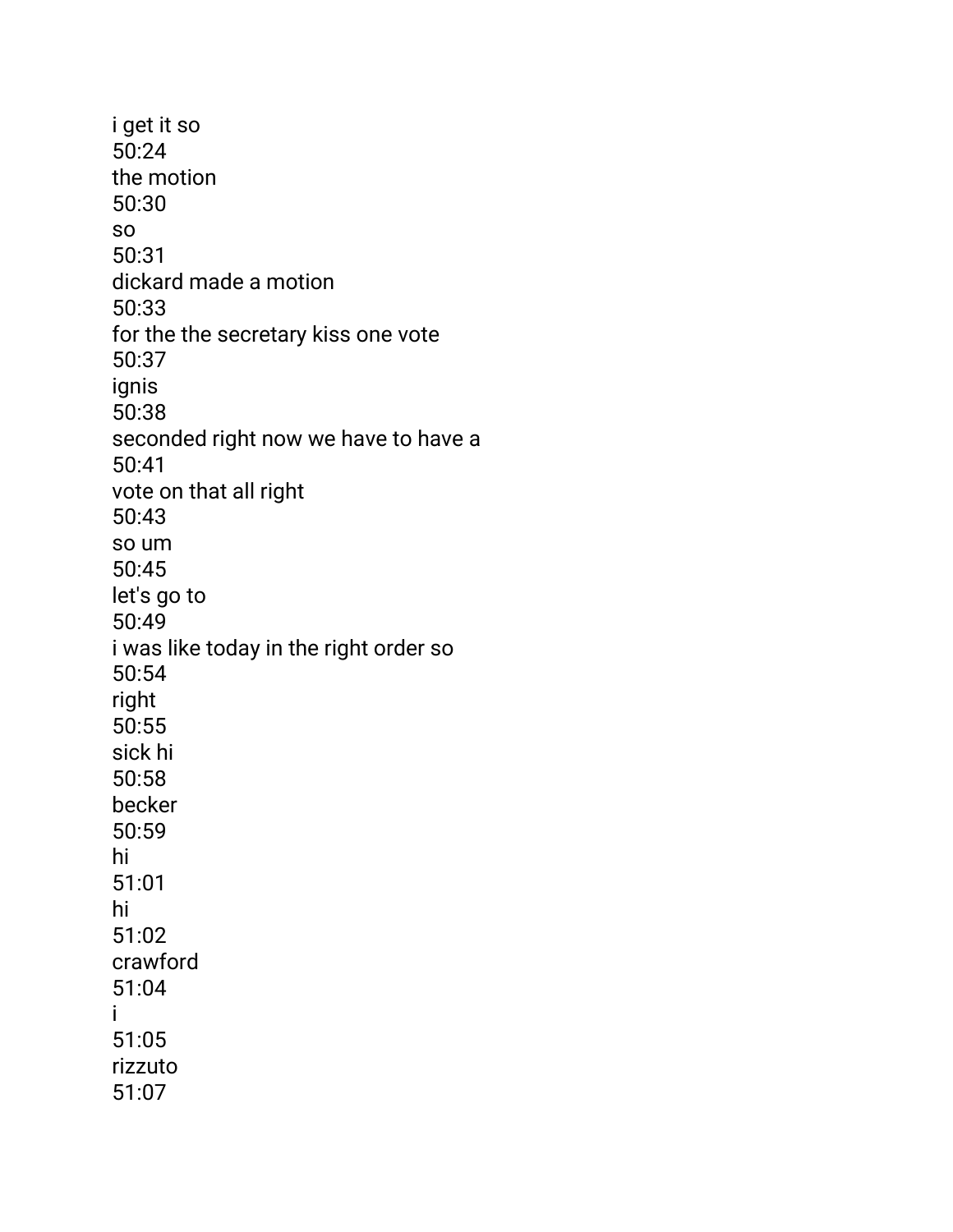i get it so

50:24

the motion

50:30

so

50:31

dickard made a motion

50:33

for the the secretary kiss one vote

50:37

ignis

50:38

seconded right now we have to have a

50:41

vote on that all right

50:43

so um

50:45

let's go to

50:49

i was like today in the right order so

50:54

right

50:55

sick hi

50:58

becker

50:59

hi

51:01

hi

51:02

crawford

51:04

i

51:05

rizzuto

51:07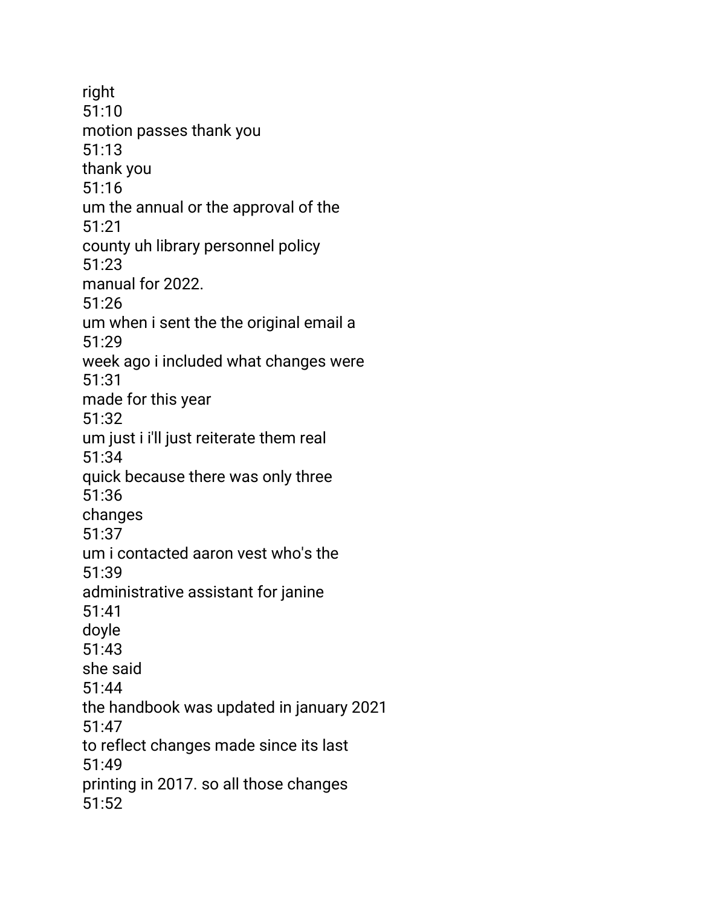right
51:10
motion passes thank you
51:13
thank you
51:16
um the annual or the approval of the
51:21
county uh library personnel policy
51:23
manual for 2022.
51:26
um when i sent the the original email a
51:29
week ago i included what changes were
51:31
made for this year
51:32
um just i i'll just reiterate them real
51:34
quick because there was only three
51:36
changes
51:37
um i contacted aaron vest who's the
51:39
administrative assistant for janine
51:41
doyle
51:43
she said
51:44
the handbook was updated in january 2021
51:47
to reflect changes made since its last
51:49
printing in 2017. so all those changes
51:52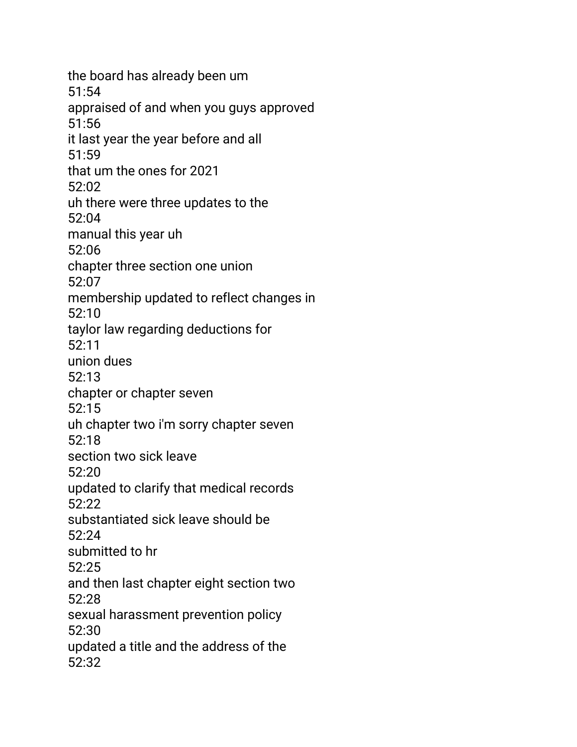the board has already been um
51:54
appraised of and when you guys approved
51:56
it last year the year before and all
51:59
that um the ones for 2021
52:02
uh there were three updates to the
52:04
manual this year uh
52:06
chapter three section one union
52:07
membership updated to reflect changes in
52:10
taylor law regarding deductions for
52:11
union dues
52:13
chapter or chapter seven
52:15
uh chapter two i'm sorry chapter seven
52:18
section two sick leave
52:20
updated to clarify that medical records
52:22
substantiated sick leave should be
52:24
submitted to hr
52:25
and then last chapter eight section two
52:28
sexual harassment prevention policy
52:30
updated a title and the address of the
52:32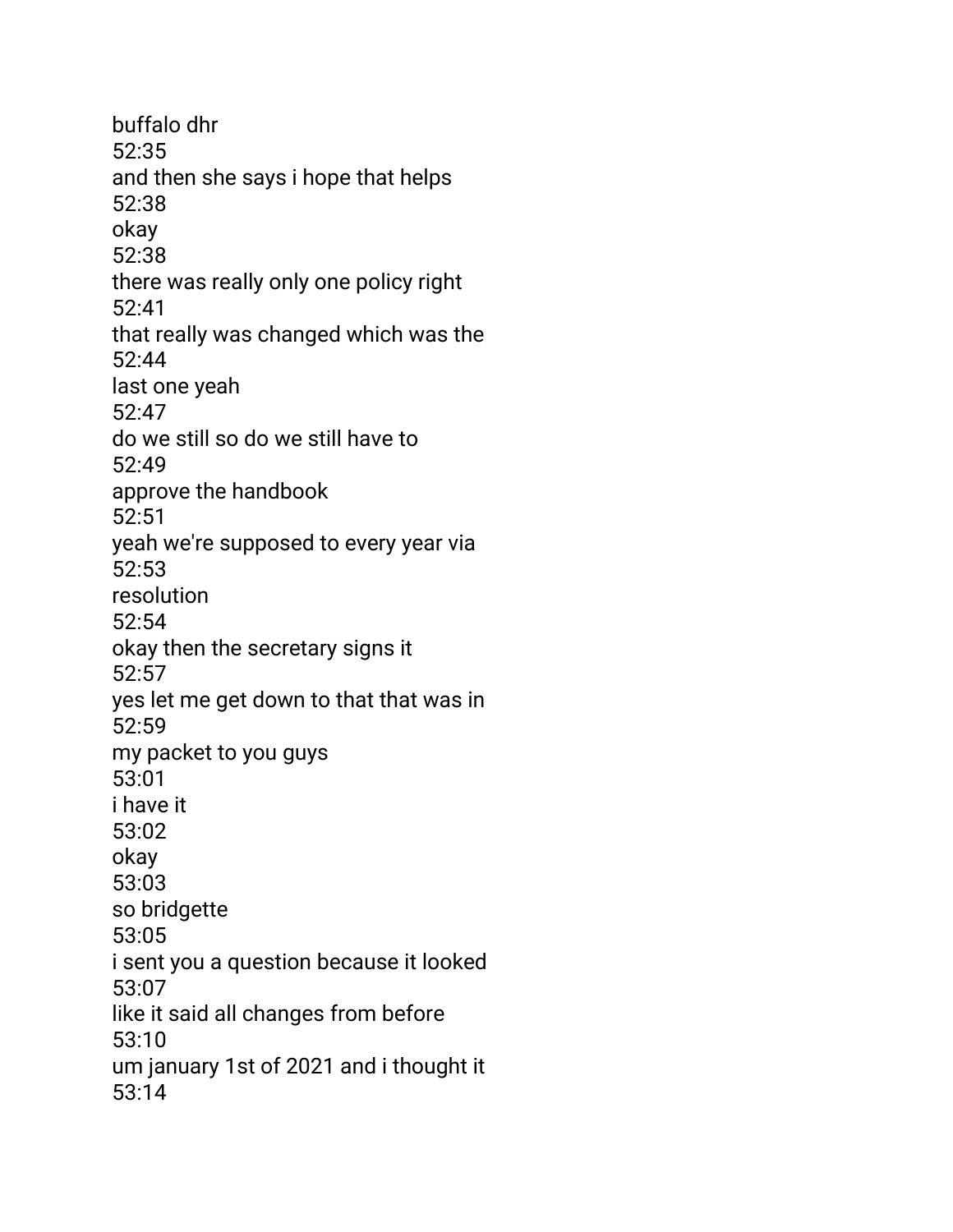buffalo dhr
52:35
and then she says i hope that helps
52:38
okay
52:38
there was really only one policy right
52:41
that really was changed which was the
52:44
last one yeah
52:47
do we still so do we still have to
52:49
approve the handbook
52:51
yeah we're supposed to every year via
52:53
resolution
52:54
okay then the secretary signs it
52:57
yes let me get down to that that was in
52:59
my packet to you guys
53:01
i have it
53:02
okay
53:03
so bridgette
53:05
i sent you a question because it looked
53:07
like it said all changes from before
53:10
um january 1st of 2021 and i thought it
53:14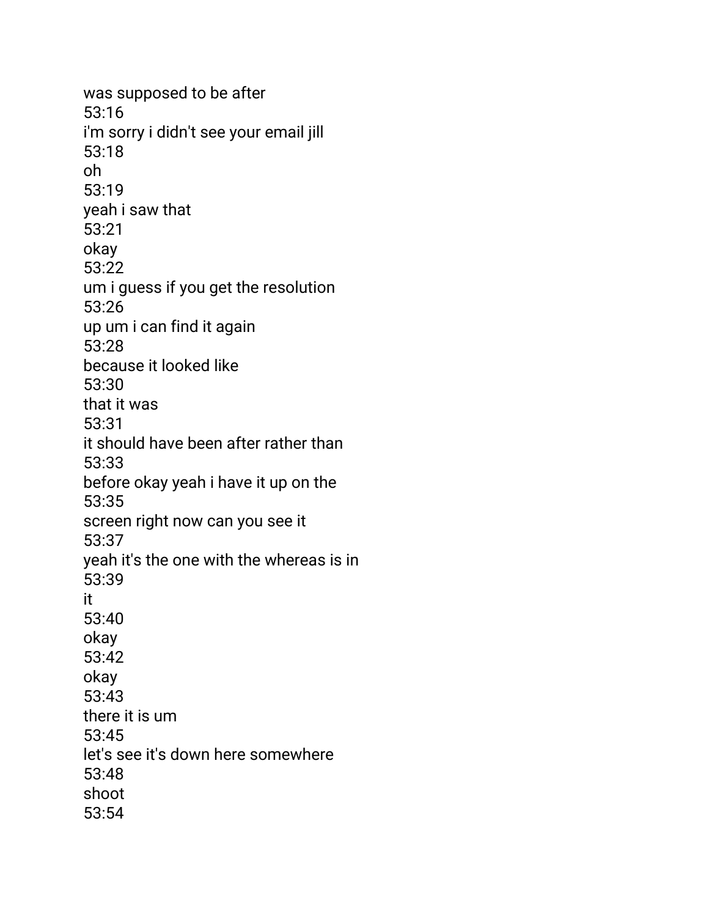was supposed to be after
53:16
i'm sorry i didn't see your email jill
53:18
oh
53:19
yeah i saw that
53:21
okay
53:22
um i guess if you get the resolution
53:26
up um i can find it again
53:28
because it looked like
53:30
that it was
53:31
it should have been after rather than
53:33
before okay yeah i have it up on the
53:35
screen right now can you see it
53:37
yeah it's the one with the whereas is in
53:39
it
53:40
okay
53:42
okay
53:43
there it is um
53:45
let's see it's down here somewhere
53:48
shoot
53:54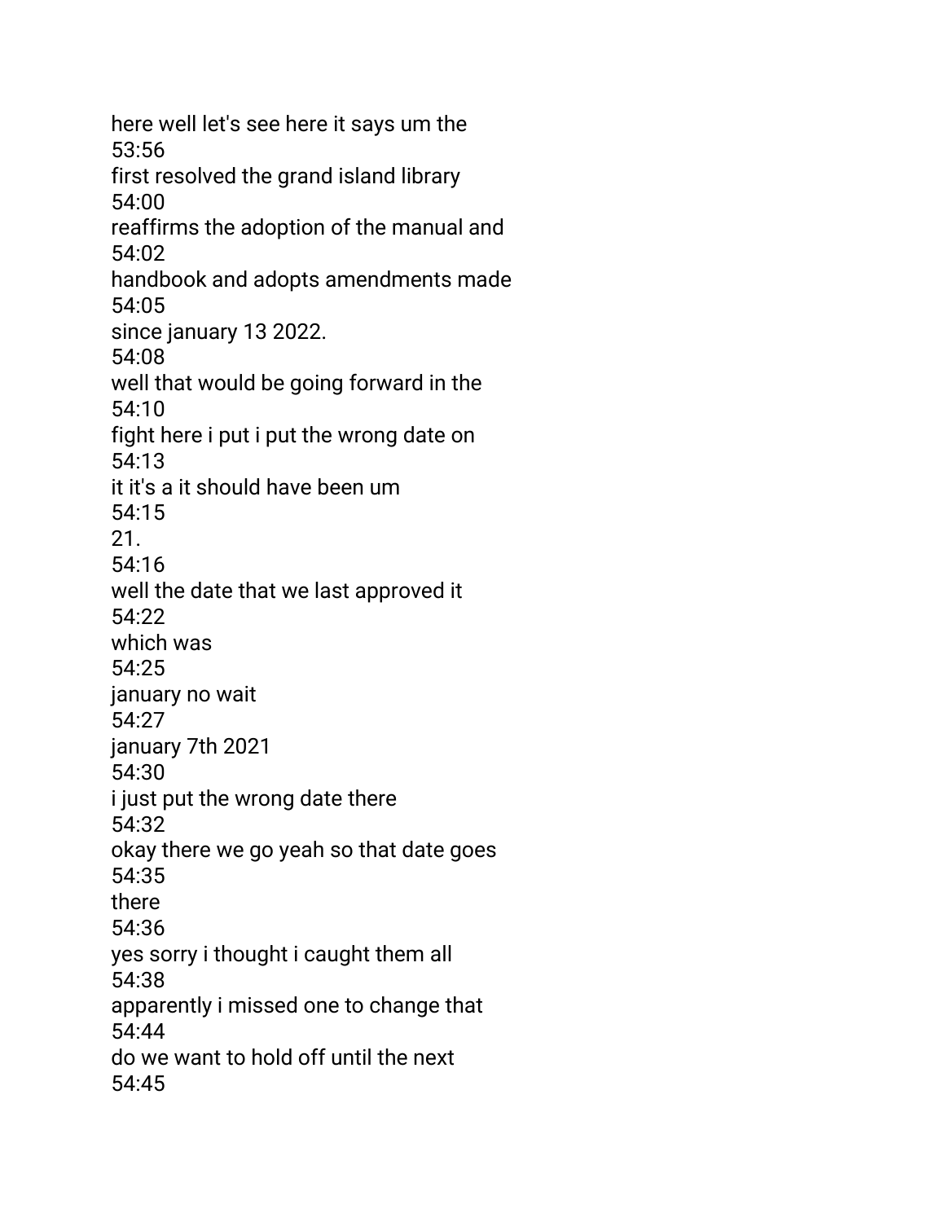here well let's see here it says um the
53:56
first resolved the grand island library
54:00
reaffirms the adoption of the manual and
54:02
handbook and adopts amendments made
54:05
since january 13 2022.
54:08
well that would be going forward in the
54:10
fight here i put i put the wrong date on
54:13
it it's a it should have been um
54:15
21.
54:16
well the date that we last approved it
54:22
which was
54:25
january no wait
54:27
january 7th 2021
54:30
i just put the wrong date there
54:32
okay there we go yeah so that date goes
54:35
there
54:36
yes sorry i thought i caught them all
54:38
apparently i missed one to change that
54:44
do we want to hold off until the next
54:45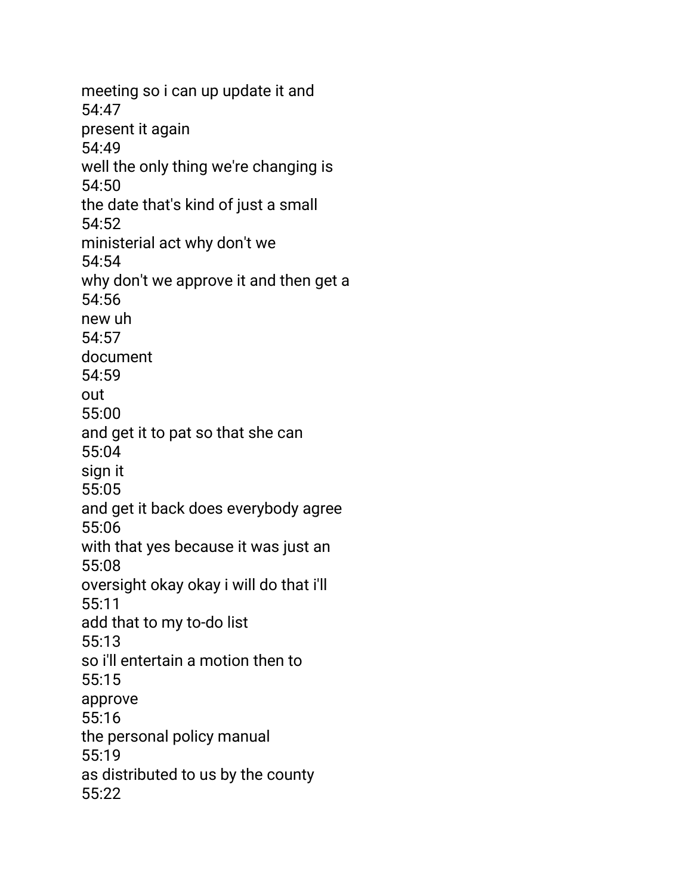meeting so i can up update it and
54:47
present it again
54:49
well the only thing we're changing is
54:50
the date that's kind of just a small
54:52
ministerial act why don't we
54:54
why don't we approve it and then get a
54:56
new uh
54:57
document
54:59
out
55:00
and get it to pat so that she can
55:04
sign it
55:05
and get it back does everybody agree
55:06
with that yes because it was just an
55:08
oversight okay okay i will do that i'll
55:11
add that to my to-do list
55:13
so i'll entertain a motion then to
55:15
approve
55:16
the personal policy manual
55:19
as distributed to us by the county
55:22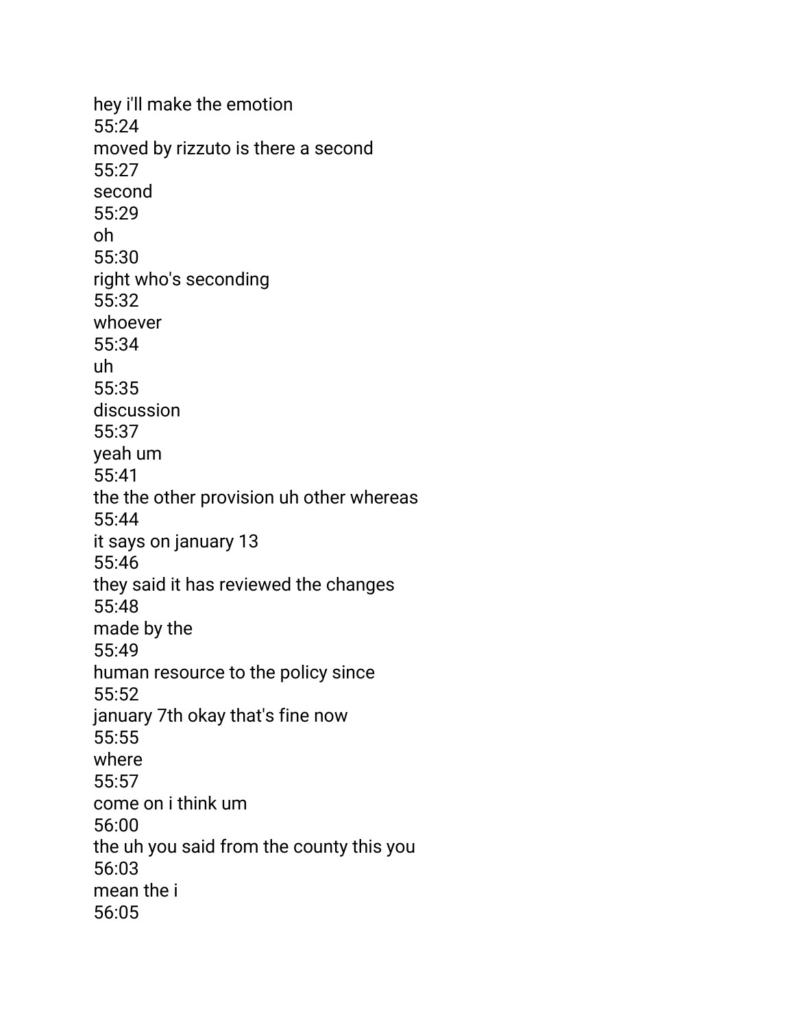hey i'll make the emotion
55:24
moved by rizzuto is there a second
55:27
second
55:29
oh
55:30
right who's seconding
55:32
whoever
55:34
uh
55:35
discussion
55:37
yeah um
55:41
the the other provision uh other whereas
55:44
it says on january 13
55:46
they said it has reviewed the changes
55:48
made by the
55:49
human resource to the policy since
55:52
january 7th okay that's fine now
55:55
where
55:57
come on i think um
56:00
the uh you said from the county this you
56:03
mean the i
56:05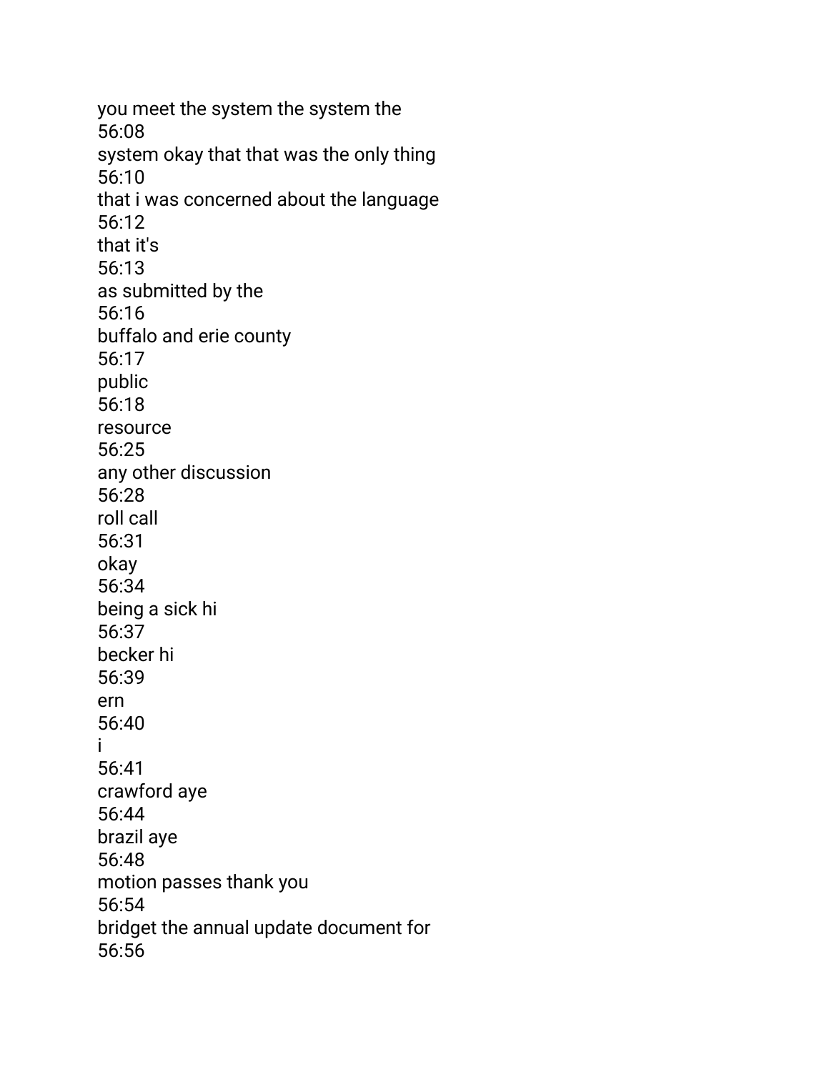you meet the system the system the
56:08
system okay that that was the only thing
56:10
that i was concerned about the language
56:12
that it's
56:13
as submitted by the
56:16
buffalo and erie county
56:17
public
56:18
resource
56:25
any other discussion
56:28
roll call
56:31
okay
56:34
being a sick hi
56:37
becker hi
56:39
ern
56:40
i
56:41
crawford aye
56:44
brazil aye
56:48
motion passes thank you
56:54
bridget the annual update document for
56:56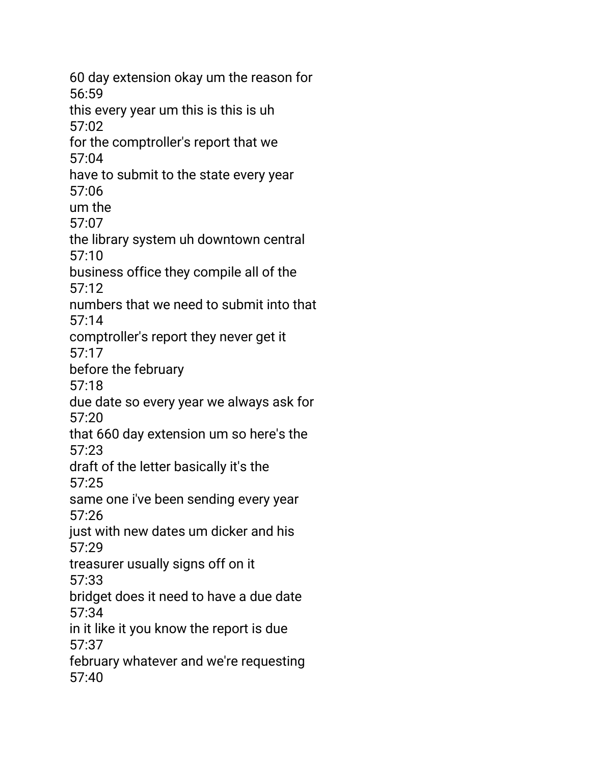60 day extension okay um the reason for
56:59
this every year um this is this is uh
57:02
for the comptroller's report that we
57:04
have to submit to the state every year
57:06
um the
57:07
the library system uh downtown central
57:10
business office they compile all of the
57:12
numbers that we need to submit into that
57:14
comptroller's report they never get it
57:17
before the february
57:18
due date so every year we always ask for
57:20
that 660 day extension um so here's the
57:23
draft of the letter basically it's the
57:25
same one i've been sending every year
57:26
just with new dates um dicker and his
57:29
treasurer usually signs off on it
57:33
bridget does it need to have a due date
57:34
in it like it you know the report is due
57:37
february whatever and we're requesting
57:40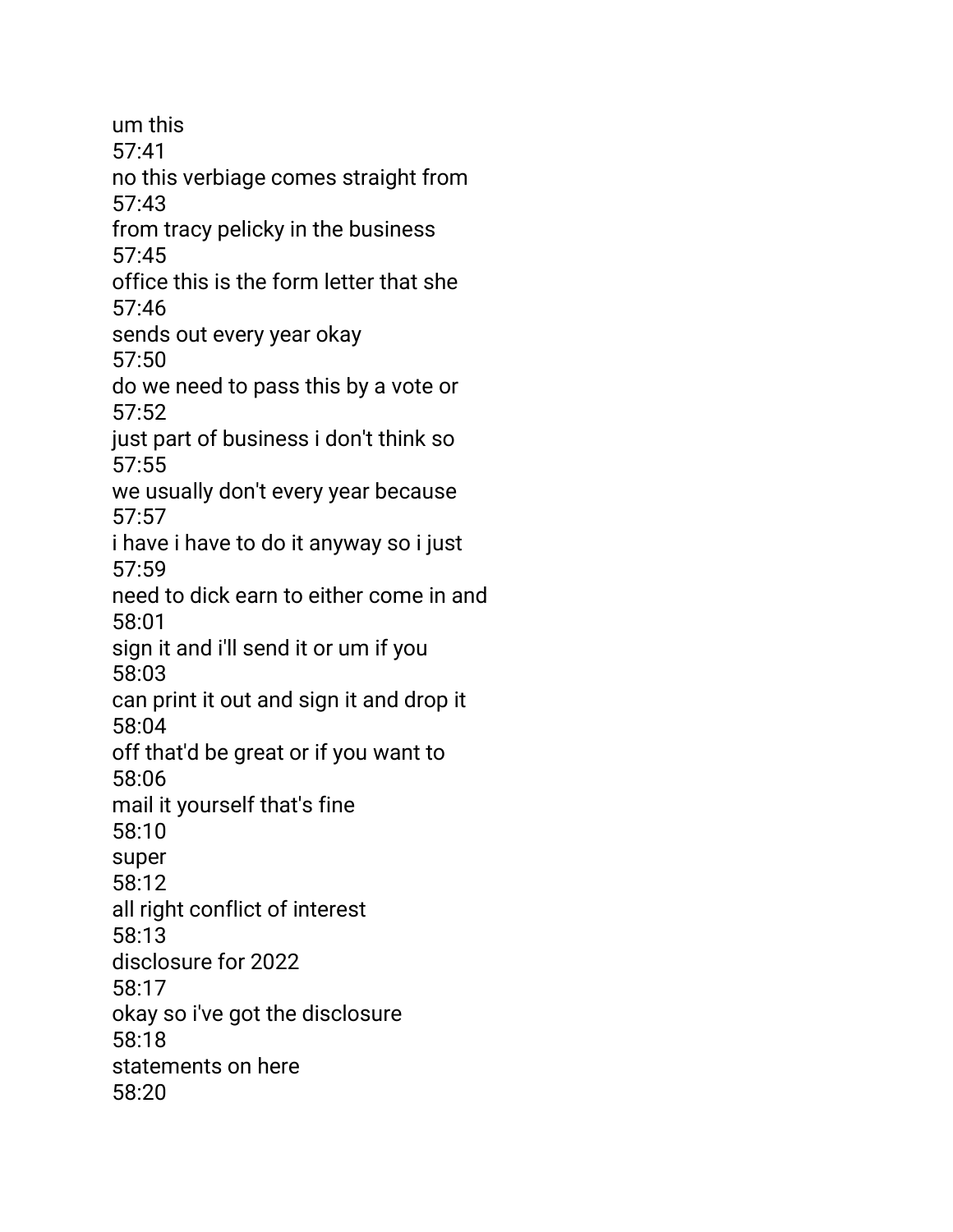um this
57:41
no this verbiage comes straight from
57:43
from tracy pelicky in the business
57:45
office this is the form letter that she
57:46
sends out every year okay
57:50
do we need to pass this by a vote or
57:52
just part of business i don't think so
57:55
we usually don't every year because
57:57
i have i have to do it anyway so i just
57:59
need to dick earn to either come in and
58:01
sign it and i'll send it or um if you
58:03
can print it out and sign it and drop it
58:04
off that'd be great or if you want to
58:06
mail it yourself that's fine
58:10
super
58:12
all right conflict of interest
58:13
disclosure for 2022
58:17
okay so i've got the disclosure
58:18
statements on here
58:20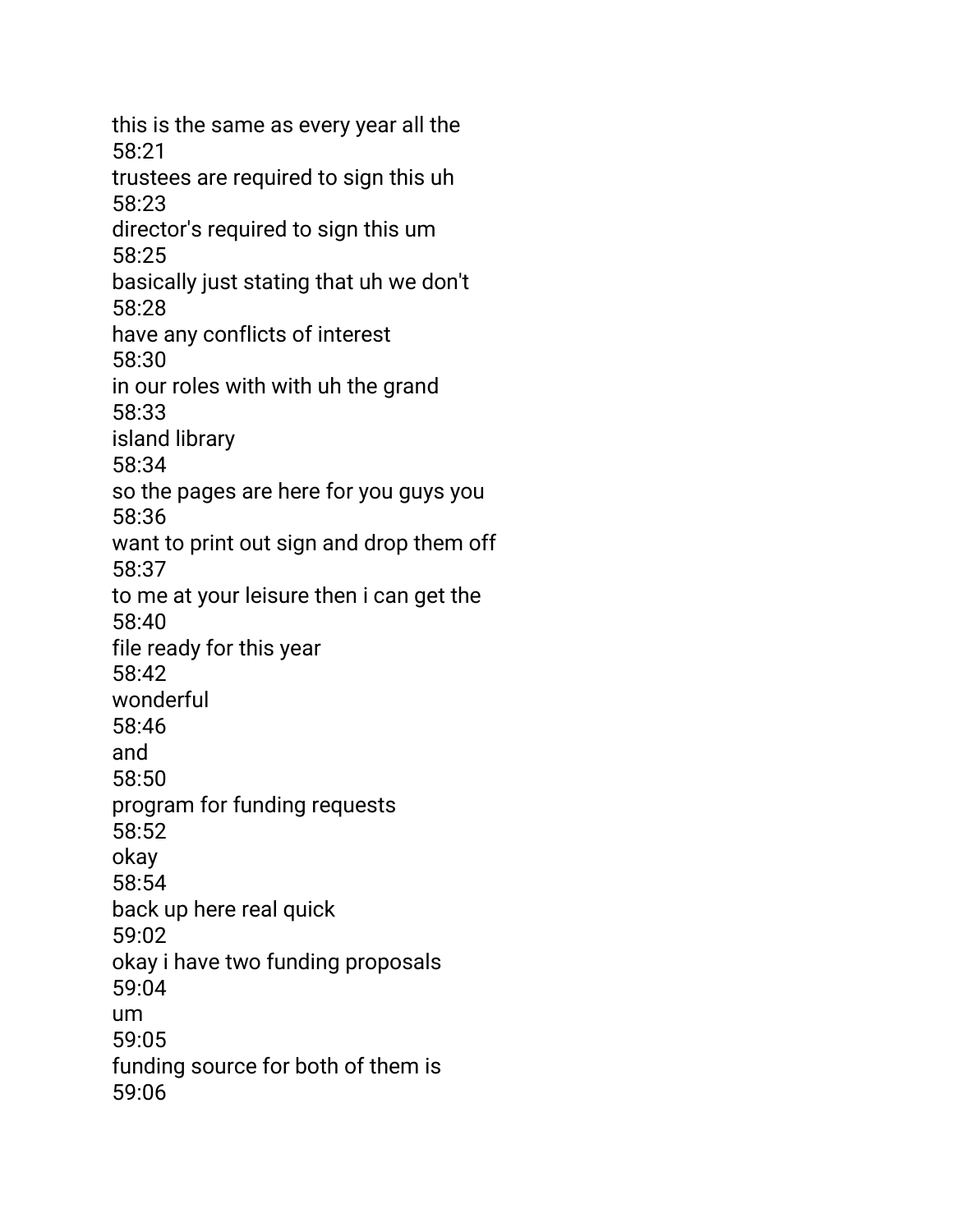this is the same as every year all the
58:21
trustees are required to sign this uh
58:23
director's required to sign this um
58:25
basically just stating that uh we don't
58:28
have any conflicts of interest
58:30
in our roles with with uh the grand
58:33
island library
58:34
so the pages are here for you guys you
58:36
want to print out sign and drop them off
58:37
to me at your leisure then i can get the
58:40
file ready for this year
58:42
wonderful
58:46
and
58:50
program for funding requests
58:52
okay
58:54
back up here real quick
59:02
okay i have two funding proposals
59:04
um
59:05
funding source for both of them is
59:06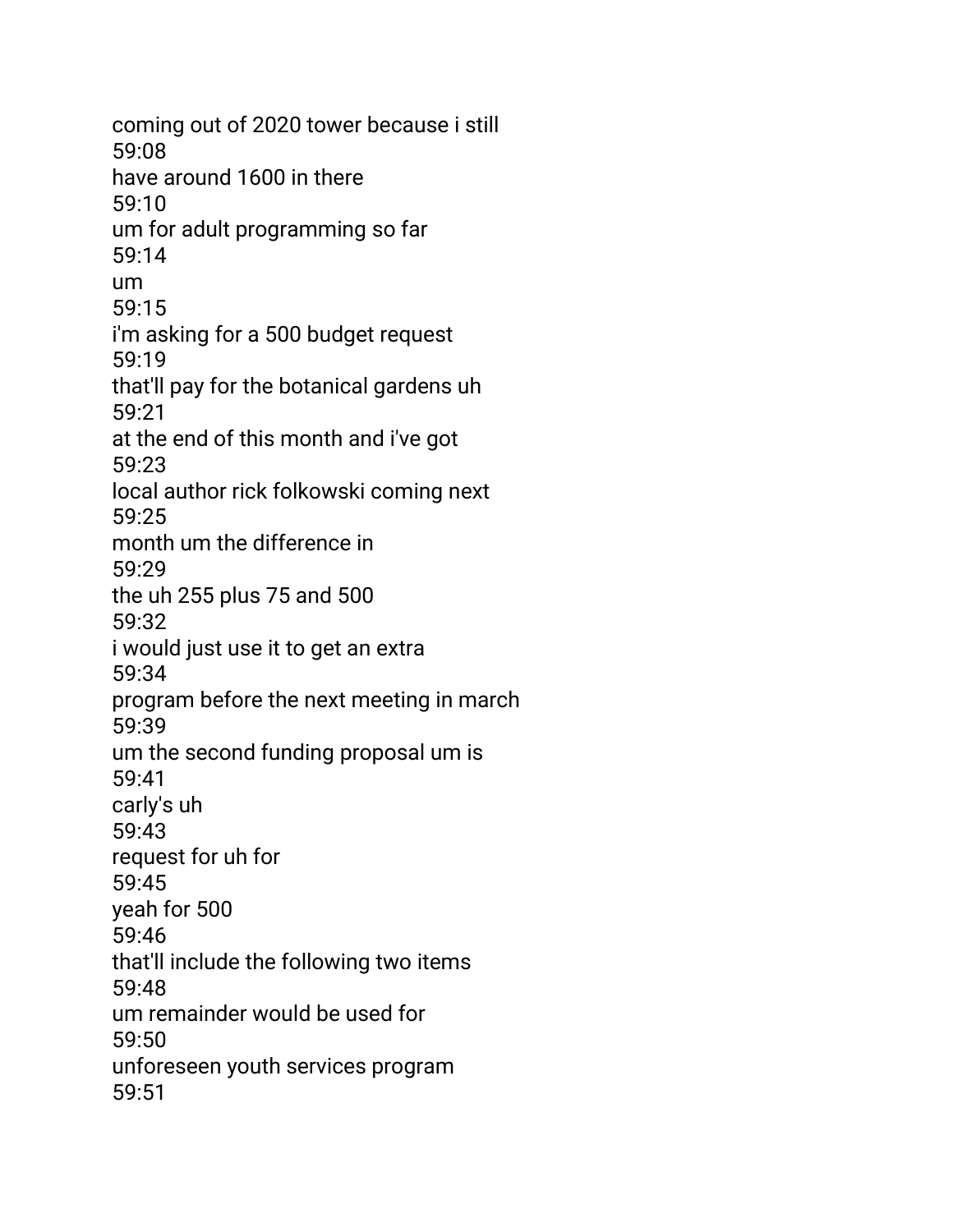coming out of 2020 tower because i still
59:08
have around 1600 in there
59:10
um for adult programming so far
59:14
um
59:15
i'm asking for a 500 budget request
59:19
that'll pay for the botanical gardens uh
59:21
at the end of this month and i've got
59:23
local author rick folkowski coming next
59:25
month um the difference in
59:29
the uh 255 plus 75 and 500
59:32
i would just use it to get an extra
59:34
program before the next meeting in march
59:39
um the second funding proposal um is
59:41
carly's uh
59:43
request for uh for
59:45
yeah for 500
59:46
that'll include the following two items
59:48
um remainder would be used for
59:50
unforeseen youth services program
59:51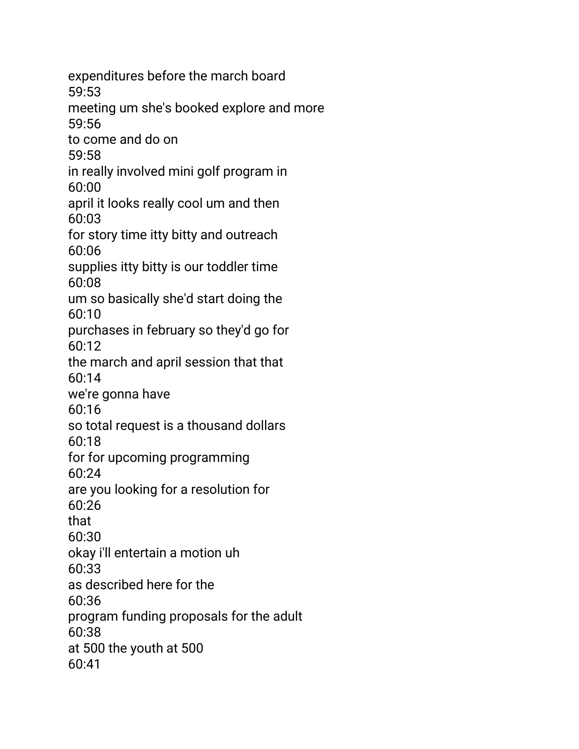expenditures before the march board
59:53
meeting um she's booked explore and more
59:56
to come and do on
59:58
in really involved mini golf program in
60:00
april it looks really cool um and then
60:03
for story time itty bitty and outreach
60:06
supplies itty bitty is our toddler time
60:08
um so basically she'd start doing the
60:10
purchases in february so they'd go for
60:12
the march and april session that that
60:14
we're gonna have
60:16
so total request is a thousand dollars
60:18
for for upcoming programming
60:24
are you looking for a resolution for
60:26
that
60:30
okay i'll entertain a motion uh
60:33
as described here for the
60:36
program funding proposals for the adult
60:38
at 500 the youth at 500
60:41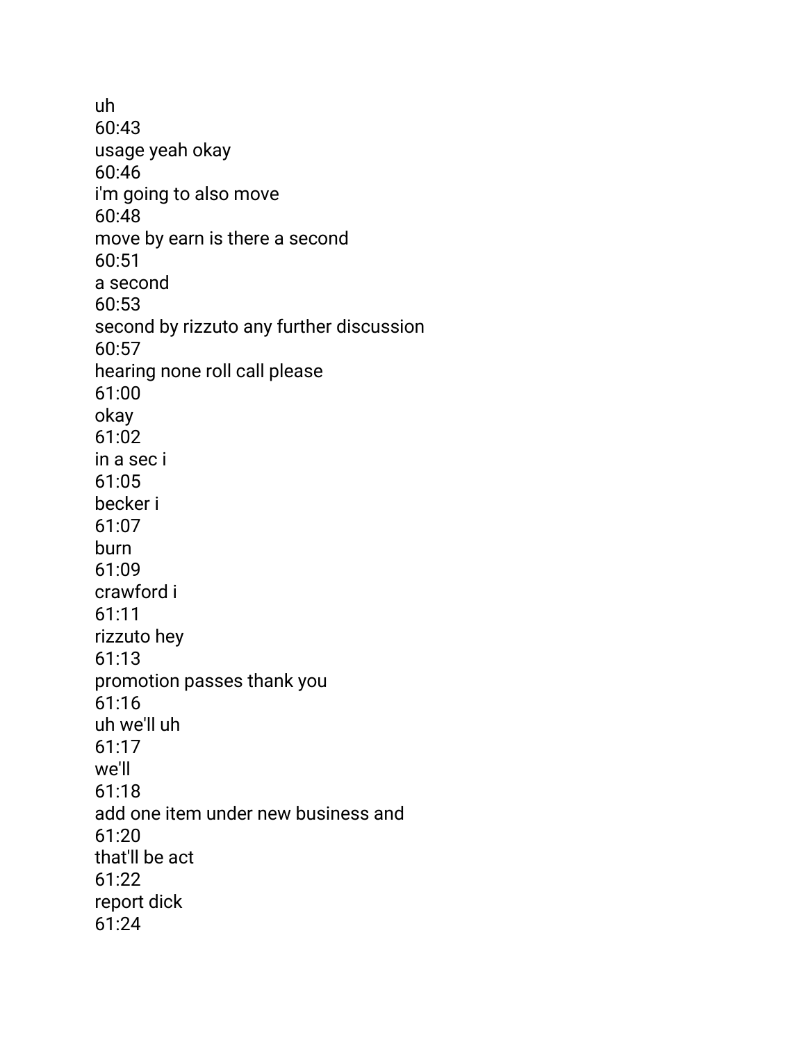uh
60:43
usage yeah okay
60:46
i'm going to also move
60:48
move by earn is there a second
60:51
a second
60:53
second by rizzuto any further discussion
60:57
hearing none roll call please
61:00
okay
61:02
in a sec i
61:05
becker i
61:07
burn
61:09
crawford i
61:11
rizzuto hey
61:13
promotion passes thank you
61:16
uh we'll uh
61:17
we'll
61:18
add one item under new business and
61:20
that'll be act
61:22
report dick
61:24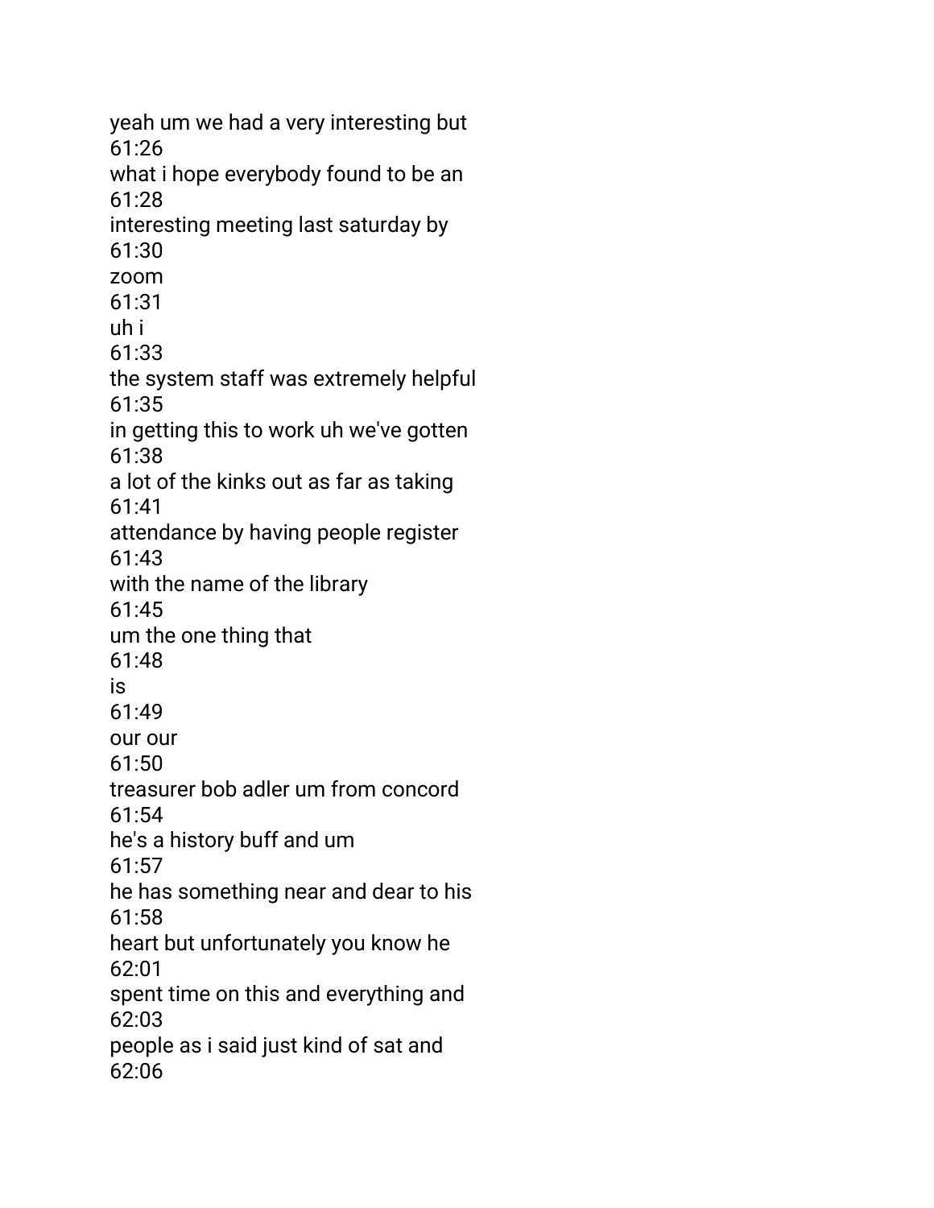yeah um we had a very interesting but
61:26
what i hope everybody found to be an
61:28
interesting meeting last saturday by
61:30
zoom
61:31
uh i
61:33
the system staff was extremely helpful
61:35
in getting this to work uh we've gotten
61:38
a lot of the kinks out as far as taking
61:41
attendance by having people register
61:43
with the name of the library
61:45
um the one thing that
61:48
is
61:49
our our
61:50
treasurer bob adler um from concord
61:54
he's a history buff and um
61:57
he has something near and dear to his
61:58
heart but unfortunately you know he
62:01
spent time on this and everything and
62:03
people as i said just kind of sat and
62:06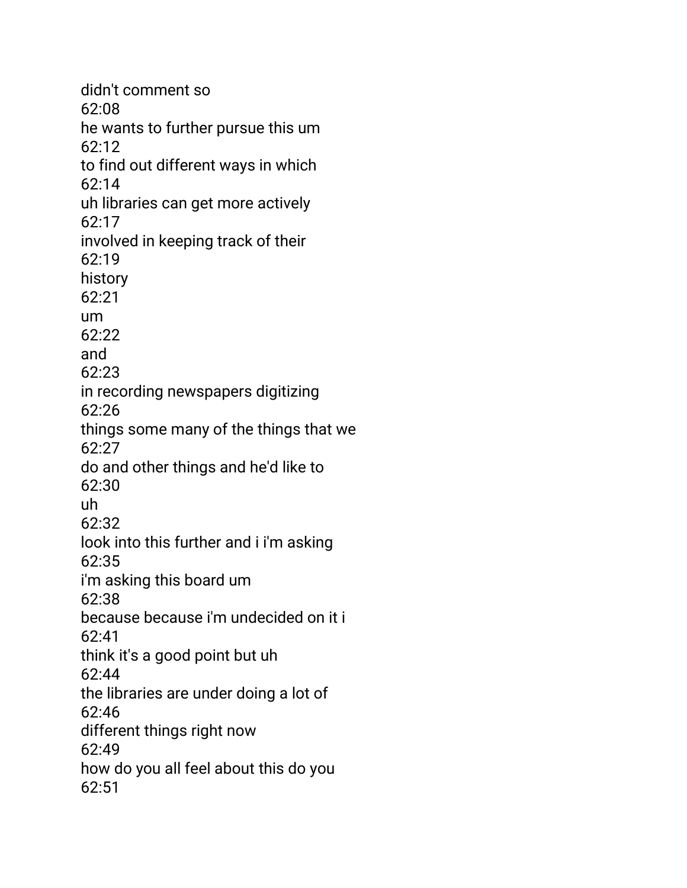didn't comment so
62:08
he wants to further pursue this um
62:12
to find out different ways in which
62:14
uh libraries can get more actively
62:17
involved in keeping track of their
62:19
history
62:21
um
62:22
and
62:23
in recording newspapers digitizing
62:26
things some many of the things that we
62:27
do and other things and he'd like to
62:30
uh
62:32
look into this further and i i'm asking
62:35
i'm asking this board um
62:38
because because i'm undecided on it i
62:41
think it's a good point but uh
62:44
the libraries are under doing a lot of
62:46
different things right now
62:49
how do you all feel about this do you
62:51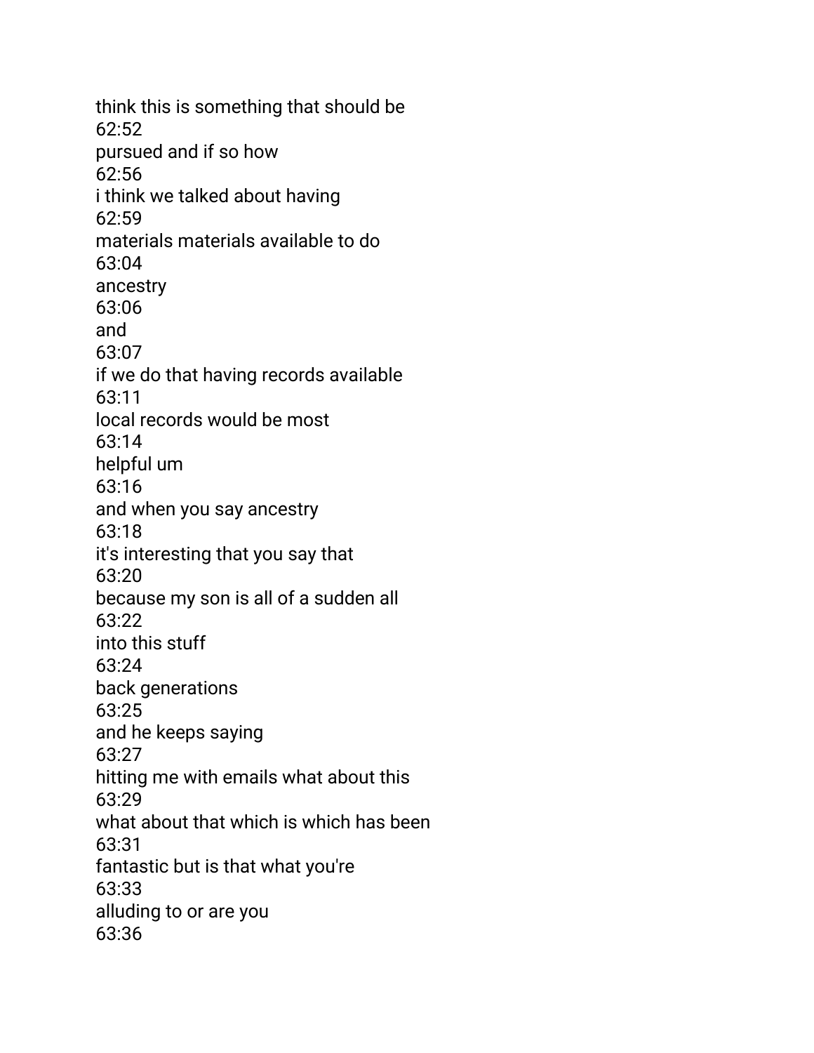think this is something that should be
62:52
pursued and if so how
62:56
i think we talked about having
62:59
materials materials available to do
63:04
ancestry
63:06
and
63:07
if we do that having records available
63:11
local records would be most
63:14
helpful um
63:16
and when you say ancestry
63:18
it's interesting that you say that
63:20
because my son is all of a sudden all
63:22
into this stuff
63:24
back generations
63:25
and he keeps saying
63:27
hitting me with emails what about this
63:29
what about that which is which has been
63:31
fantastic but is that what you're
63:33
alluding to or are you
63:36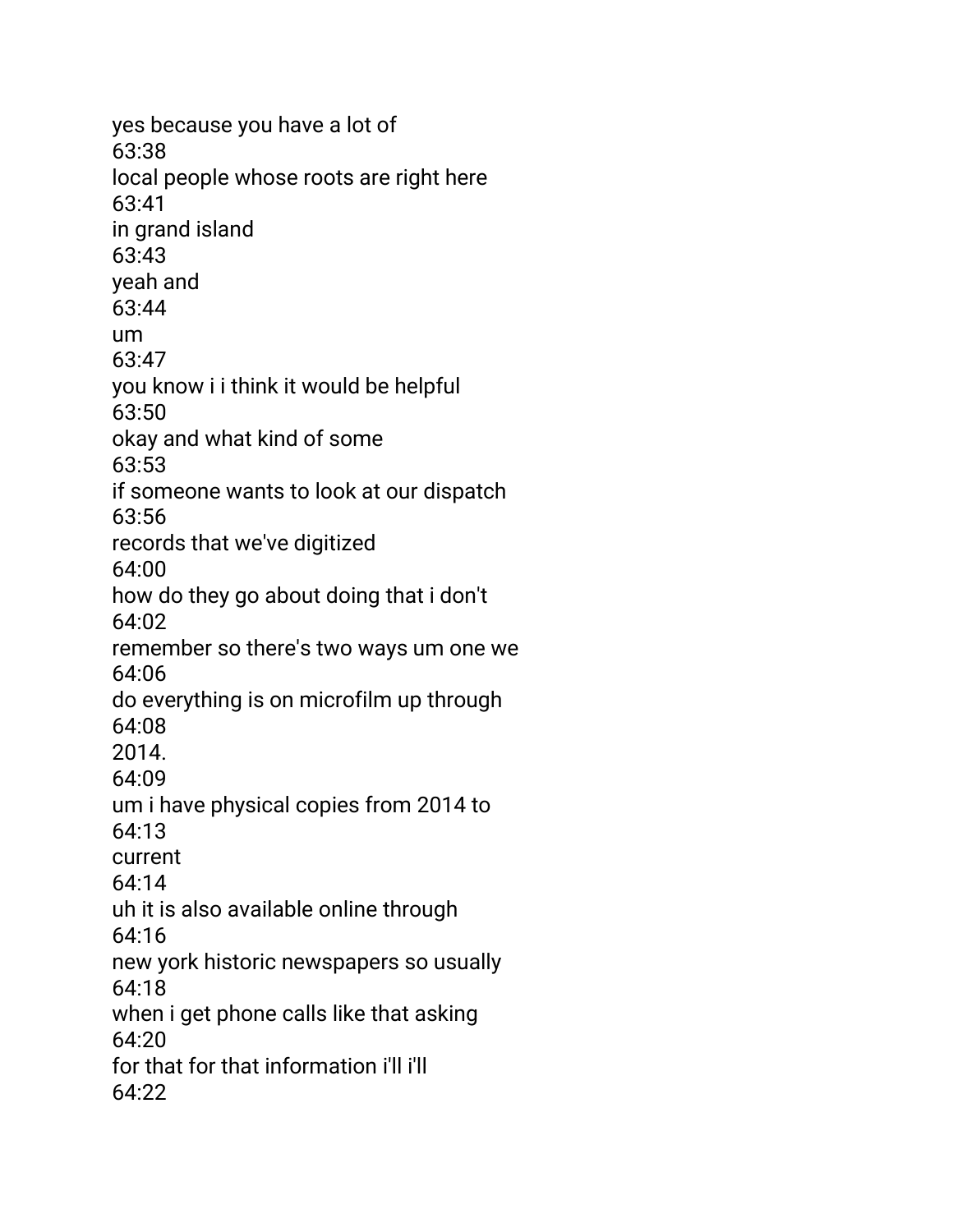yes because you have a lot of
63:38
local people whose roots are right here
63:41
in grand island
63:43
yeah and
63:44
um
63:47
you know i i think it would be helpful
63:50
okay and what kind of some
63:53
if someone wants to look at our dispatch
63:56
records that we've digitized
64:00
how do they go about doing that i don't
64:02
remember so there's two ways um one we
64:06
do everything is on microfilm up through
64:08
2014.
64:09
um i have physical copies from 2014 to
64:13
current
64:14
uh it is also available online through
64:16
new york historic newspapers so usually
64:18
when i get phone calls like that asking
64:20
for that for that information i'll i'll
64:22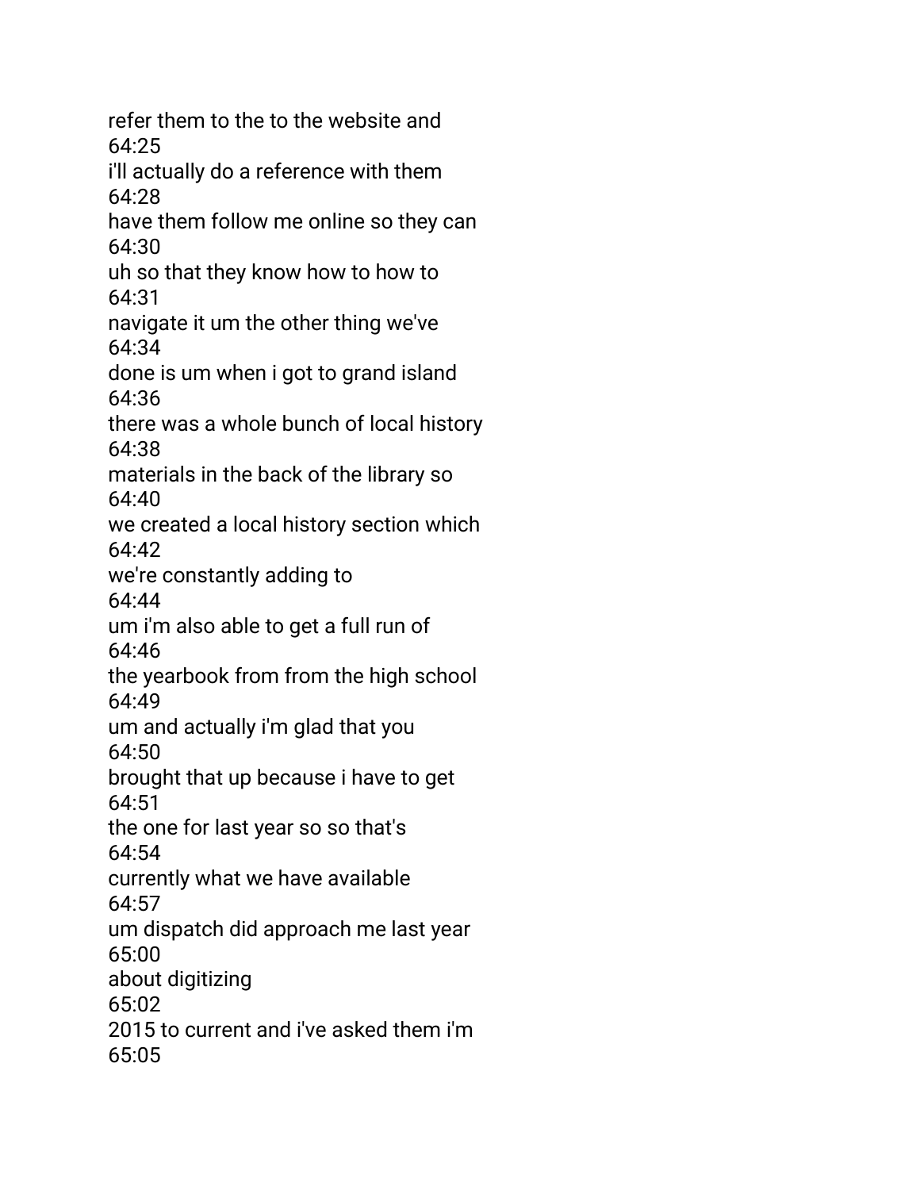refer them to the to the website and
64:25
i'll actually do a reference with them
64:28
have them follow me online so they can
64:30
uh so that they know how to how to
64:31
navigate it um the other thing we've
64:34
done is um when i got to grand island
64:36
there was a whole bunch of local history
64:38
materials in the back of the library so
64:40
we created a local history section which
64:42
we're constantly adding to
64:44
um i'm also able to get a full run of
64:46
the yearbook from from the high school
64:49
um and actually i'm glad that you
64:50
brought that up because i have to get
64:51
the one for last year so so that's
64:54
currently what we have available
64:57
um dispatch did approach me last year
65:00
about digitizing
65:02
2015 to current and i've asked them i'm
65:05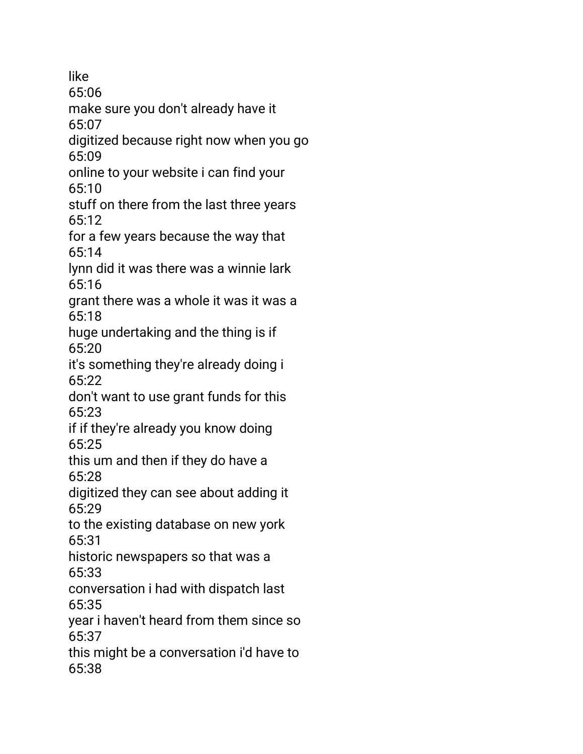like
65:06
make sure you don't already have it
65:07
digitized because right now when you go
65:09
online to your website i can find your
65:10
stuff on there from the last three years
65:12
for a few years because the way that
65:14
lynn did it was there was a winnie lark
65:16
grant there was a whole it was it was a
65:18
huge undertaking and the thing is if
65:20
it's something they're already doing i
65:22
don't want to use grant funds for this
65:23
if if they're already you know doing
65:25
this um and then if they do have a
65:28
digitized they can see about adding it
65:29
to the existing database on new york
65:31
historic newspapers so that was a
65:33
conversation i had with dispatch last
65:35
year i haven't heard from them since so
65:37
this might be a conversation i'd have to
65:38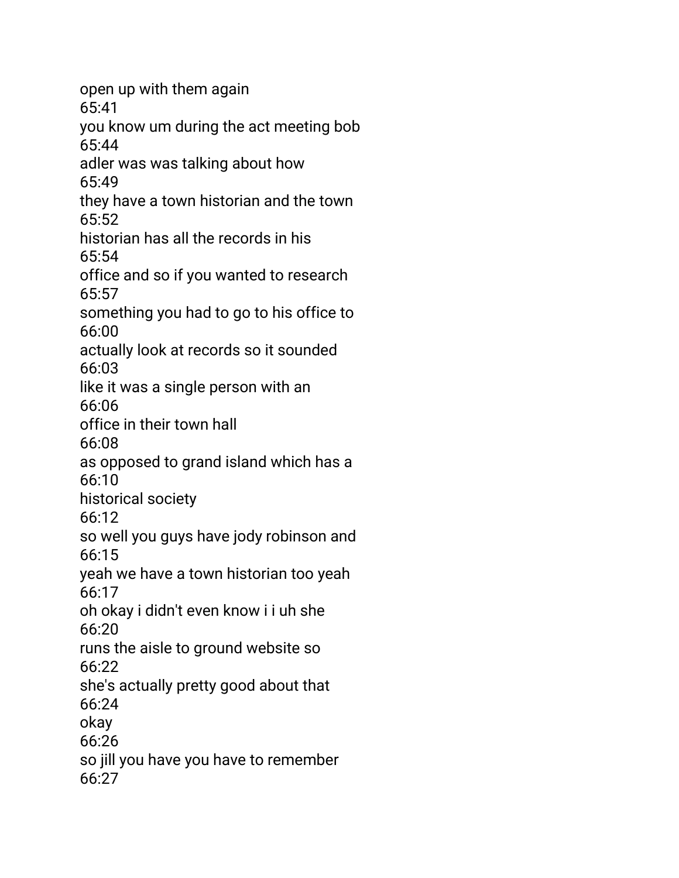open up with them again
65:41
you know um during the act meeting bob
65:44
adler was was talking about how
65:49
they have a town historian and the town
65:52
historian has all the records in his
65:54
office and so if you wanted to research
65:57
something you had to go to his office to
66:00
actually look at records so it sounded
66:03
like it was a single person with an
66:06
office in their town hall
66:08
as opposed to grand island which has a
66:10
historical society
66:12
so well you guys have jody robinson and
66:15
yeah we have a town historian too yeah
66:17
oh okay i didn't even know i i uh she
66:20
runs the aisle to ground website so
66:22
she's actually pretty good about that
66:24
okay
66:26
so jill you have you have to remember
66:27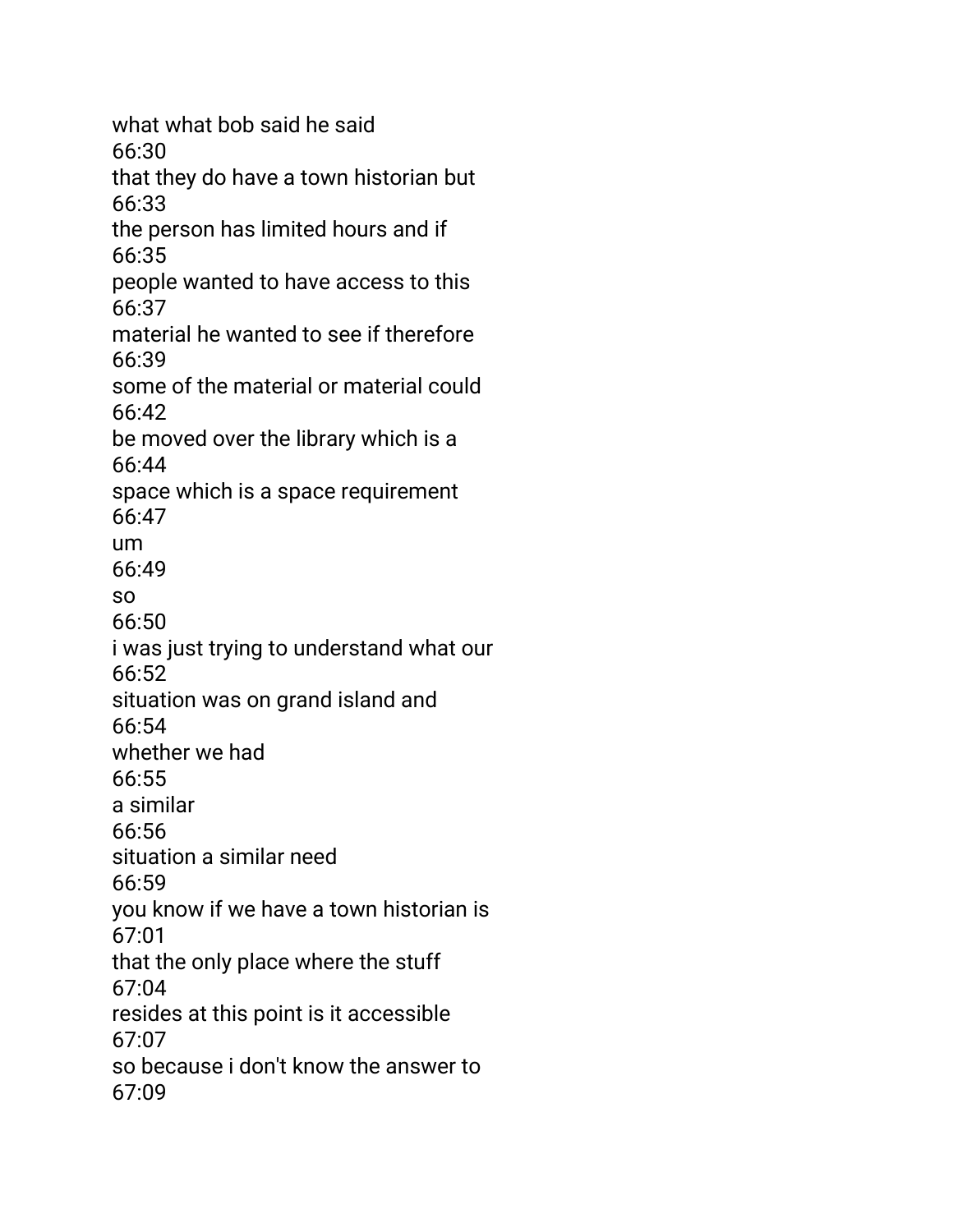what what bob said he said
66:30
that they do have a town historian but
66:33
the person has limited hours and if
66:35
people wanted to have access to this
66:37
material he wanted to see if therefore
66:39
some of the material or material could
66:42
be moved over the library which is a
66:44
space which is a space requirement
66:47
um
66:49
so
66:50
i was just trying to understand what our
66:52
situation was on grand island and
66:54
whether we had
66:55
a similar
66:56
situation a similar need
66:59
you know if we have a town historian is
67:01
that the only place where the stuff
67:04
resides at this point is it accessible
67:07
so because i don't know the answer to
67:09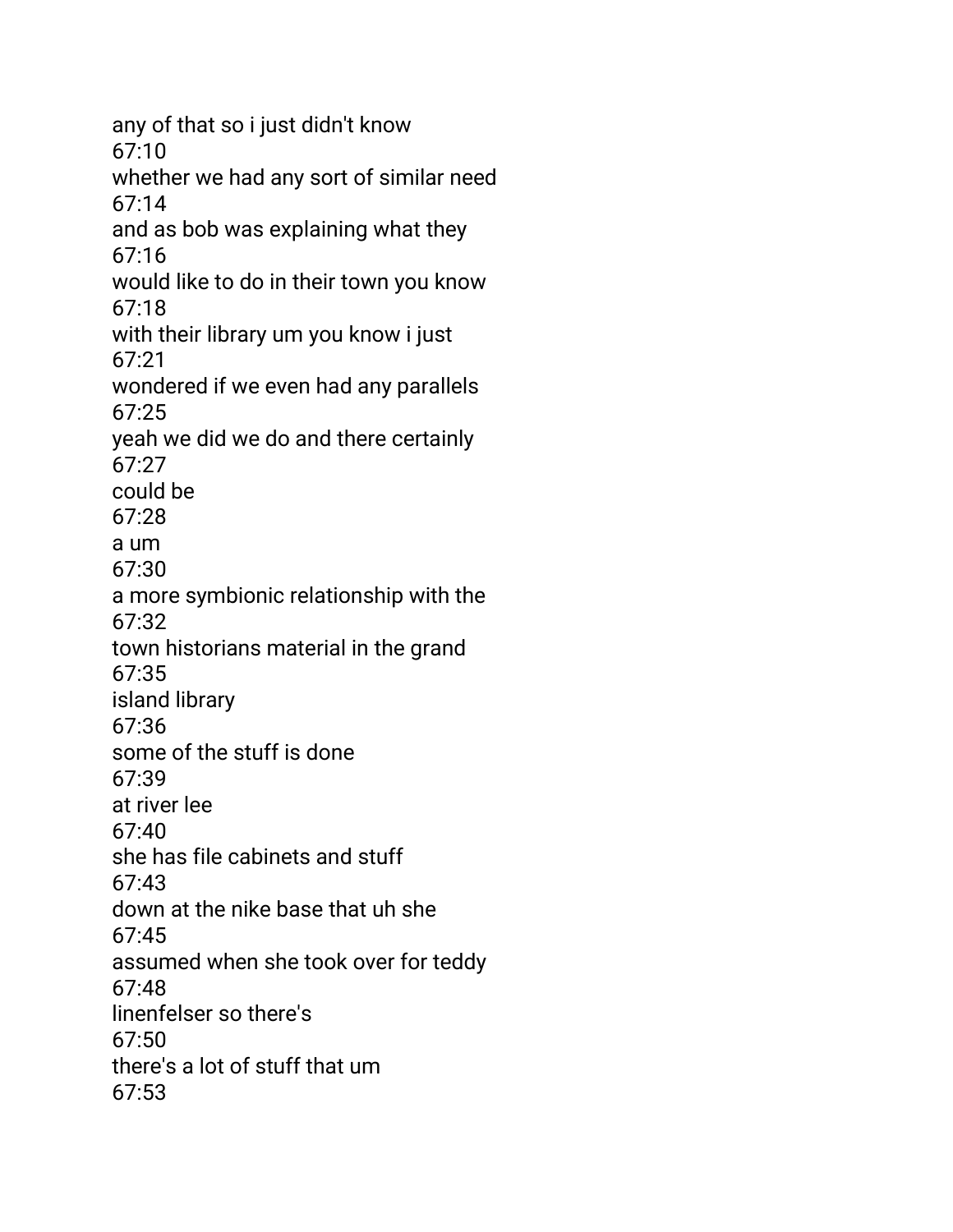any of that so i just didn't know
67:10
whether we had any sort of similar need
67:14
and as bob was explaining what they
67:16
would like to do in their town you know
67:18
with their library um you know i just
67:21
wondered if we even had any parallels
67:25
yeah we did we do and there certainly
67:27
could be
67:28
a um
67:30
a more symbionic relationship with the
67:32
town historians material in the grand
67:35
island library
67:36
some of the stuff is done
67:39
at river lee
67:40
she has file cabinets and stuff
67:43
down at the nike base that uh she
67:45
assumed when she took over for teddy
67:48
linenfelser so there's
67:50
there's a lot of stuff that um
67:53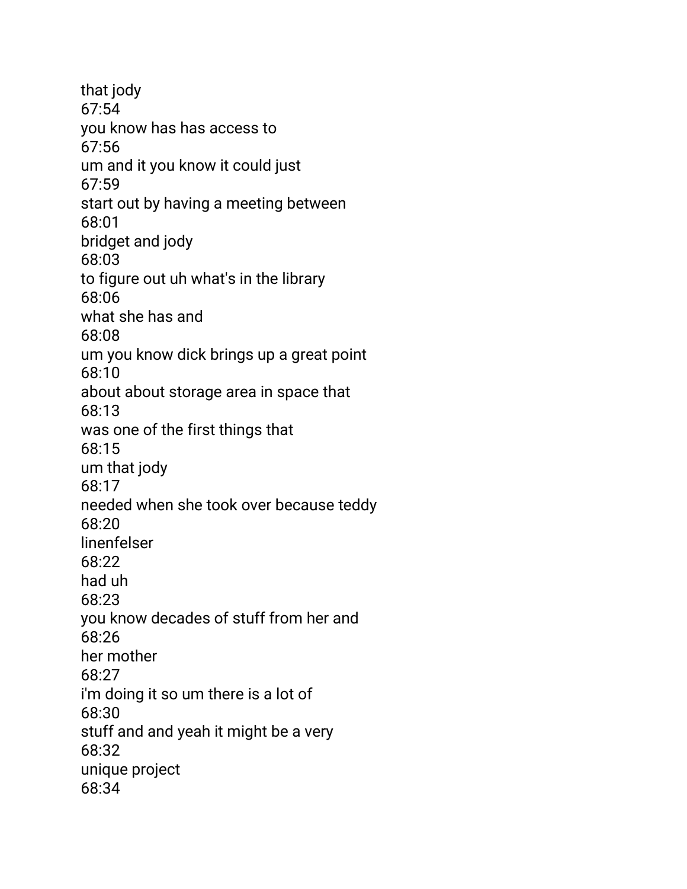that jody
67:54
you know has has access to
67:56
um and it you know it could just
67:59
start out by having a meeting between
68:01
bridget and jody
68:03
to figure out uh what's in the library
68:06
what she has and
68:08
um you know dick brings up a great point
68:10
about about storage area in space that
68:13
was one of the first things that
68:15
um that jody
68:17
needed when she took over because teddy
68:20
linenfelser
68:22
had uh
68:23
you know decades of stuff from her and
68:26
her mother
68:27
i'm doing it so um there is a lot of
68:30
stuff and and yeah it might be a very
68:32
unique project
68:34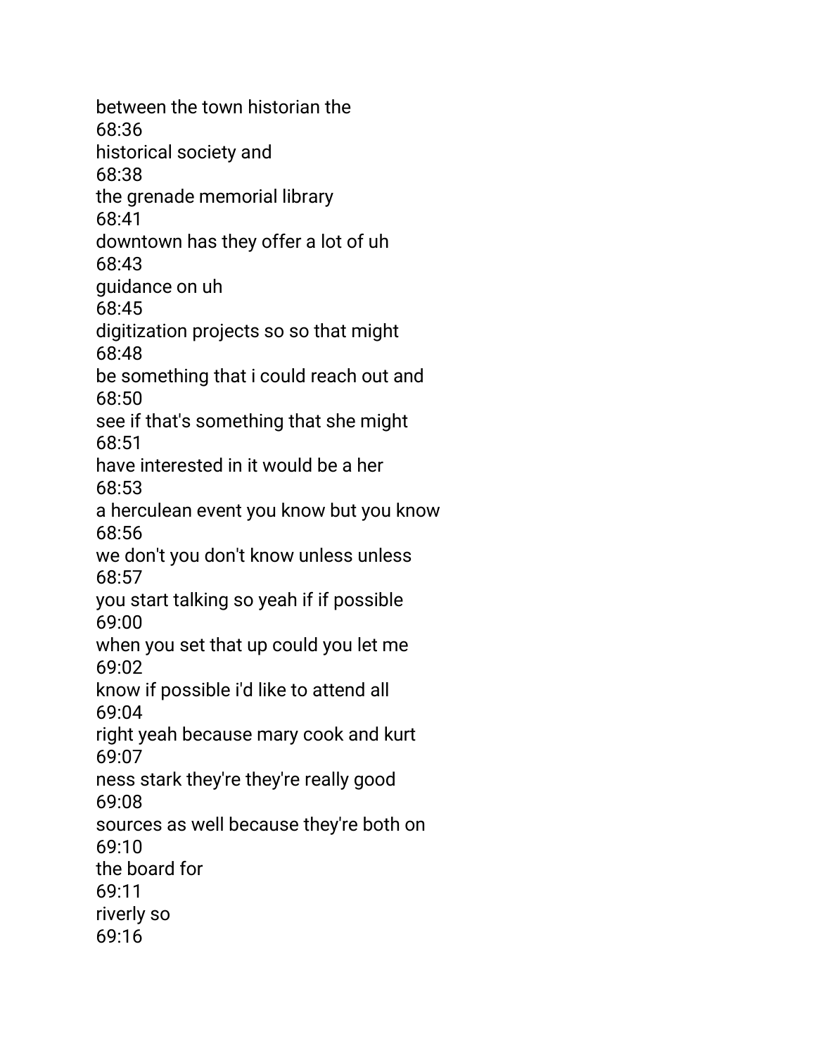between the town historian the
68:36
historical society and
68:38
the grenade memorial library
68:41
downtown has they offer a lot of uh
68:43
guidance on uh
68:45
digitization projects so so that might
68:48
be something that i could reach out and
68:50
see if that's something that she might
68:51
have interested in it would be a her
68:53
a herculean event you know but you know
68:56
we don't you don't know unless unless
68:57
you start talking so yeah if if possible
69:00
when you set that up could you let me
69:02
know if possible i'd like to attend all
69:04
right yeah because mary cook and kurt
69:07
ness stark they're they're really good
69:08
sources as well because they're both on
69:10
the board for
69:11
riverly so
69:16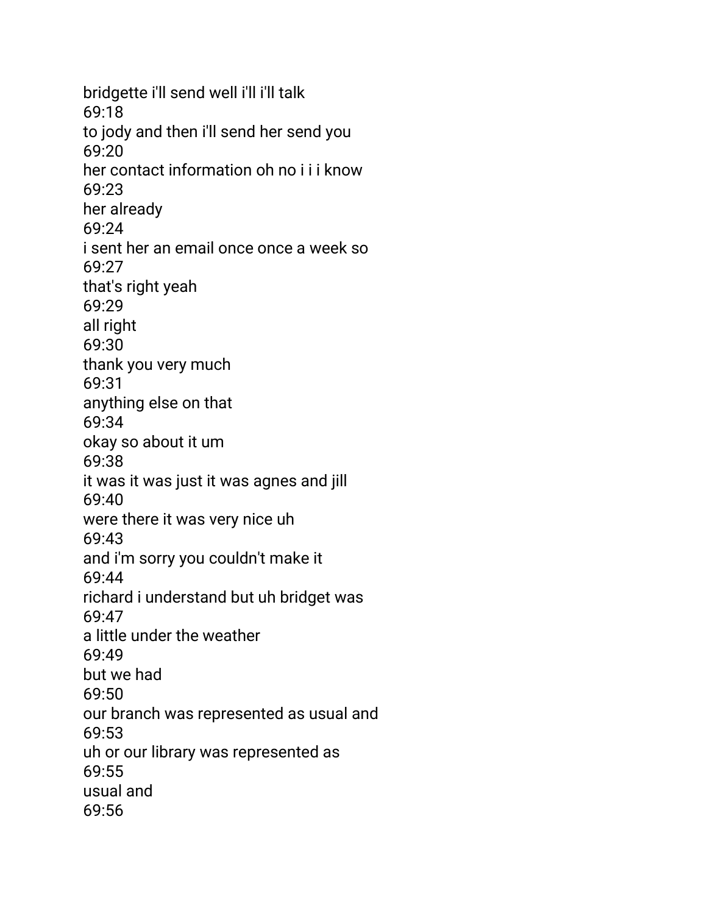bridgette i'll send well i'll i'll talk
69:18
to jody and then i'll send her send you
69:20
her contact information oh no i i i know
69:23
her already
69:24
i sent her an email once once a week so
69:27
that's right yeah
69:29
all right
69:30
thank you very much
69:31
anything else on that
69:34
okay so about it um
69:38
it was it was just it was agnes and jill
69:40
were there it was very nice uh
69:43
and i'm sorry you couldn't make it
69:44
richard i understand but uh bridget was
69:47
a little under the weather
69:49
but we had
69:50
our branch was represented as usual and
69:53
uh or our library was represented as
69:55
usual and
69:56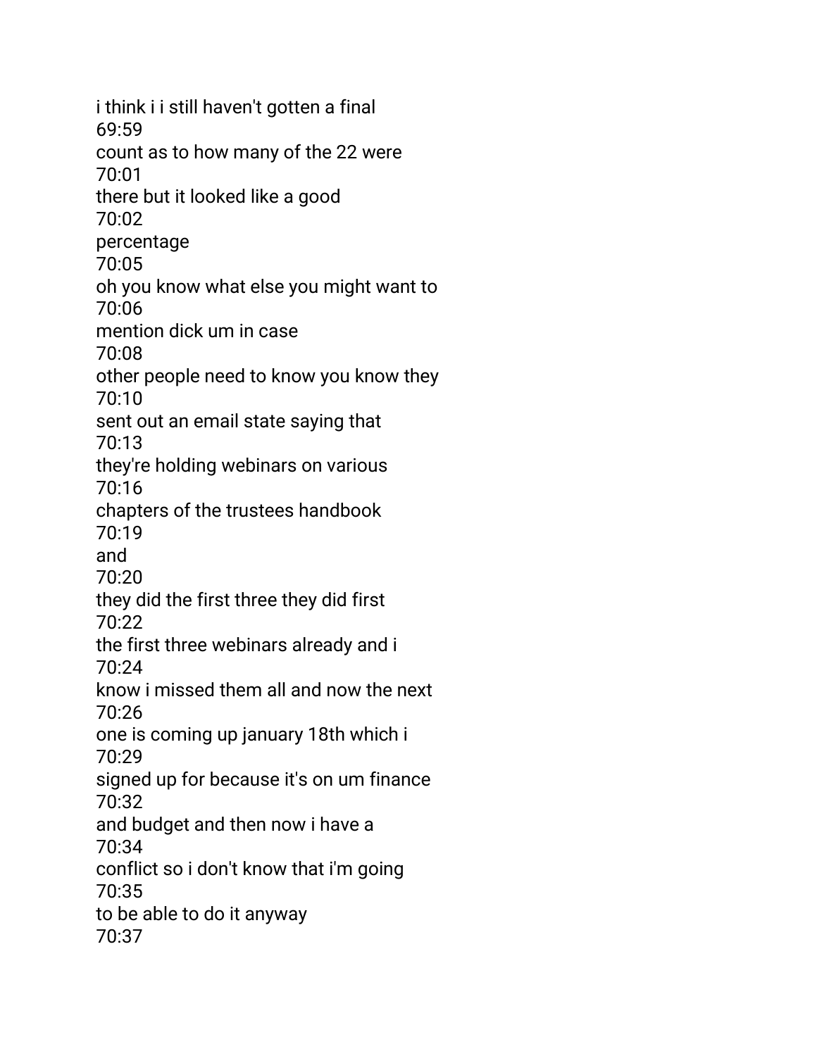i think i i still haven't gotten a final
69:59
count as to how many of the 22 were
70:01
there but it looked like a good
70:02
percentage
70:05
oh you know what else you might want to
70:06
mention dick um in case
70:08
other people need to know you know they
70:10
sent out an email state saying that
70:13
they're holding webinars on various
70:16
chapters of the trustees handbook
70:19
and
70:20
they did the first three they did first
70:22
the first three webinars already and i
70:24
know i missed them all and now the next
70:26
one is coming up january 18th which i
70:29
signed up for because it's on um finance
70:32
and budget and then now i have a
70:34
conflict so i don't know that i'm going
70:35
to be able to do it anyway
70:37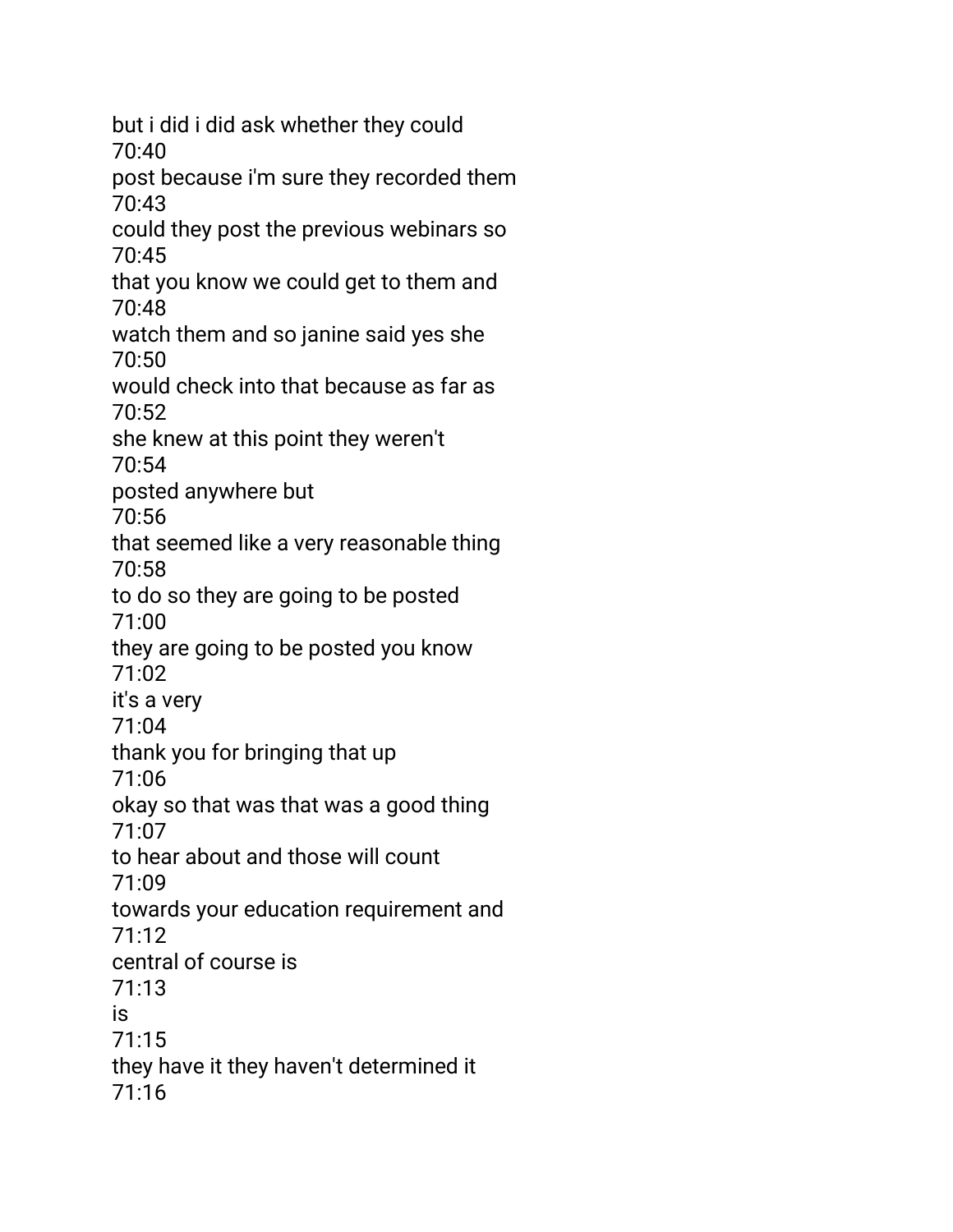but i did i did ask whether they could
70:40
post because i'm sure they recorded them
70:43
could they post the previous webinars so
70:45
that you know we could get to them and
70:48
watch them and so janine said yes she
70:50
would check into that because as far as
70:52
she knew at this point they weren't
70:54
posted anywhere but
70:56
that seemed like a very reasonable thing
70:58
to do so they are going to be posted
71:00
they are going to be posted you know
71:02
it's a very
71:04
thank you for bringing that up
71:06
okay so that was that was a good thing
71:07
to hear about and those will count
71:09
towards your education requirement and
71:12
central of course is
71:13
is
71:15
they have it they haven't determined it
71:16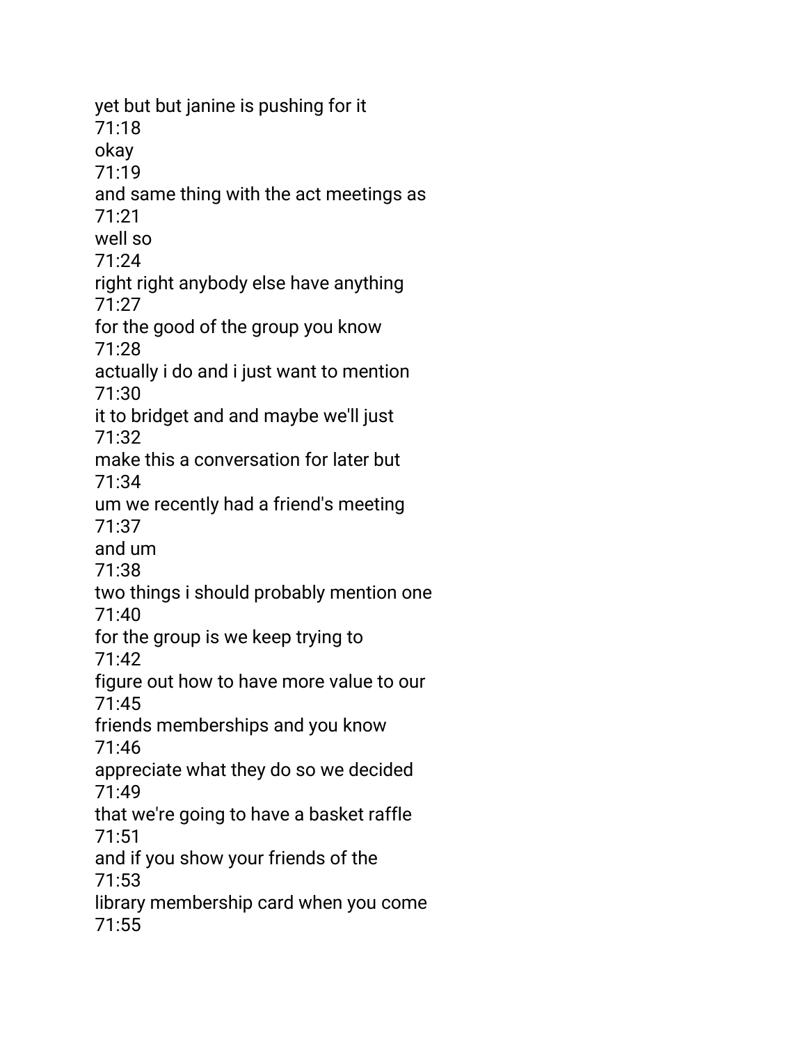yet but but janine is pushing for it
71:18
okay
71:19
and same thing with the act meetings as
71:21
well so
71:24
right right anybody else have anything
71:27
for the good of the group you know
71:28
actually i do and i just want to mention
71:30
it to bridget and and maybe we'll just
71:32
make this a conversation for later but
71:34
um we recently had a friend's meeting
71:37
and um
71:38
two things i should probably mention one
71:40
for the group is we keep trying to
71:42
figure out how to have more value to our
71:45
friends memberships and you know
71:46
appreciate what they do so we decided
71:49
that we're going to have a basket raffle
71:51
and if you show your friends of the
71:53
library membership card when you come
71:55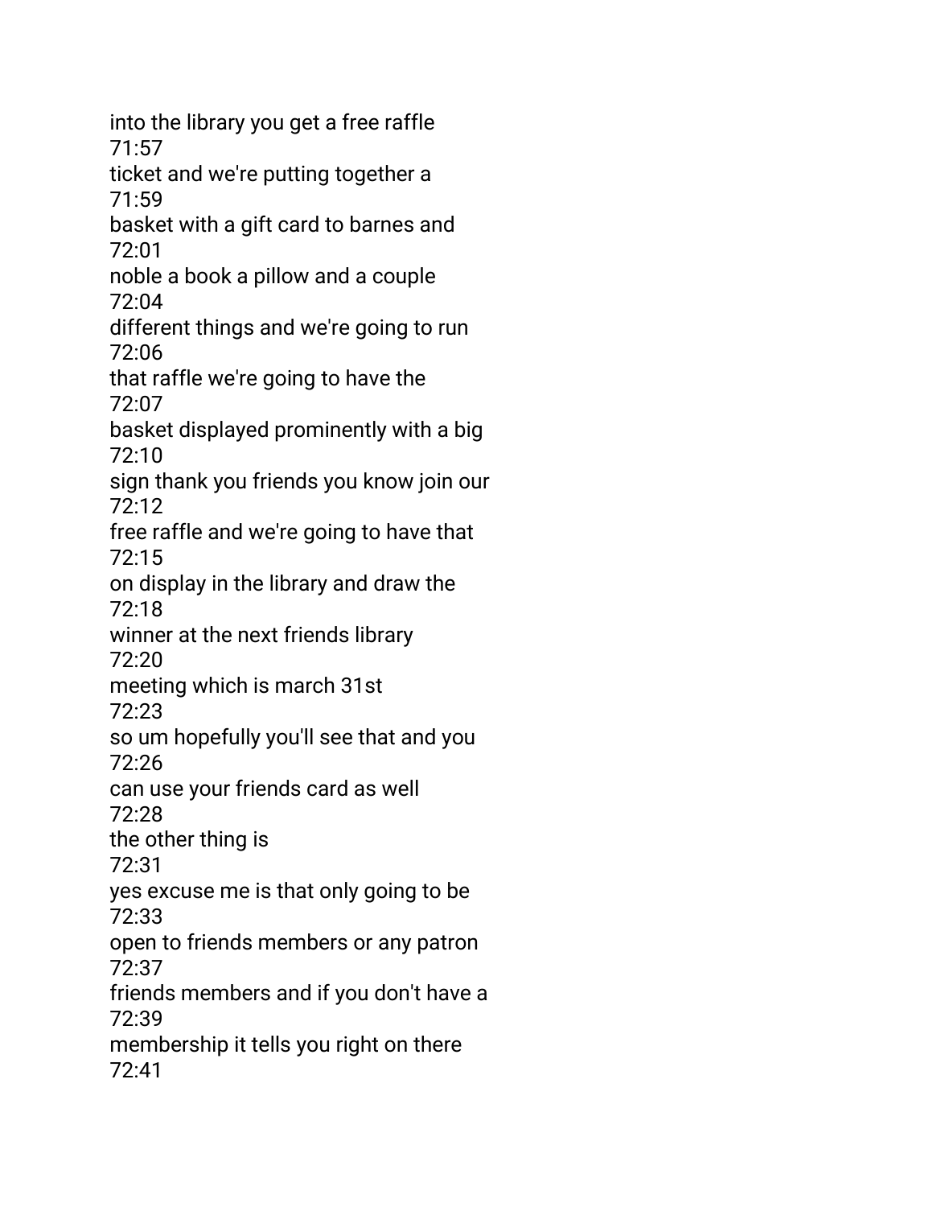into the library you get a free raffle
71:57
ticket and we're putting together a
71:59
basket with a gift card to barnes and
72:01
noble a book a pillow and a couple
72:04
different things and we're going to run
72:06
that raffle we're going to have the
72:07
basket displayed prominently with a big
72:10
sign thank you friends you know join our
72:12
free raffle and we're going to have that
72:15
on display in the library and draw the
72:18
winner at the next friends library
72:20
meeting which is march 31st
72:23
so um hopefully you'll see that and you
72:26
can use your friends card as well
72:28
the other thing is
72:31
yes excuse me is that only going to be
72:33
open to friends members or any patron
72:37
friends members and if you don't have a
72:39
membership it tells you right on there
72:41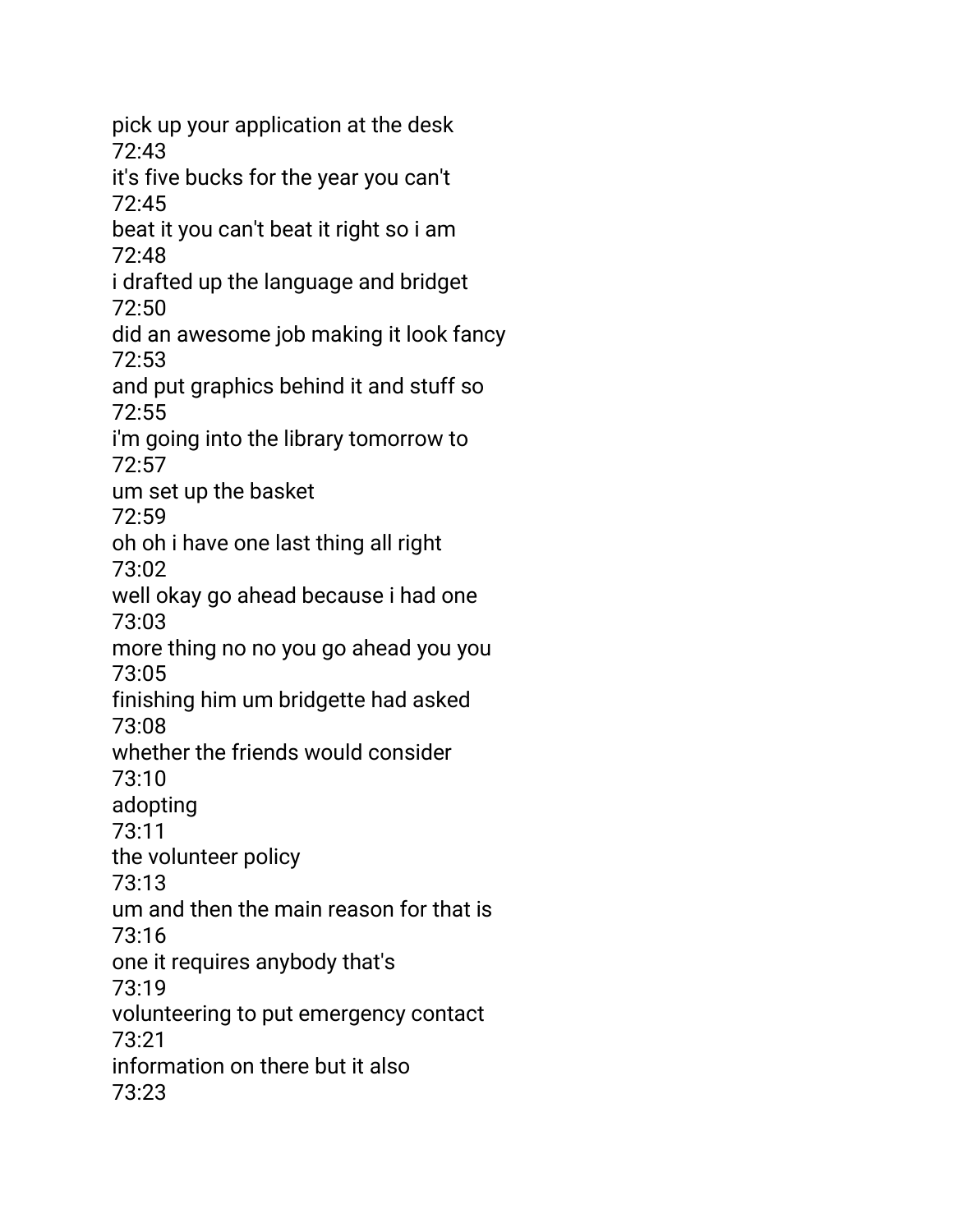pick up your application at the desk
72:43
it's five bucks for the year you can't
72:45
beat it you can't beat it right so i am
72:48
i drafted up the language and bridget
72:50
did an awesome job making it look fancy
72:53
and put graphics behind it and stuff so
72:55
i'm going into the library tomorrow to
72:57
um set up the basket
72:59
oh oh i have one last thing all right
73:02
well okay go ahead because i had one
73:03
more thing no no you go ahead you you
73:05
finishing him um bridgette had asked
73:08
whether the friends would consider
73:10
adopting
73:11
the volunteer policy
73:13
um and then the main reason for that is
73:16
one it requires anybody that's
73:19
volunteering to put emergency contact
73:21
information on there but it also
73:23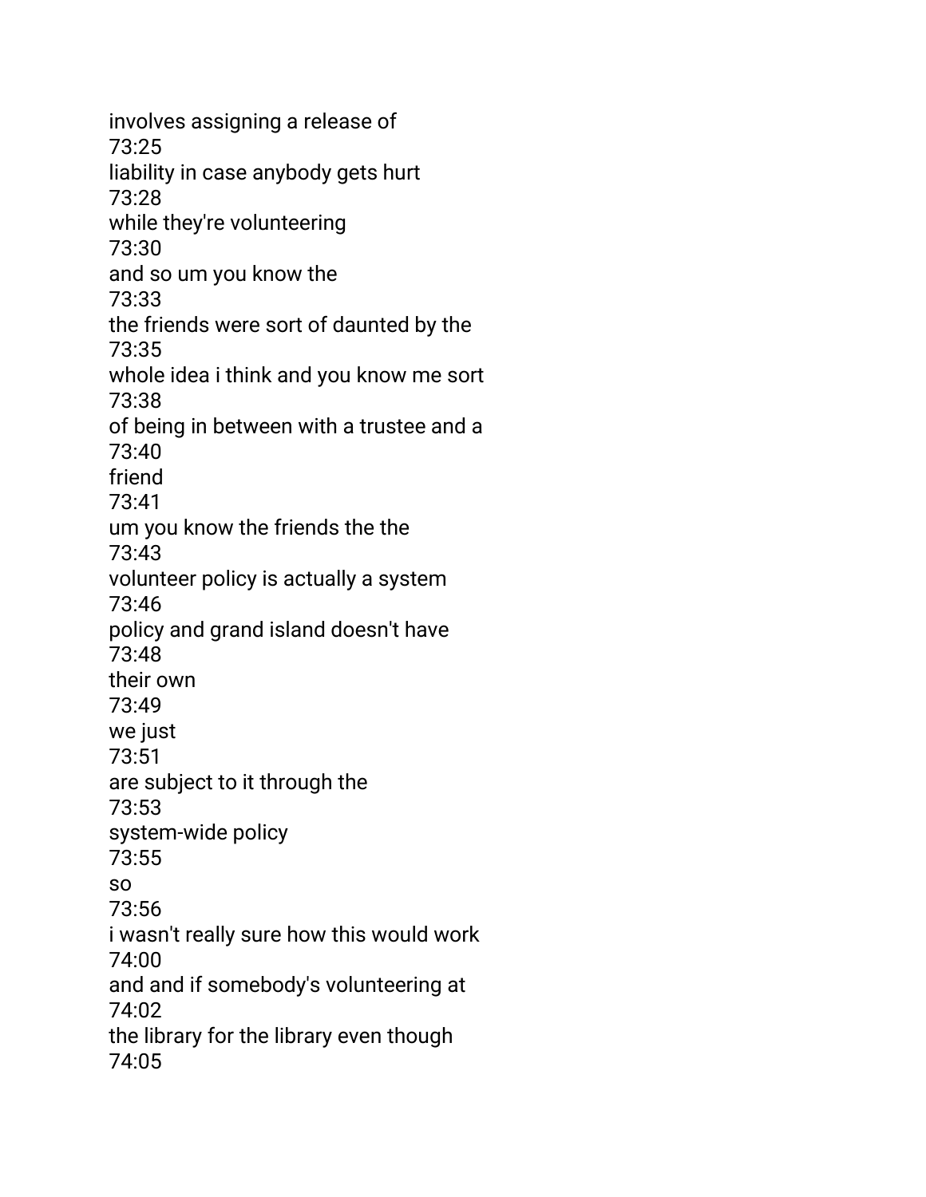involves assigning a release of
73:25
liability in case anybody gets hurt
73:28
while they're volunteering
73:30
and so um you know the
73:33
the friends were sort of daunted by the
73:35
whole idea i think and you know me sort
73:38
of being in between with a trustee and a
73:40
friend
73:41
um you know the friends the the
73:43
volunteer policy is actually a system
73:46
policy and grand island doesn't have
73:48
their own
73:49
we just
73:51
are subject to it through the
73:53
system-wide policy
73:55
so
73:56
i wasn't really sure how this would work
74:00
and and if somebody's volunteering at
74:02
the library for the library even though
74:05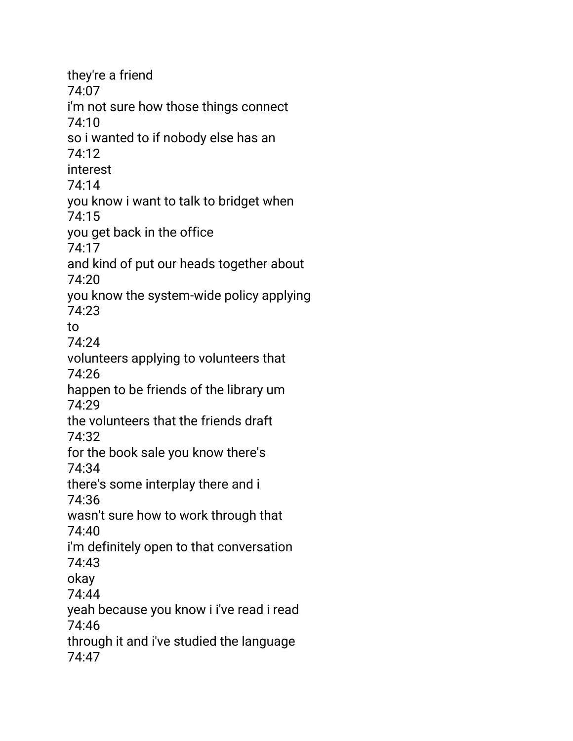they're a friend
74:07
i'm not sure how those things connect
74:10
so i wanted to if nobody else has an
74:12
interest
74:14
you know i want to talk to bridget when
74:15
you get back in the office
74:17
and kind of put our heads together about
74:20
you know the system-wide policy applying
74:23
to
74:24
volunteers applying to volunteers that
74:26
happen to be friends of the library um
74:29
the volunteers that the friends draft
74:32
for the book sale you know there's
74:34
there's some interplay there and i
74:36
wasn't sure how to work through that
74:40
i'm definitely open to that conversation
74:43
okay
74:44
yeah because you know i i've read i read
74:46
through it and i've studied the language
74:47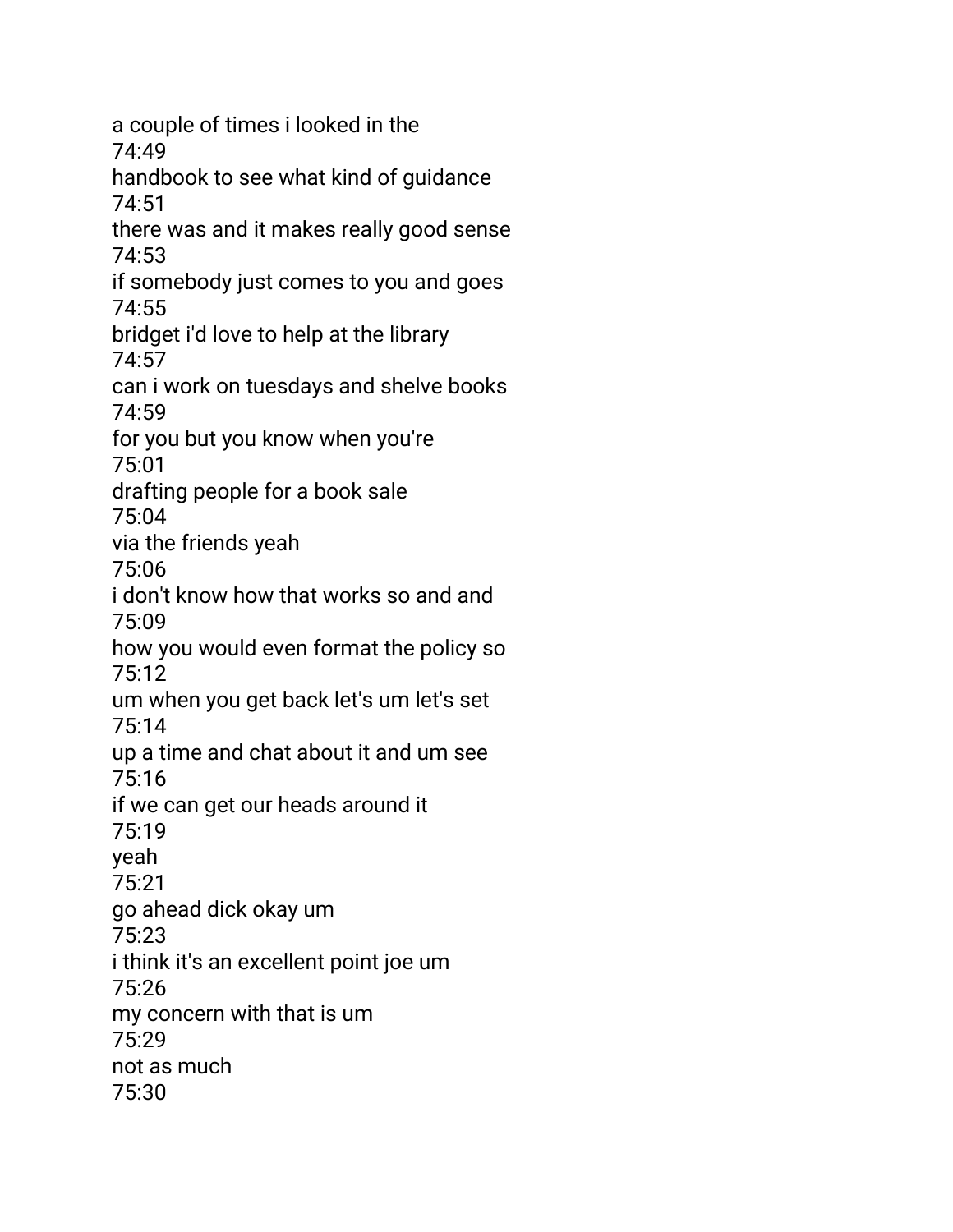a couple of times i looked in the
74:49
handbook to see what kind of guidance
74:51
there was and it makes really good sense
74:53
if somebody just comes to you and goes
74:55
bridget i'd love to help at the library
74:57
can i work on tuesdays and shelve books
74:59
for you but you know when you're
75:01
drafting people for a book sale
75:04
via the friends yeah
75:06
i don't know how that works so and and
75:09
how you would even format the policy so
75:12
um when you get back let's um let's set
75:14
up a time and chat about it and um see
75:16
if we can get our heads around it
75:19
yeah
75:21
go ahead dick okay um
75:23
i think it's an excellent point joe um
75:26
my concern with that is um
75:29
not as much
75:30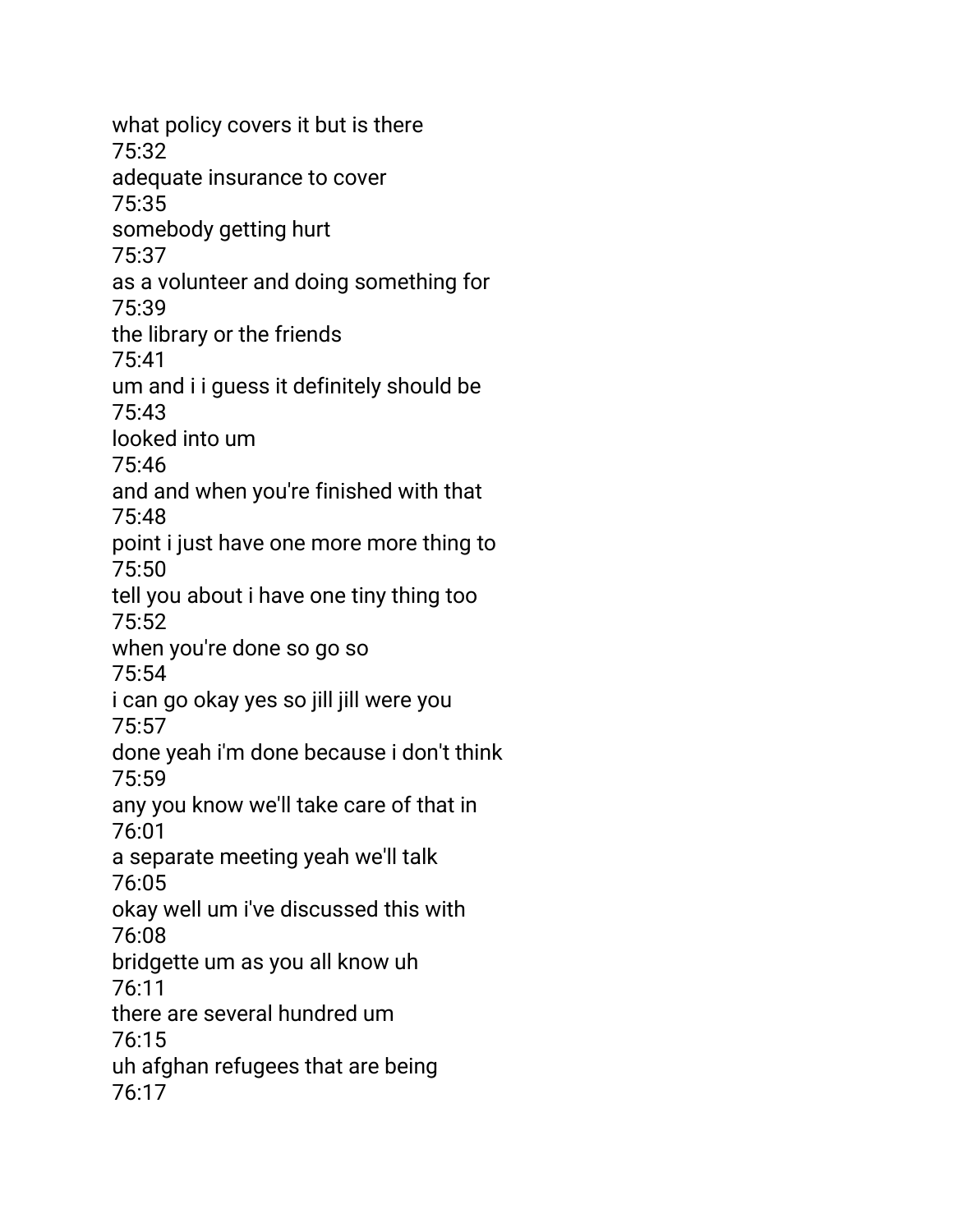what policy covers it but is there
75:32
adequate insurance to cover
75:35
somebody getting hurt
75:37
as a volunteer and doing something for
75:39
the library or the friends
75:41
um and i i guess it definitely should be
75:43
looked into um
75:46
and and when you're finished with that
75:48
point i just have one more more thing to
75:50
tell you about i have one tiny thing too
75:52
when you're done so go so
75:54
i can go okay yes so jill jill were you
75:57
done yeah i'm done because i don't think
75:59
any you know we'll take care of that in
76:01
a separate meeting yeah we'll talk
76:05
okay well um i've discussed this with
76:08
bridgette um as you all know uh
76:11
there are several hundred um
76:15
uh afghan refugees that are being
76:17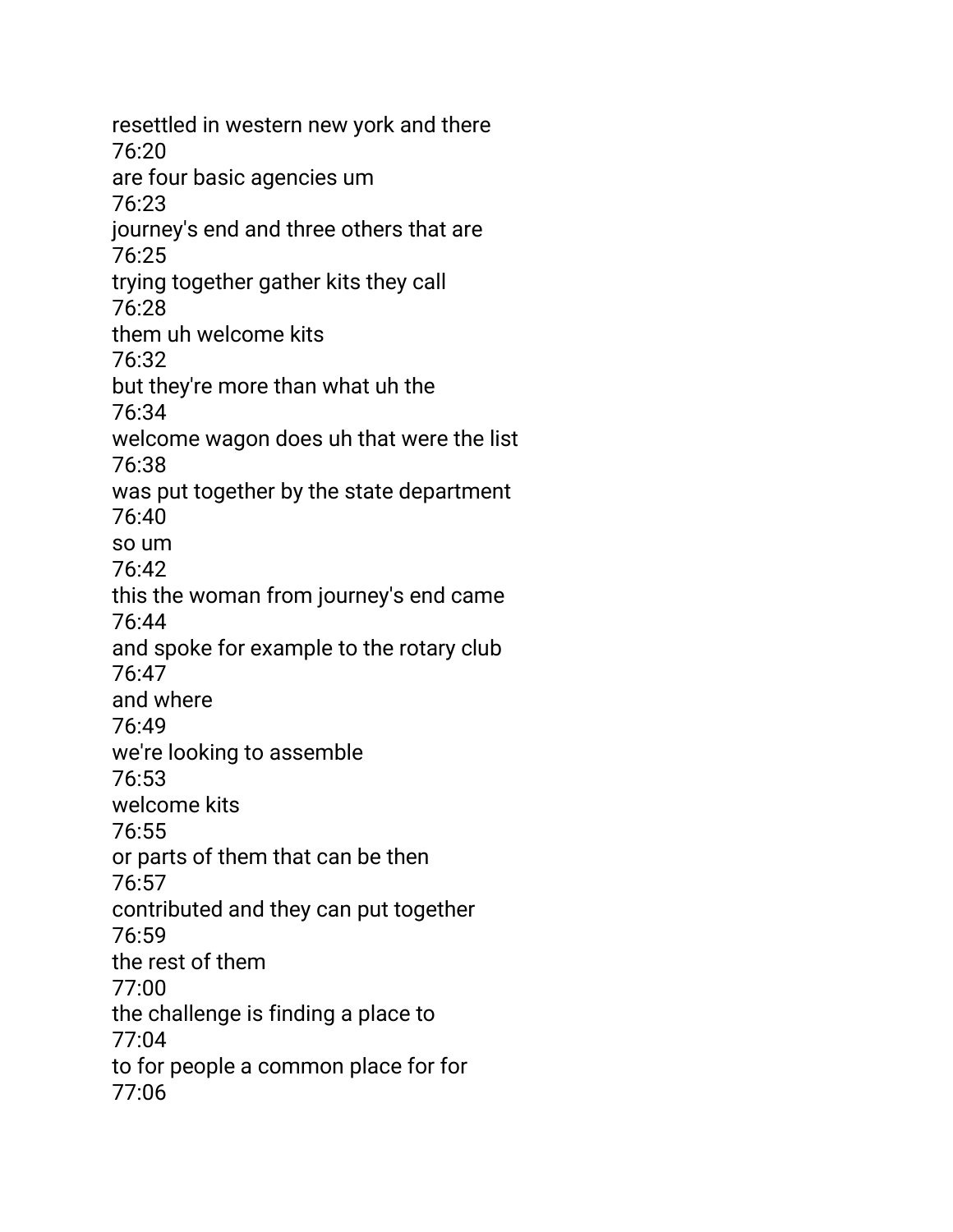resettled in western new york and there
76:20
are four basic agencies um
76:23
journey's end and three others that are
76:25
trying together gather kits they call
76:28
them uh welcome kits
76:32
but they're more than what uh the
76:34
welcome wagon does uh that were the list
76:38
was put together by the state department
76:40
so um
76:42
this the woman from journey's end came
76:44
and spoke for example to the rotary club
76:47
and where
76:49
we're looking to assemble
76:53
welcome kits
76:55
or parts of them that can be then
76:57
contributed and they can put together
76:59
the rest of them
77:00
the challenge is finding a place to
77:04
to for people a common place for for
77:06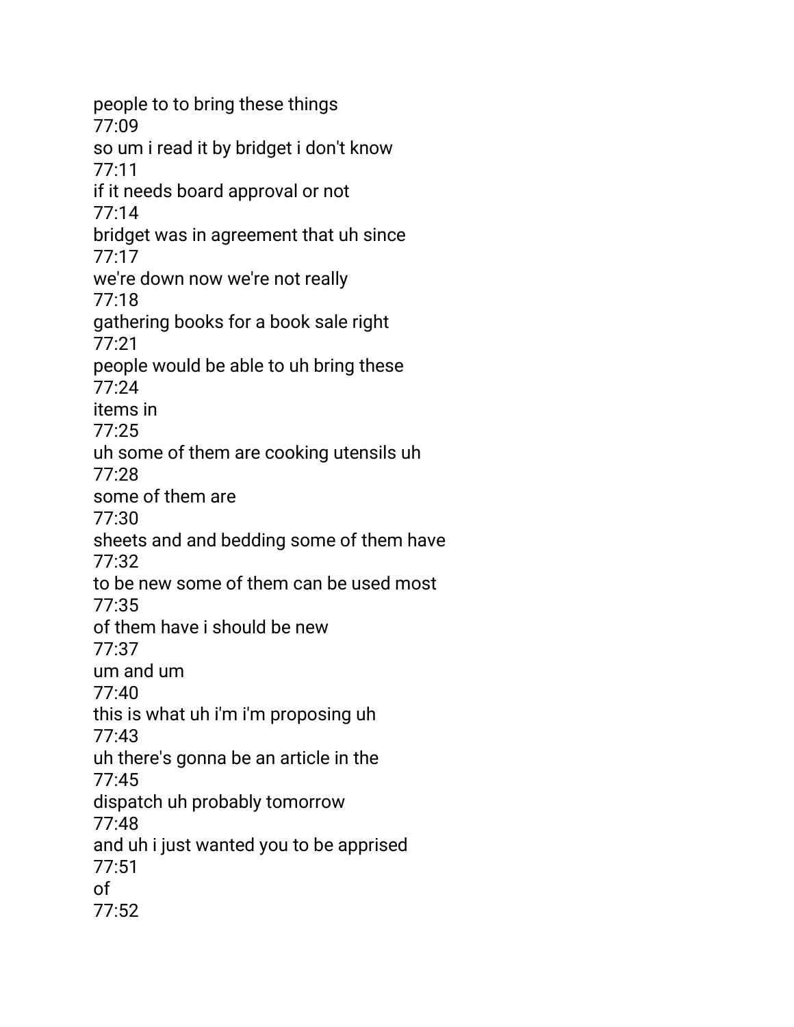people to to bring these things
77:09
so um i read it by bridget i don't know
77:11
if it needs board approval or not
77:14
bridget was in agreement that uh since
77:17
we're down now we're not really
77:18
gathering books for a book sale right
77:21
people would be able to uh bring these
77:24
items in
77:25
uh some of them are cooking utensils uh
77:28
some of them are
77:30
sheets and and bedding some of them have
77:32
to be new some of them can be used most
77:35
of them have i should be new
77:37
um and um
77:40
this is what uh i'm i'm proposing uh
77:43
uh there's gonna be an article in the
77:45
dispatch uh probably tomorrow
77:48
and uh i just wanted you to be apprised
77:51
of
77:52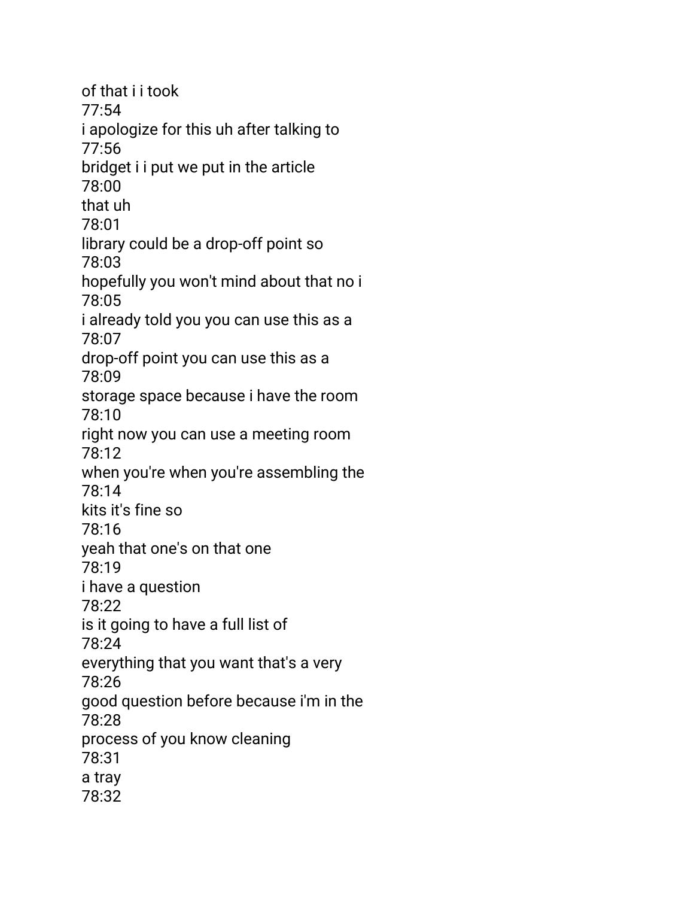of that i i took
77:54
i apologize for this uh after talking to
77:56
bridget i i put we put in the article
78:00
that uh
78:01
library could be a drop-off point so
78:03
hopefully you won't mind about that no i
78:05
i already told you you can use this as a
78:07
drop-off point you can use this as a
78:09
storage space because i have the room
78:10
right now you can use a meeting room
78:12
when you're when you're assembling the
78:14
kits it's fine so
78:16
yeah that one's on that one
78:19
i have a question
78:22
is it going to have a full list of
78:24
everything that you want that's a very
78:26
good question before because i'm in the
78:28
process of you know cleaning
78:31
a tray
78:32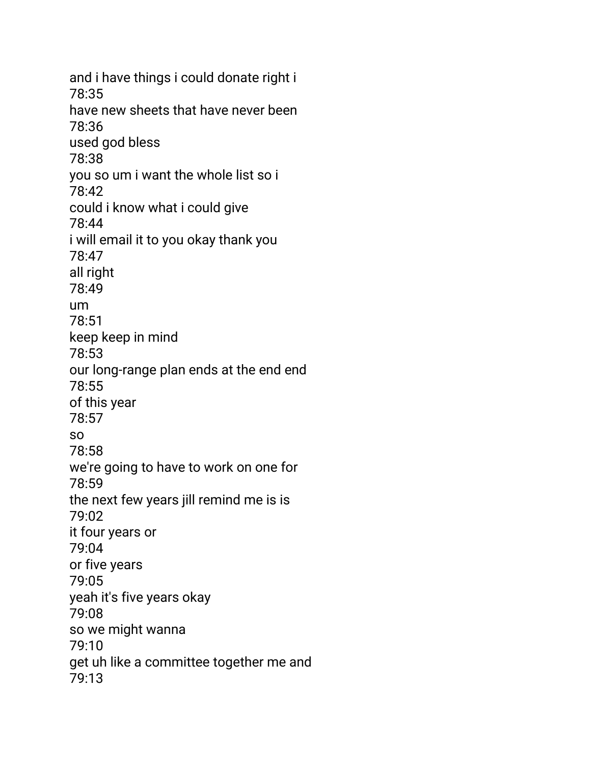and i have things i could donate right i
78:35
have new sheets that have never been
78:36
used god bless
78:38
you so um i want the whole list so i
78:42
could i know what i could give
78:44
i will email it to you okay thank you
78:47
all right
78:49
um
78:51
keep keep in mind
78:53
our long-range plan ends at the end end
78:55
of this year
78:57
so
78:58
we're going to have to work on one for
78:59
the next few years jill remind me is is
79:02
it four years or
79:04
or five years
79:05
yeah it's five years okay
79:08
so we might wanna
79:10
get uh like a committee together me and
79:13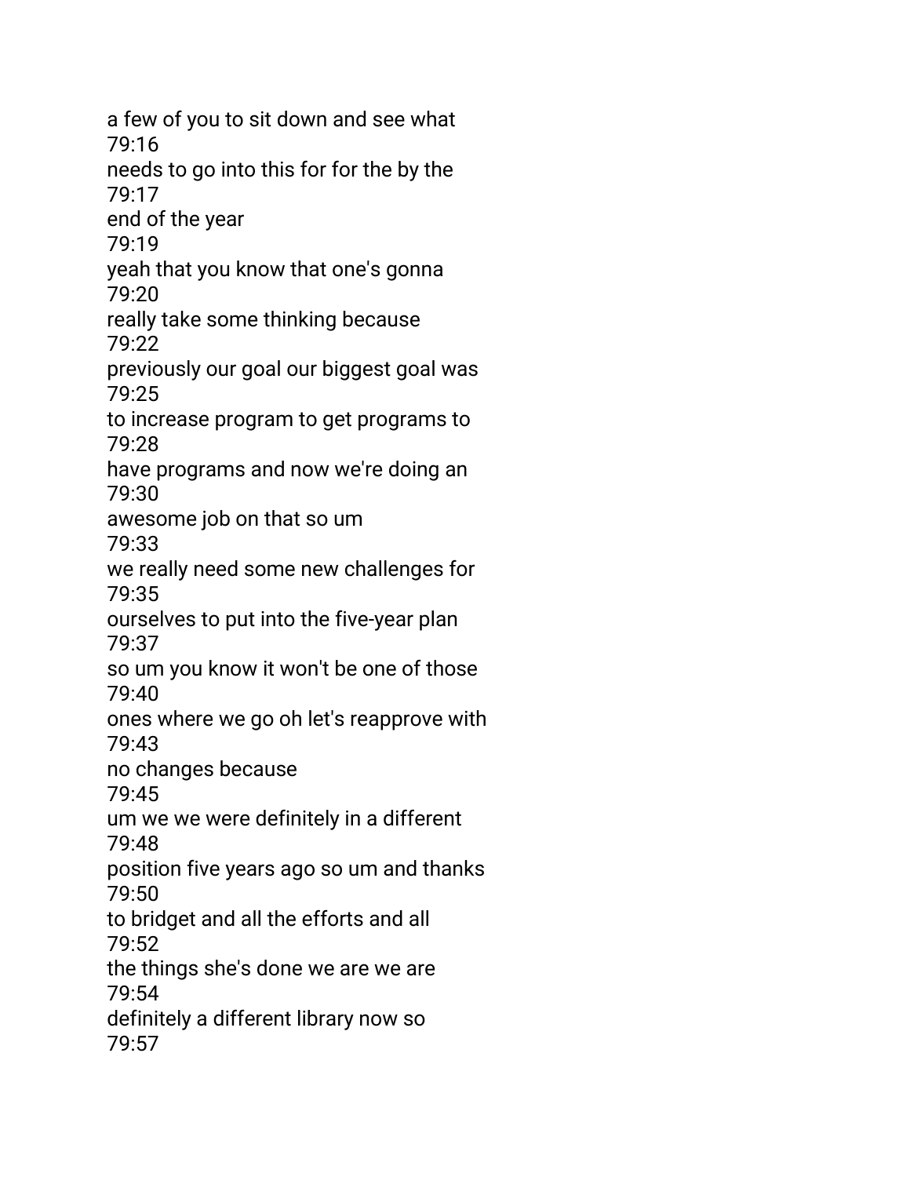a few of you to sit down and see what
79:16
needs to go into this for for the by the
79:17
end of the year
79:19
yeah that you know that one's gonna
79:20
really take some thinking because
79:22
previously our goal our biggest goal was
79:25
to increase program to get programs to
79:28
have programs and now we're doing an
79:30
awesome job on that so um
79:33
we really need some new challenges for
79:35
ourselves to put into the five-year plan
79:37
so um you know it won't be one of those
79:40
ones where we go oh let's reapprove with
79:43
no changes because
79:45
um we we were definitely in a different
79:48
position five years ago so um and thanks
79:50
to bridget and all the efforts and all
79:52
the things she's done we are we are
79:54
definitely a different library now so
79:57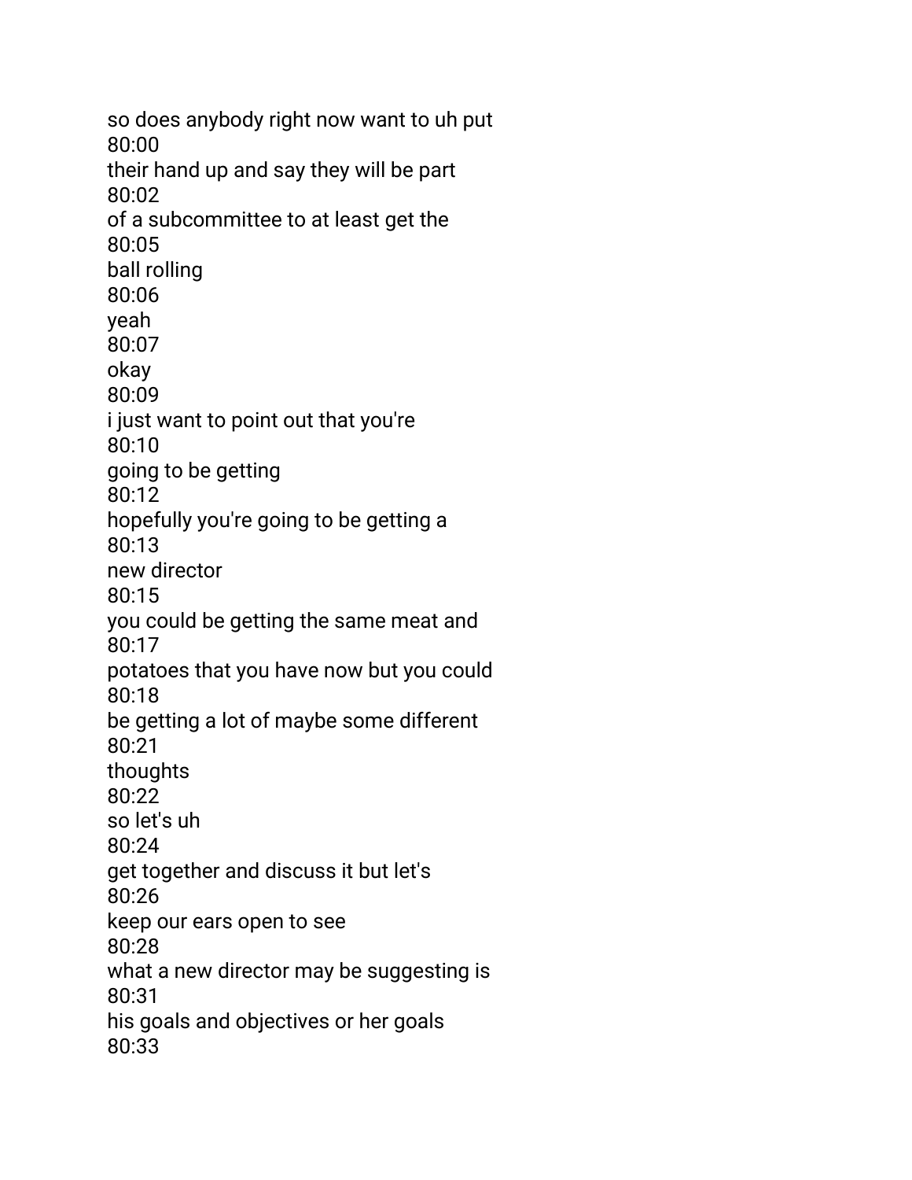so does anybody right now want to uh put
80:00
their hand up and say they will be part
80:02
of a subcommittee to at least get the
80:05
ball rolling
80:06
yeah
80:07
okay
80:09
i just want to point out that you're
80:10
going to be getting
80:12
hopefully you're going to be getting a
80:13
new director
80:15
you could be getting the same meat and
80:17
potatoes that you have now but you could
80:18
be getting a lot of maybe some different
80:21
thoughts
80:22
so let's uh
80:24
get together and discuss it but let's
80:26
keep our ears open to see
80:28
what a new director may be suggesting is
80:31
his goals and objectives or her goals
80:33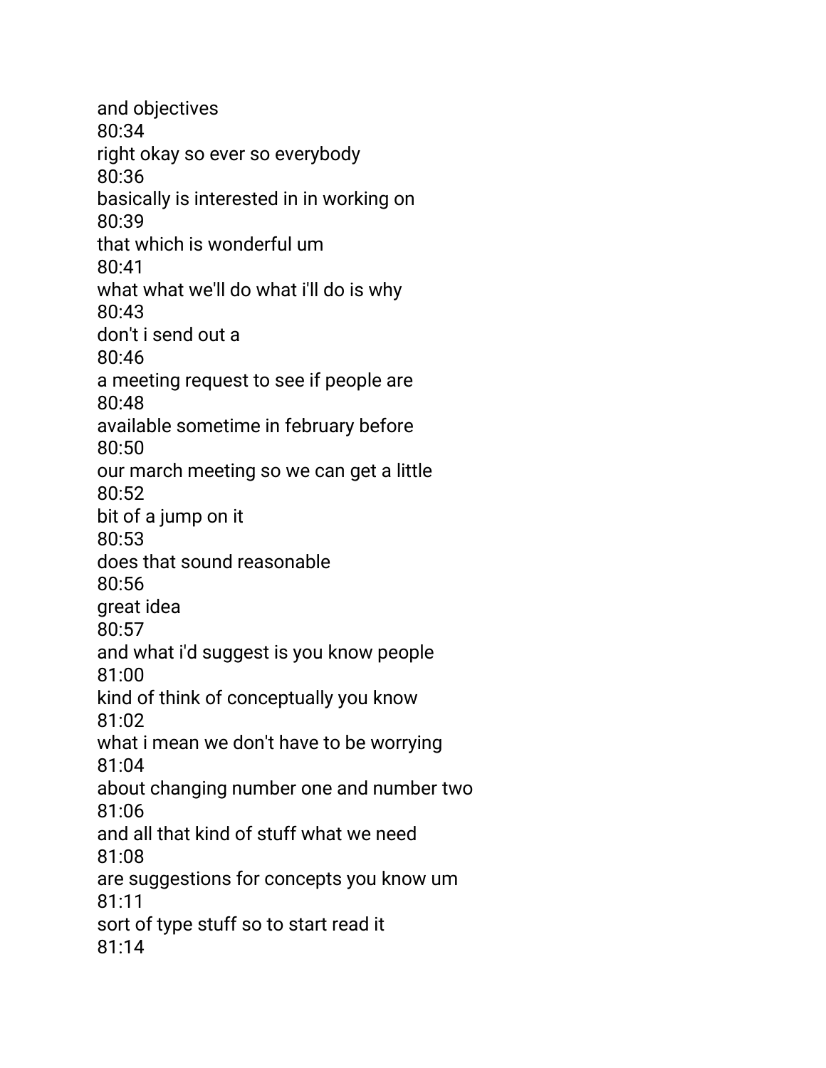and objectives
80:34
right okay so ever so everybody
80:36
basically is interested in in working on
80:39
that which is wonderful um
80:41
what what we'll do what i'll do is why
80:43
don't i send out a
80:46
a meeting request to see if people are
80:48
available sometime in february before
80:50
our march meeting so we can get a little
80:52
bit of a jump on it
80:53
does that sound reasonable
80:56
great idea
80:57
and what i'd suggest is you know people
81:00
kind of think of conceptually you know
81:02
what i mean we don't have to be worrying
81:04
about changing number one and number two
81:06
and all that kind of stuff what we need
81:08
are suggestions for concepts you know um
81:11
sort of type stuff so to start read it
81:14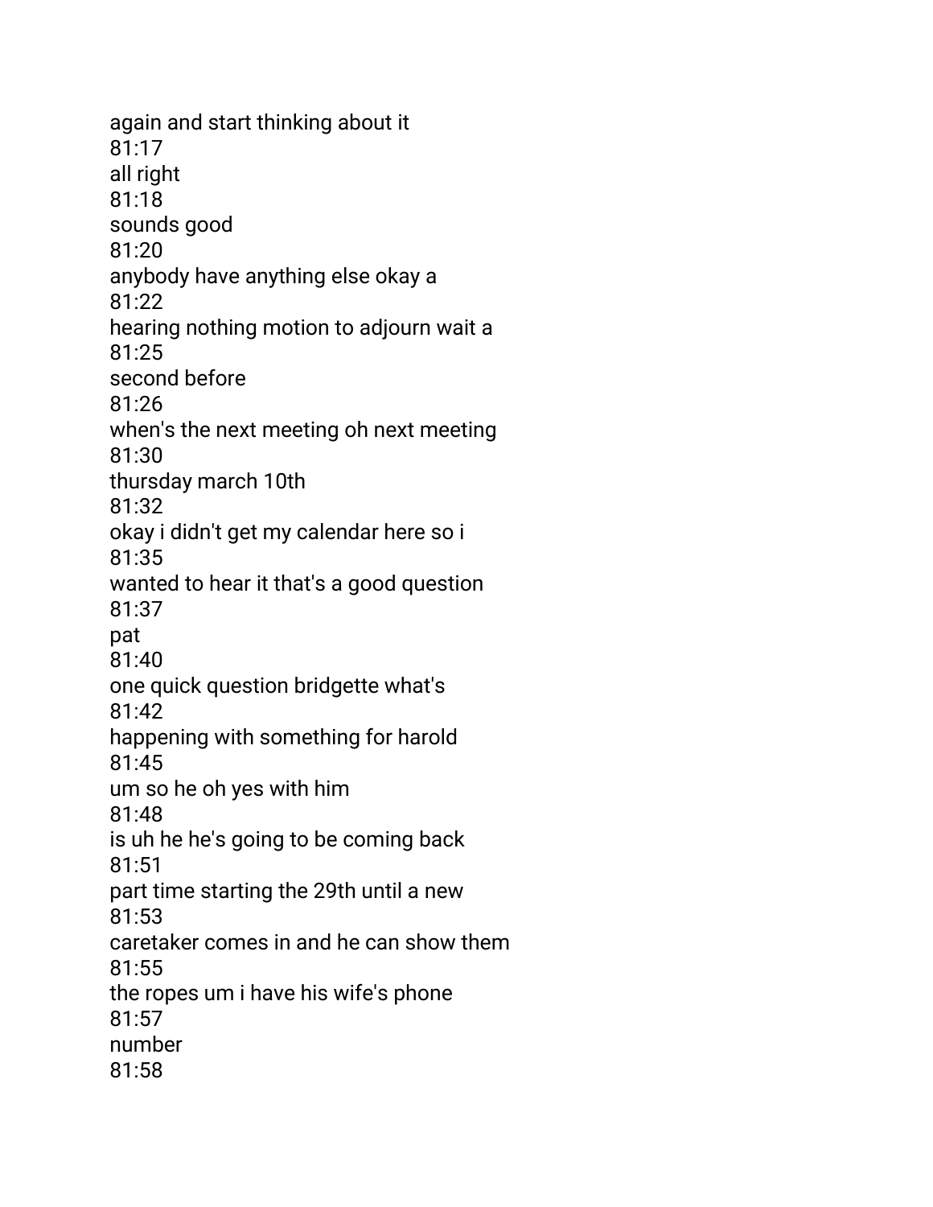again and start thinking about it
81:17
all right
81:18
sounds good
81:20
anybody have anything else okay a
81:22
hearing nothing motion to adjourn wait a
81:25
second before
81:26
when's the next meeting oh next meeting
81:30
thursday march 10th
81:32
okay i didn't get my calendar here so i
81:35
wanted to hear it that's a good question
81:37
pat
81:40
one quick question bridgette what's
81:42
happening with something for harold
81:45
um so he oh yes with him
81:48
is uh he he's going to be coming back
81:51
part time starting the 29th until a new
81:53
caretaker comes in and he can show them
81:55
the ropes um i have his wife's phone
81:57
number
81:58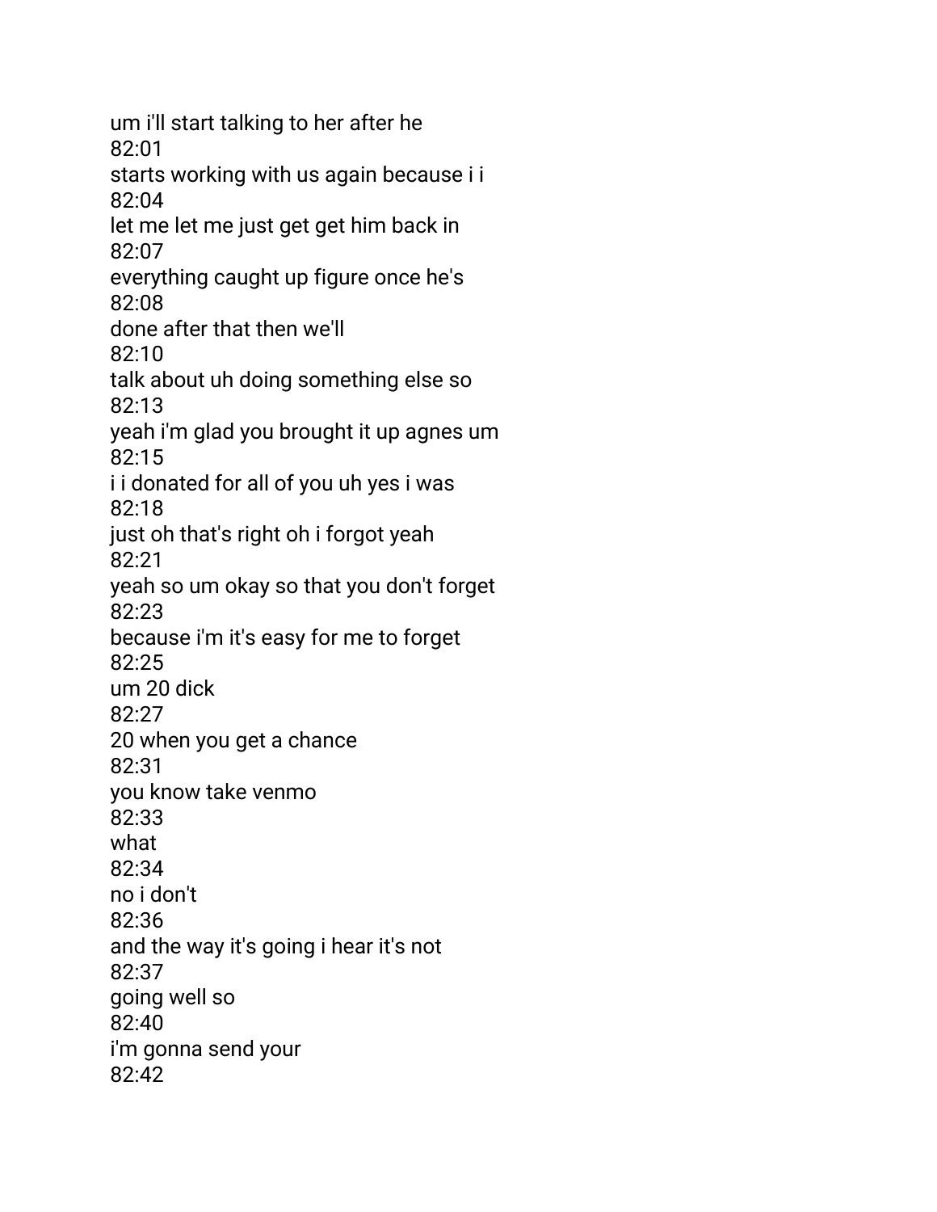um i'll start talking to her after he
82:01
starts working with us again because i i
82:04
let me let me just get get him back in
82:07
everything caught up figure once he's
82:08
done after that then we'll
82:10
talk about uh doing something else so
82:13
yeah i'm glad you brought it up agnes um
82:15
i i donated for all of you uh yes i was
82:18
just oh that's right oh i forgot yeah
82:21
yeah so um okay so that you don't forget
82:23
because i'm it's easy for me to forget
82:25
um 20 dick
82:27
20 when you get a chance
82:31
you know take venmo
82:33
what
82:34
no i don't
82:36
and the way it's going i hear it's not
82:37
going well so
82:40
i'm gonna send your
82:42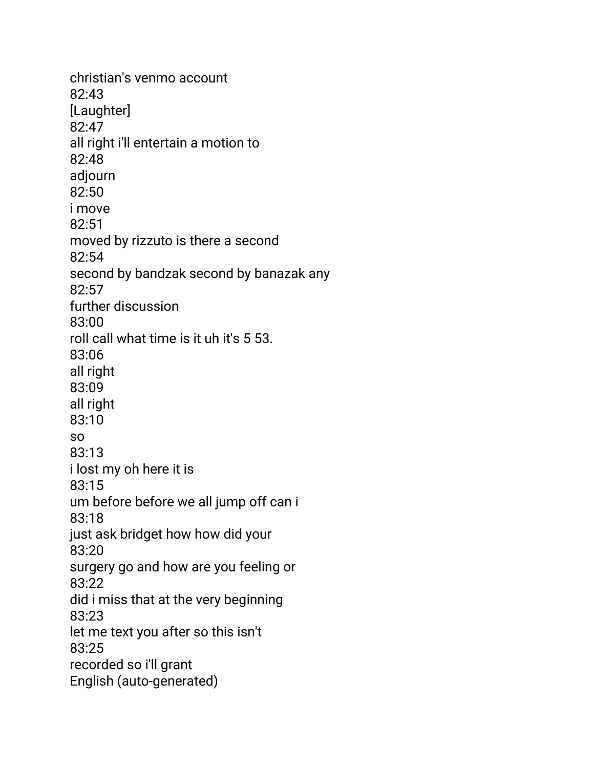christian's venmo account
82:43
[Laughter]
82:47
all right i'll entertain a motion to
82:48
adjourn
82:50
i move
82:51
moved by rizzuto is there a second
82:54
second by bandzak second by banazak any
82:57
further discussion
83:00
roll call what time is it uh it's 5 53.
83:06
all right
83:09
all right
83:10
so
83:13
i lost my oh here it is
83:15
um before before we all jump off can i
83:18
just ask bridget how how did your
83:20
surgery go and how are you feeling or
83:22
did i miss that at the very beginning
83:23
let me text you after so this isn't
83:25
recorded so i'll grant
English (auto-generated)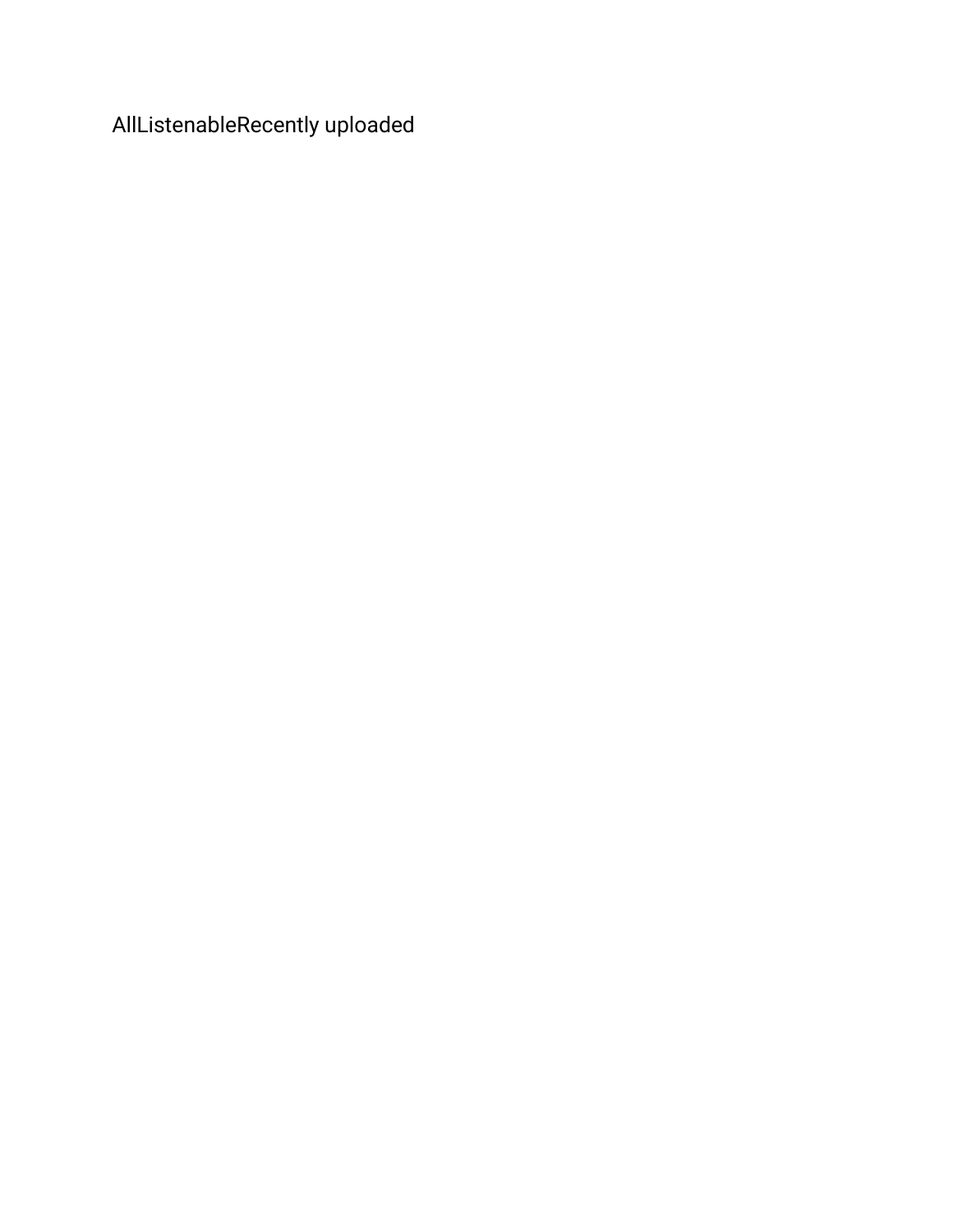AllListenableRecently uploaded